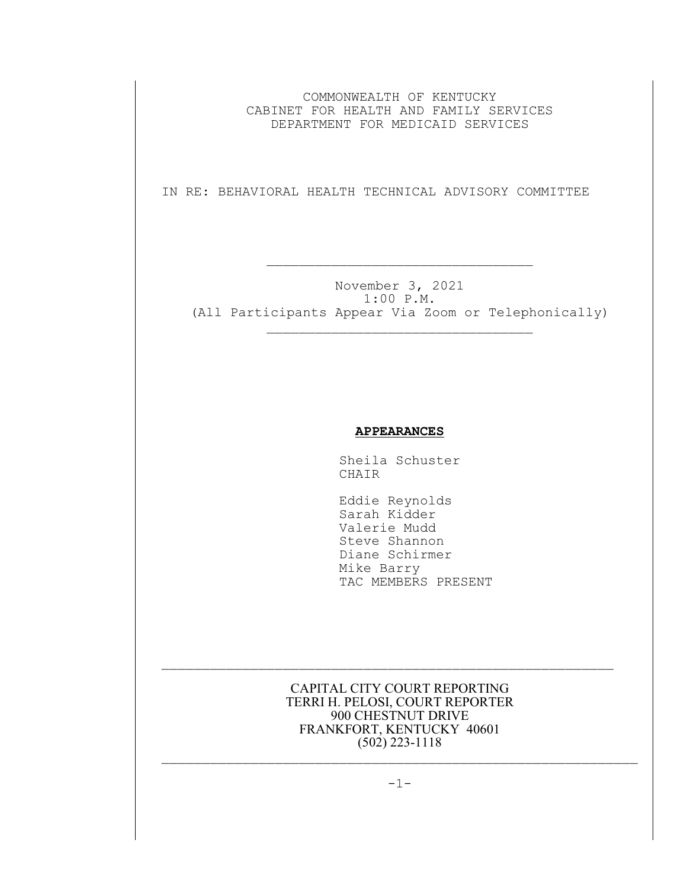COMMONWEALTH OF KENTUCKY
CABINET FOR HEALTH AND FAMILY SERVICES
DEPARTMENT FOR MEDICAID SERVICES

IN RE: BEHAVIORAL HEALTH TECHNICAL ADVISORY COMMITTEE

---

November 3, 2021
1:00 P.M.
(All Participants Appear Via Zoom or Telephonically)

---

**APPEARANCES**

Sheila Schuster
CHAIR

Eddie Reynolds
Sarah Kidder
Valerie Mudd
Steve Shannon
Diane Schirmer
Mike Barry
TAC MEMBERS PRESENT

---

CAPITAL CITY COURT REPORTING
TERRI H. PELOSI, COURT REPORTER
900 CHESTNUT DRIVE
FRANKFORT, KENTUCKY 40601
(502) 223-1118

---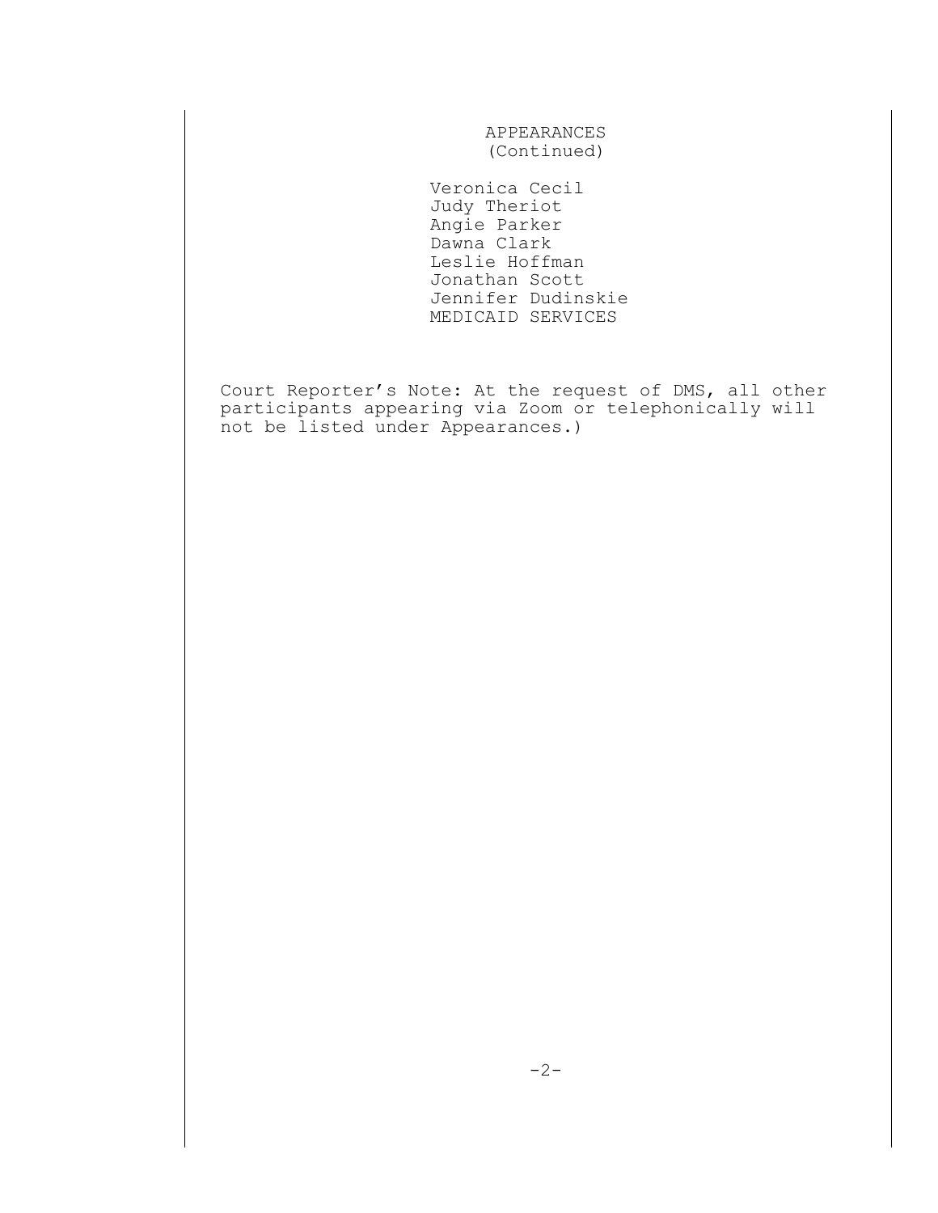APPEARANCES
(Continued)

Veronica Cecil
Judy Theriot
Angie Parker
Dawna Clark
Leslie Hoffman
Jonathan Scott
Jennifer Dudinskie
MEDICAID SERVICES

Court Reporter's Note: At the request of DMS, all other participants appearing via Zoom or telephonically will not be listed under Appearances.)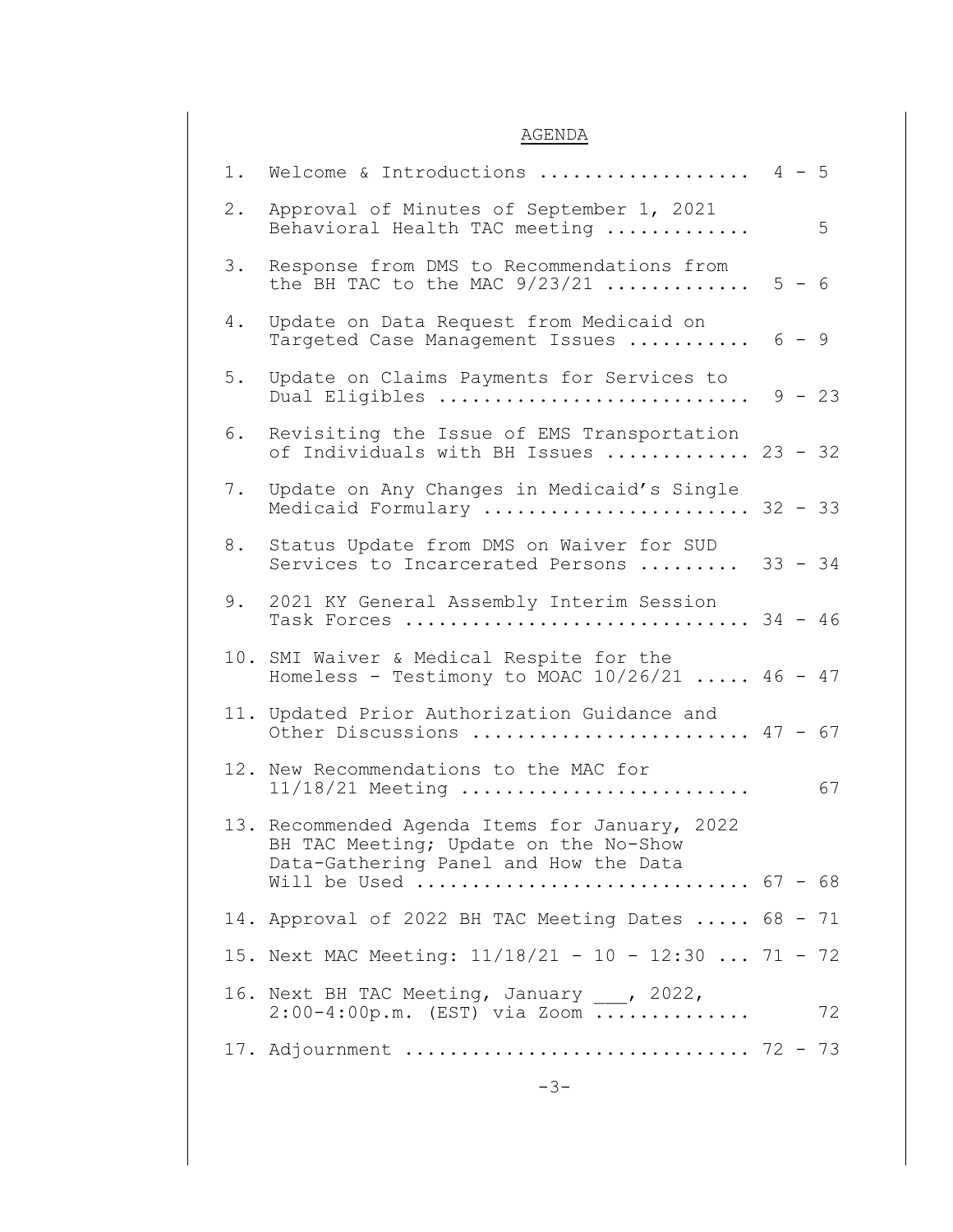# AGENDA

1. Welcome & Introductions .................. 4 - 5
2. Approval of Minutes of September 1, 2021 Behavioral Health TAC meeting ............ 5
3. Response from DMS to Recommendations from the BH TAC to the MAC 9/23/21 ............ 5 - 6
4. Update on Data Request from Medicaid on Targeted Case Management Issues .......... 6 - 9
5. Update on Claims Payments for Services to Dual Eligibles ........................... 9 - 23
6. Revisiting the Issue of EMS Transportation of Individuals with BH Issues ............ 23 - 32
7. Update on Any Changes in Medicaid's Single Medicaid Formulary ...................... 32 - 33
8. Status Update from DMS on Waiver for SUD Services to Incarcerated Persons ......... 33 - 34
9. 2021 KY General Assembly Interim Session Task Forces .............................. 34 - 46
10. SMI Waiver & Medical Respite for the Homeless - Testimony to MOAC 10/26/21 ..... 46 - 47
11. Updated Prior Authorization Guidance and Other Discussions ........................ 47 - 67
12. New Recommendations to the MAC for 11/18/21 Meeting ........................ 67
13. Recommended Agenda Items for January, 2022 BH TAC Meeting; Update on the No-Show Data-Gathering Panel and How the Data Will be Used ............................ 67 - 68
14. Approval of 2022 BH TAC Meeting Dates ..... 68 - 71
15. Next MAC Meeting: 11/18/21 - 10 - 12:30 ... 71 - 72
16. Next BH TAC Meeting, January ___, 2022, 2:00-4:00p.m. (EST) via Zoom ............. 72
17. Adjournment ............................. 72 - 73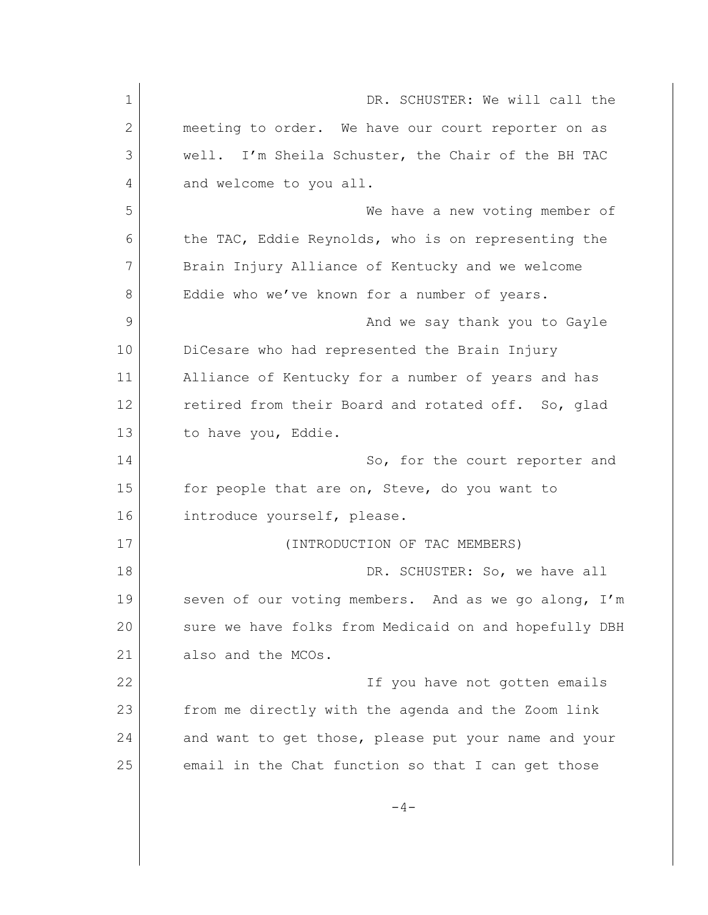DR. SCHUSTER: We will call the meeting to order. We have our court reporter on as well. I'm Sheila Schuster, the Chair of the BH TAC and welcome to you all.

We have a new voting member of the TAC, Eddie Reynolds, who is on representing the Brain Injury Alliance of Kentucky and we welcome Eddie who we've known for a number of years.

And we say thank you to Gayle DiCesare who had represented the Brain Injury Alliance of Kentucky for a number of years and has retired from their Board and rotated off. So, glad to have you, Eddie.

So, for the court reporter and for people that are on, Steve, do you want to introduce yourself, please.

(INTRODUCTION OF TAC MEMBERS)

DR. SCHUSTER: So, we have all seven of our voting members. And as we go along, I'm sure we have folks from Medicaid on and hopefully DBH also and the MCOs.

If you have not gotten emails from me directly with the agenda and the Zoom link and want to get those, please put your name and your email in the Chat function so that I can get those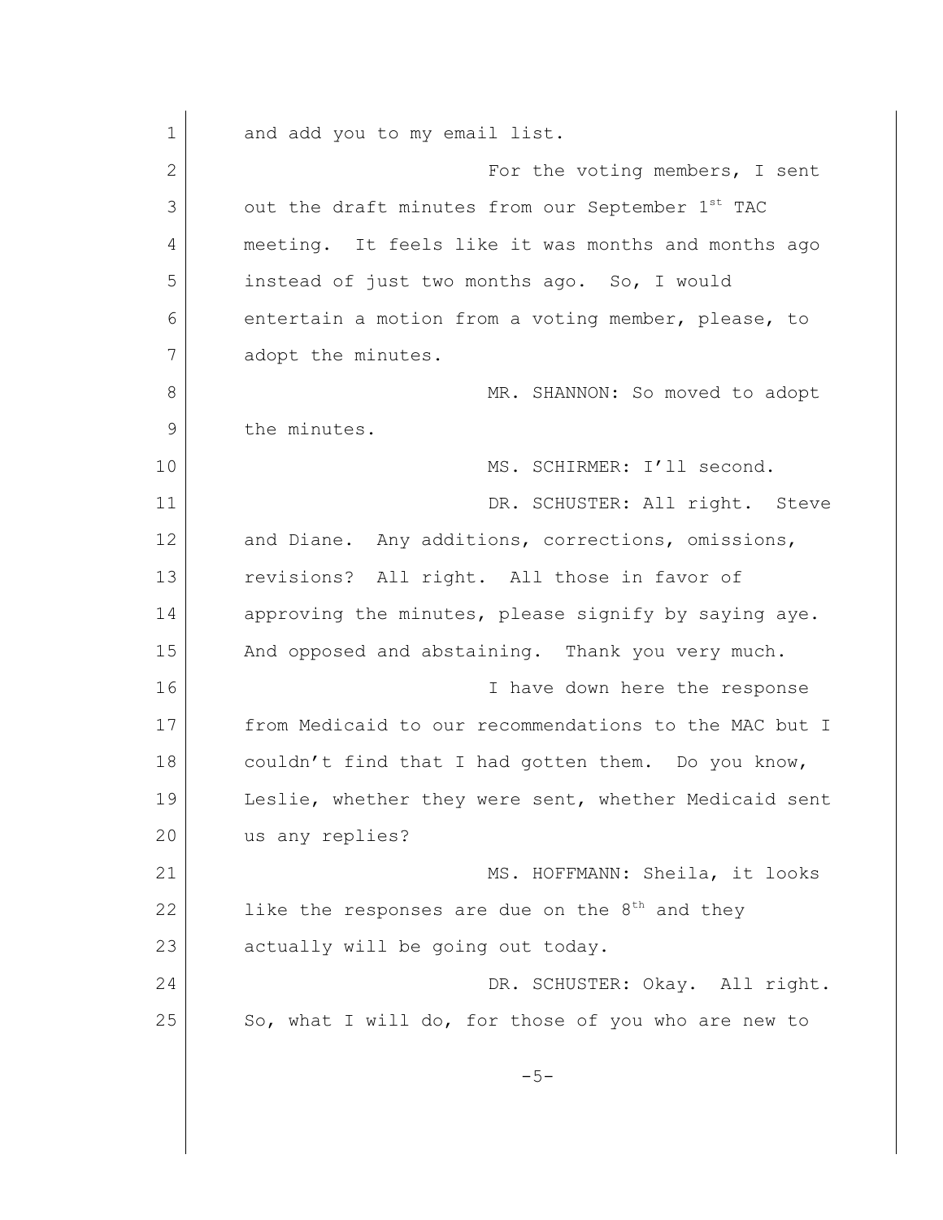and add you to my email list.

For the voting members, I sent out the draft minutes from our September 1st TAC meeting. It feels like it was months and months ago instead of just two months ago. So, I would entertain a motion from a voting member, please, to adopt the minutes.

MR. SHANNON: So moved to adopt the minutes.

MS. SCHIRMER: I'll second.

DR. SCHUSTER: All right. Steve and Diane. Any additions, corrections, omissions, revisions? All right. All those in favor of approving the minutes, please signify by saying aye. And opposed and abstaining. Thank you very much.

I have down here the response from Medicaid to our recommendations to the MAC but I couldn't find that I had gotten them. Do you know, Leslie, whether they were sent, whether Medicaid sent us any replies?

MS. HOFFMANN: Sheila, it looks like the responses are due on the 8th and they actually will be going out today.

DR. SCHUSTER: Okay. All right. So, what I will do, for those of you who are new to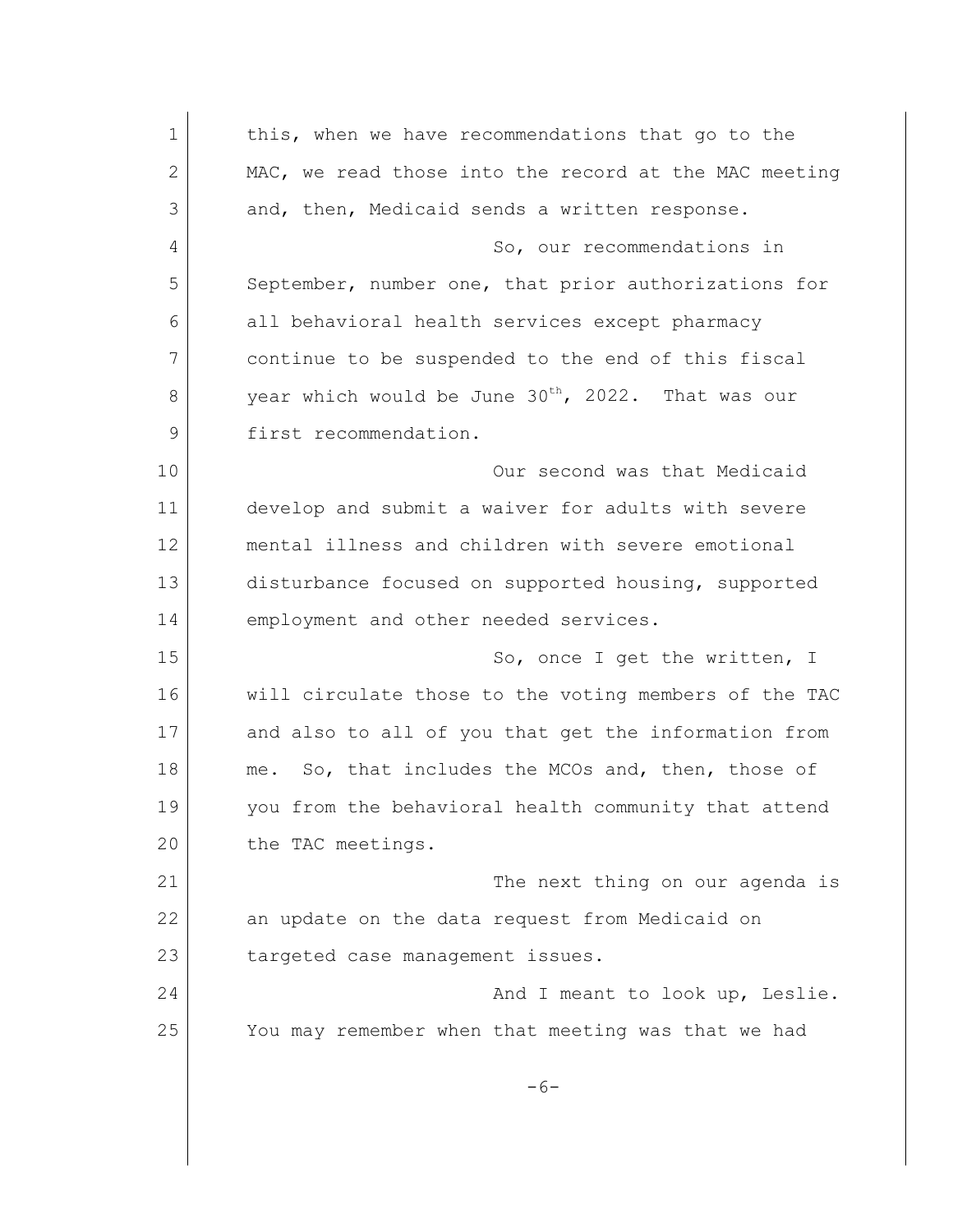this, when we have recommendations that go to the MAC, we read those into the record at the MAC meeting and, then, Medicaid sends a written response.

So, our recommendations in September, number one, that prior authorizations for all behavioral health services except pharmacy continue to be suspended to the end of this fiscal year which would be June 30th, 2022. That was our first recommendation.

Our second was that Medicaid develop and submit a waiver for adults with severe mental illness and children with severe emotional disturbance focused on supported housing, supported employment and other needed services.

So, once I get the written, I will circulate those to the voting members of the TAC and also to all of you that get the information from me. So, that includes the MCOs and, then, those of you from the behavioral health community that attend the TAC meetings.

The next thing on our agenda is an update on the data request from Medicaid on targeted case management issues.

And I meant to look up, Leslie. You may remember when that meeting was that we had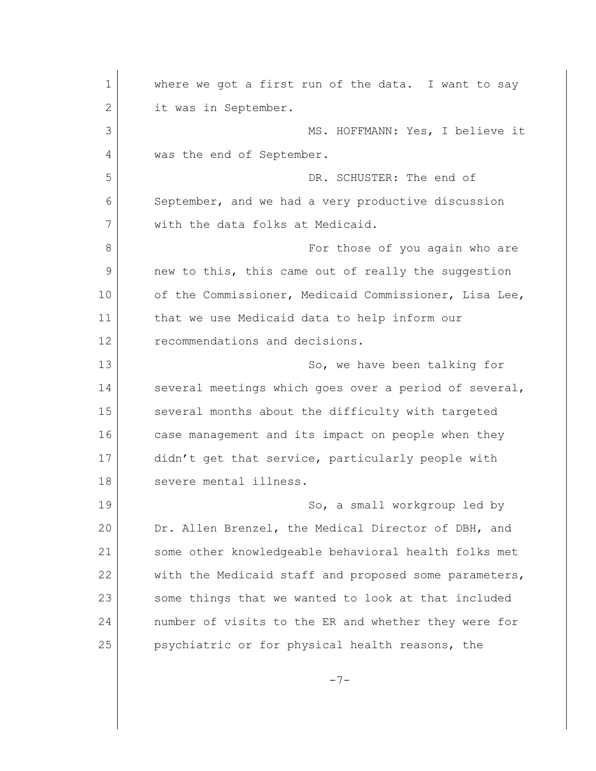where we got a first run of the data. I want to say it was in September.

MS. HOFFMANN: Yes, I believe it was the end of September.

DR. SCHUSTER: The end of September, and we had a very productive discussion with the data folks at Medicaid.

For those of you again who are new to this, this came out of really the suggestion of the Commissioner, Medicaid Commissioner, Lisa Lee, that we use Medicaid data to help inform our recommendations and decisions.

So, we have been talking for several meetings which goes over a period of several, several months about the difficulty with targeted case management and its impact on people when they didn't get that service, particularly people with severe mental illness.

So, a small workgroup led by Dr. Allen Brenzel, the Medical Director of DBH, and some other knowledgeable behavioral health folks met with the Medicaid staff and proposed some parameters, some things that we wanted to look at that included number of visits to the ER and whether they were for psychiatric or for physical health reasons, the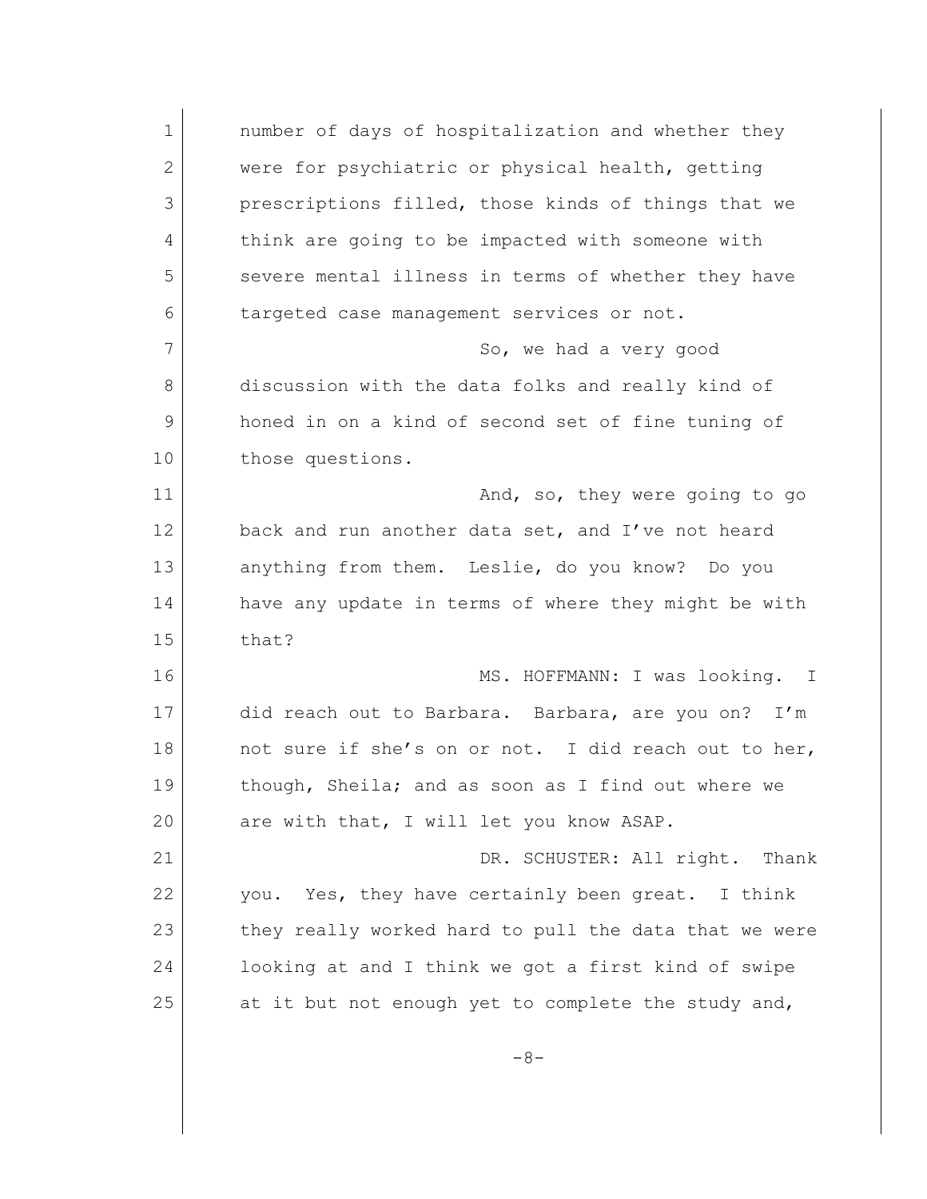number of days of hospitalization and whether they were for psychiatric or physical health, getting prescriptions filled, those kinds of things that we think are going to be impacted with someone with severe mental illness in terms of whether they have targeted case management services or not.

So, we had a very good discussion with the data folks and really kind of honed in on a kind of second set of fine tuning of those questions.

And, so, they were going to go back and run another data set, and I've not heard anything from them. Leslie, do you know? Do you have any update in terms of where they might be with that?

MS. HOFFMANN: I was looking. I did reach out to Barbara. Barbara, are you on? I'm not sure if she's on or not. I did reach out to her, though, Sheila; and as soon as I find out where we are with that, I will let you know ASAP.

DR. SCHUSTER: All right. Thank you. Yes, they have certainly been great. I think they really worked hard to pull the data that we were looking at and I think we got a first kind of swipe at it but not enough yet to complete the study and,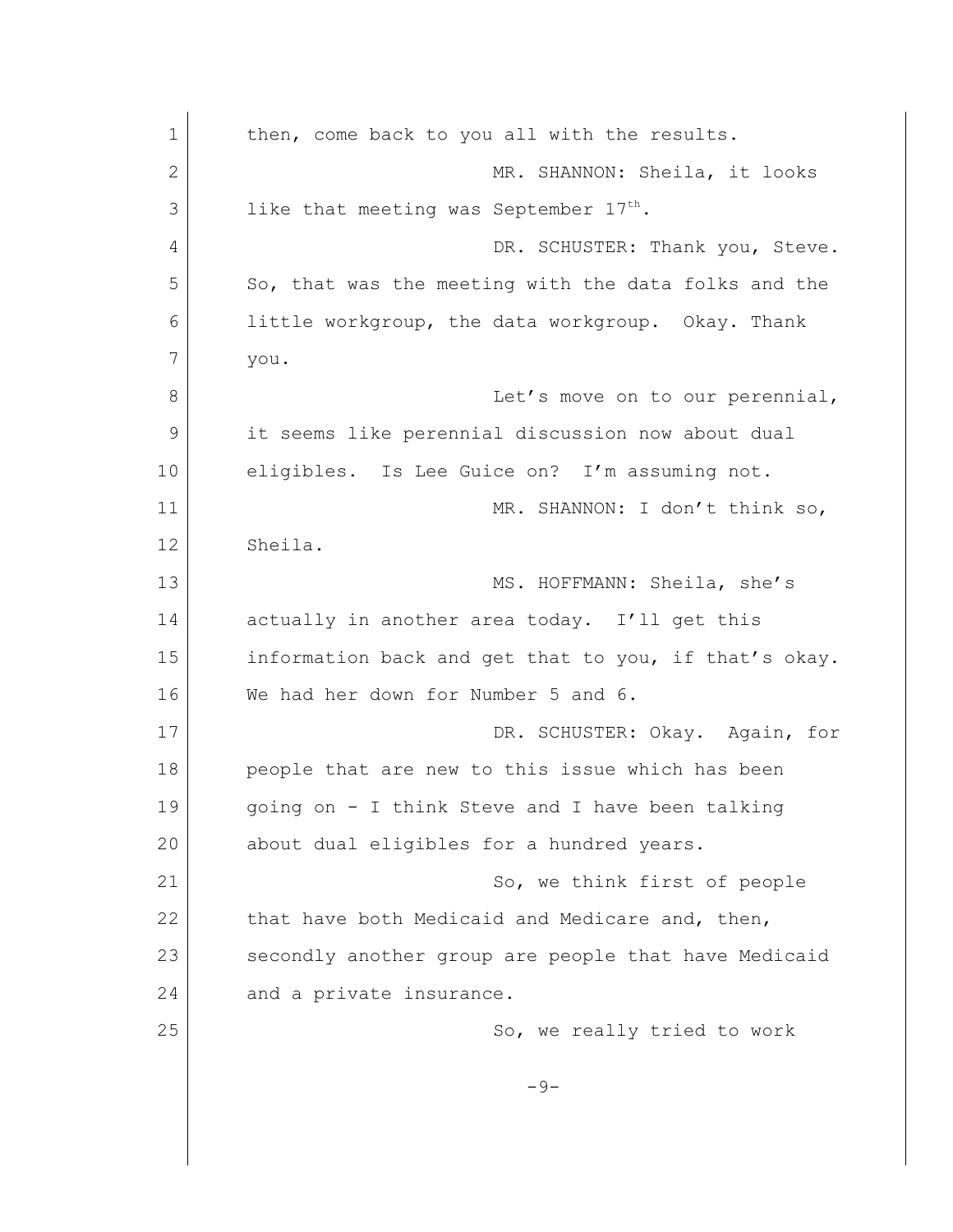then, come back to you all with the results.

MR. SHANNON: Sheila, it looks like that meeting was September 17th.

DR. SCHUSTER: Thank you, Steve. So, that was the meeting with the data folks and the little workgroup, the data workgroup. Okay. Thank you.

Let's move on to our perennial, it seems like perennial discussion now about dual eligibles. Is Lee Guice on? I'm assuming not.

MR. SHANNON: I don't think so, Sheila.

MS. HOFFMANN: Sheila, she's actually in another area today. I'll get this information back and get that to you, if that's okay. We had her down for Number 5 and 6.

DR. SCHUSTER: Okay. Again, for people that are new to this issue which has been going on - I think Steve and I have been talking about dual eligibles for a hundred years.

So, we think first of people that have both Medicaid and Medicare and, then, secondly another group are people that have Medicaid and a private insurance.

So, we really tried to work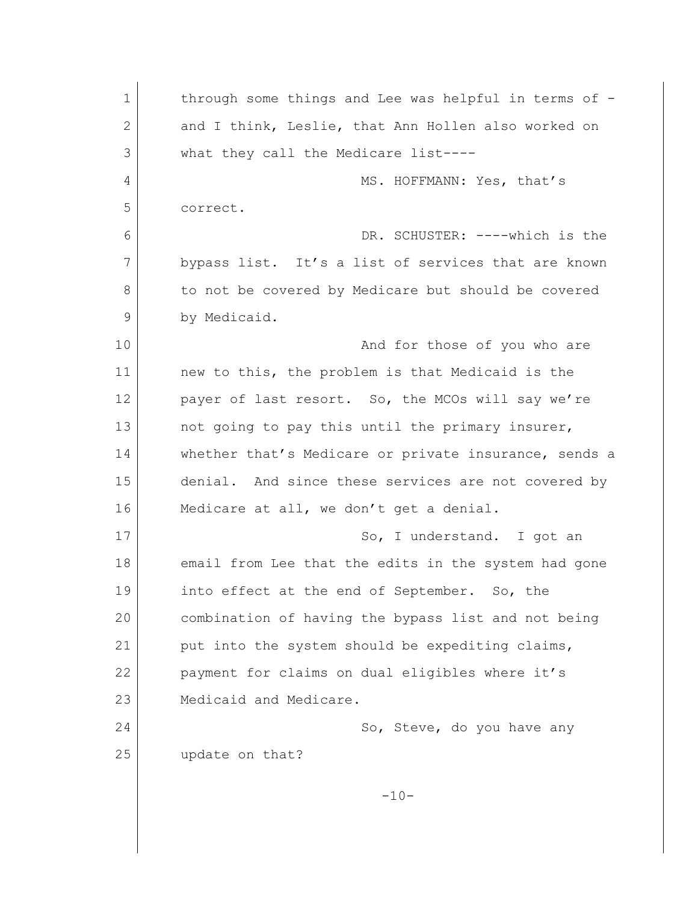through some things and Lee was helpful in terms of - and I think, Leslie, that Ann Hollen also worked on what they call the Medicare list----

MS. HOFFMANN: Yes, that's correct.

DR. SCHUSTER: ----which is the bypass list. It's a list of services that are known to not be covered by Medicare but should be covered by Medicaid.

And for those of you who are new to this, the problem is that Medicaid is the payer of last resort. So, the MCOs will say we're not going to pay this until the primary insurer, whether that's Medicare or private insurance, sends a denial. And since these services are not covered by Medicare at all, we don't get a denial.

So, I understand. I got an email from Lee that the edits in the system had gone into effect at the end of September. So, the combination of having the bypass list and not being put into the system should be expediting claims, payment for claims on dual eligibles where it's Medicaid and Medicare.

So, Steve, do you have any update on that?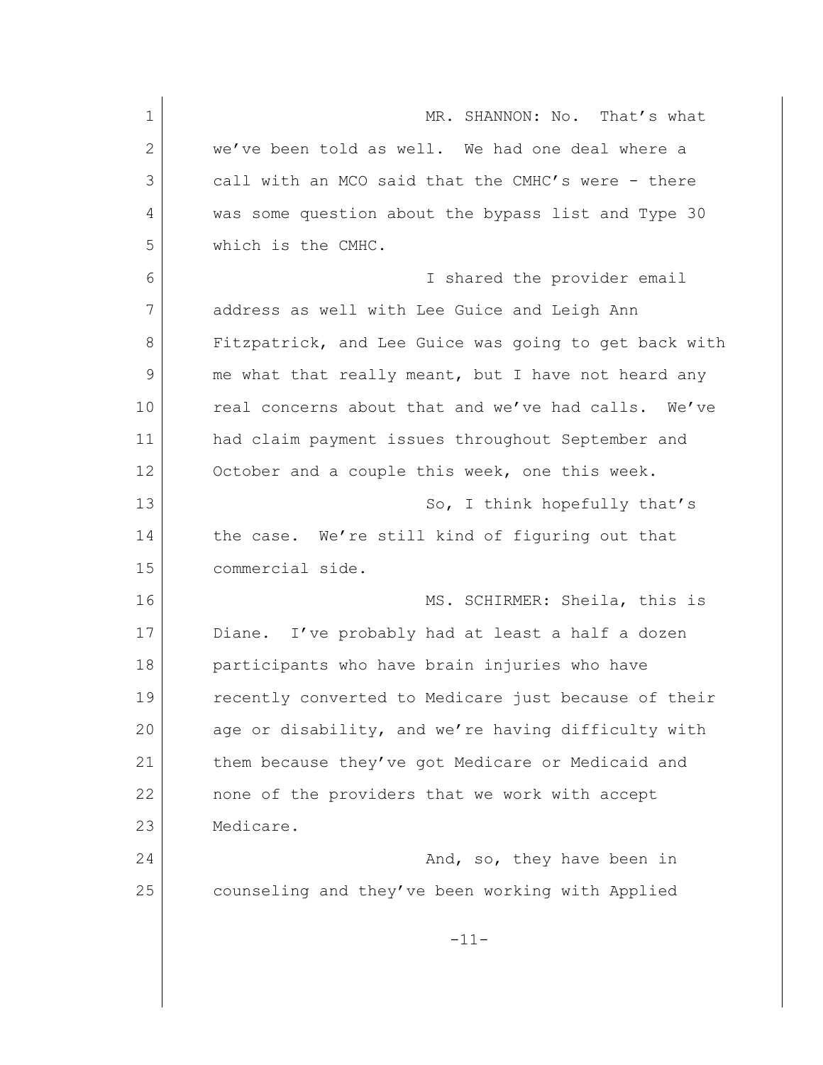MR. SHANNON: No. That's what we've been told as well. We had one deal where a call with an MCO said that the CMHC's were - there was some question about the bypass list and Type 30 which is the CMHC.

I shared the provider email address as well with Lee Guice and Leigh Ann Fitzpatrick, and Lee Guice was going to get back with me what that really meant, but I have not heard any real concerns about that and we've had calls. We've had claim payment issues throughout September and October and a couple this week, one this week.

So, I think hopefully that's the case. We're still kind of figuring out that commercial side.

MS. SCHIRMER: Sheila, this is Diane. I've probably had at least a half a dozen participants who have brain injuries who have recently converted to Medicare just because of their age or disability, and we're having difficulty with them because they've got Medicare or Medicaid and none of the providers that we work with accept Medicare.

And, so, they have been in counseling and they've been working with Applied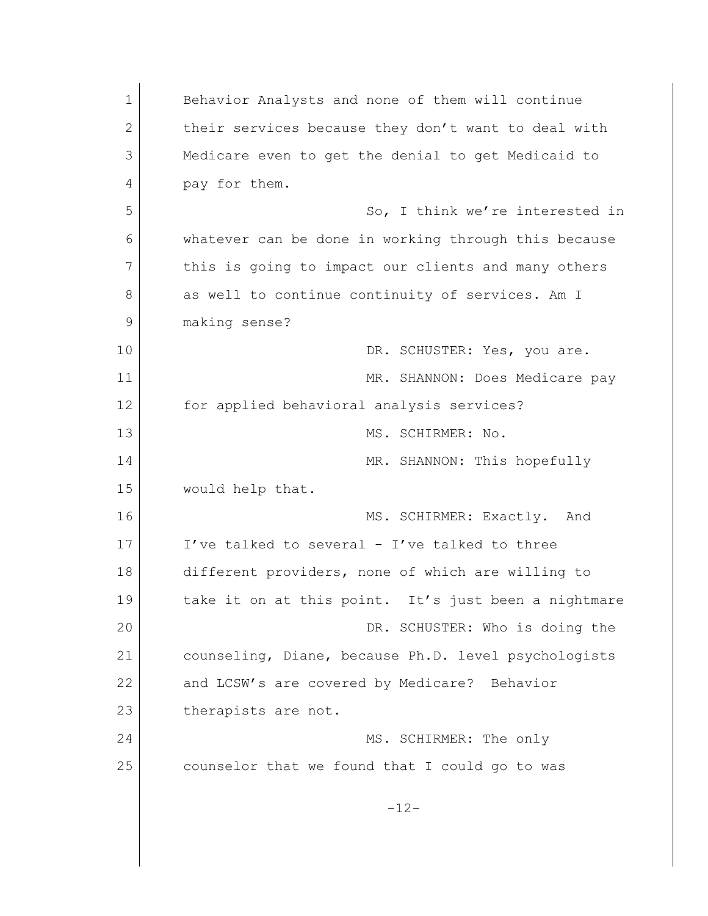Behavior Analysts and none of them will continue their services because they don't want to deal with Medicare even to get the denial to get Medicaid to pay for them.

So, I think we're interested in whatever can be done in working through this because this is going to impact our clients and many others as well to continue continuity of services. Am I making sense?

DR. SCHUSTER: Yes, you are.

MR. SHANNON: Does Medicare pay for applied behavioral analysis services?

MS. SCHIRMER: No.

MR. SHANNON: This hopefully would help that.

MS. SCHIRMER: Exactly. And I've talked to several - I've talked to three different providers, none of which are willing to take it on at this point. It's just been a nightmare

DR. SCHUSTER: Who is doing the counseling, Diane, because Ph.D. level psychologists and LCSW's are covered by Medicare? Behavior therapists are not.

MS. SCHIRMER: The only counselor that we found that I could go to was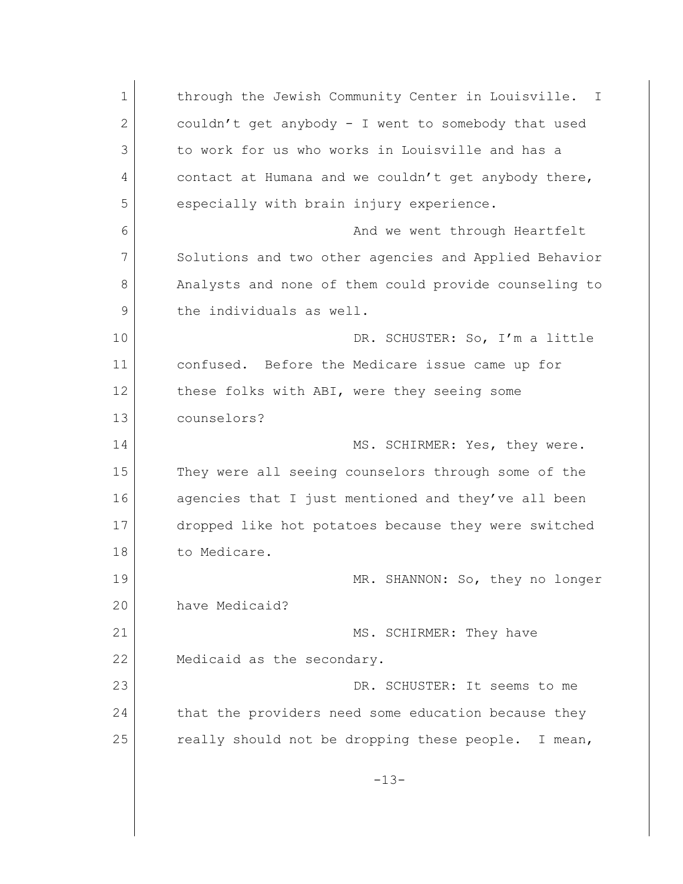through the Jewish Community Center in Louisville. I couldn't get anybody - I went to somebody that used to work for us who works in Louisville and has a contact at Humana and we couldn't get anybody there, especially with brain injury experience.

And we went through Heartfelt Solutions and two other agencies and Applied Behavior Analysts and none of them could provide counseling to the individuals as well.

DR. SCHUSTER: So, I'm a little confused. Before the Medicare issue came up for these folks with ABI, were they seeing some counselors?

MS. SCHIRMER: Yes, they were. They were all seeing counselors through some of the agencies that I just mentioned and they've all been dropped like hot potatoes because they were switched to Medicare.

MR. SHANNON: So, they no longer have Medicaid?

MS. SCHIRMER: They have Medicaid as the secondary.

DR. SCHUSTER: It seems to me that the providers need some education because they really should not be dropping these people. I mean,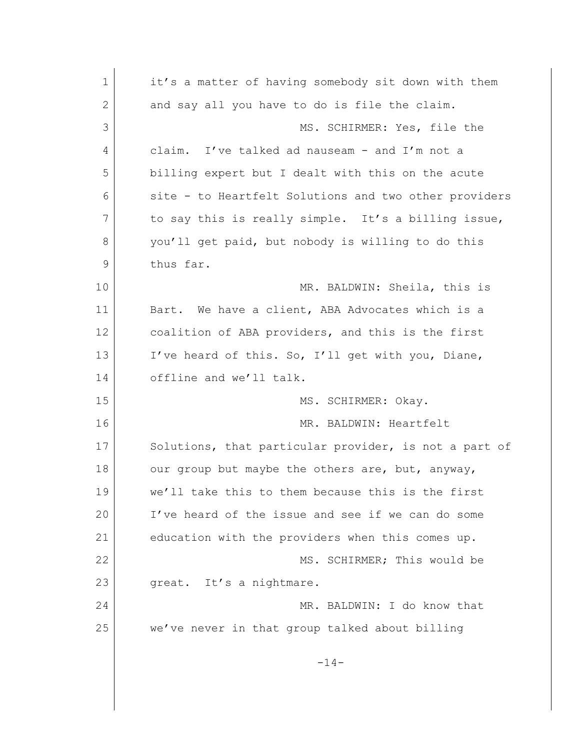it's a matter of having somebody sit down with them and say all you have to do is file the claim.

MS. SCHIRMER: Yes, file the claim. I've talked ad nauseam - and I'm not a billing expert but I dealt with this on the acute site - to Heartfelt Solutions and two other providers to say this is really simple. It's a billing issue, you'll get paid, but nobody is willing to do this thus far.

MR. BALDWIN: Sheila, this is Bart. We have a client, ABA Advocates which is a coalition of ABA providers, and this is the first I've heard of this. So, I'll get with you, Diane, offline and we'll talk.

MS. SCHIRMER: Okay.

MR. BALDWIN: Heartfelt Solutions, that particular provider, is not a part of our group but maybe the others are, but, anyway, we'll take this to them because this is the first I've heard of the issue and see if we can do some education with the providers when this comes up.

MS. SCHIRMER; This would be great. It's a nightmare.

MR. BALDWIN: I do know that we've never in that group talked about billing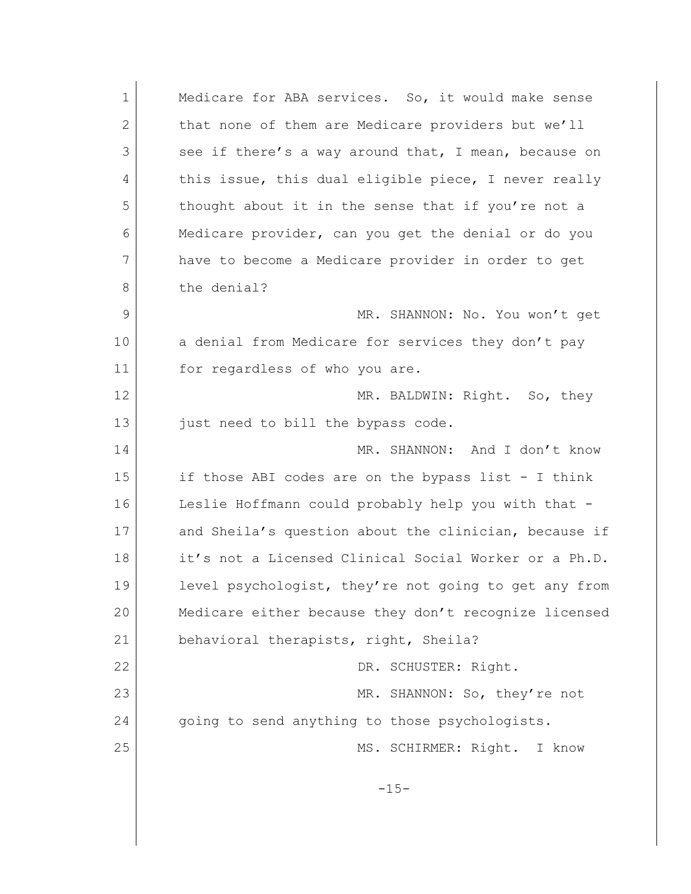Medicare for ABA services. So, it would make sense that none of them are Medicare providers but we'll see if there's a way around that, I mean, because on this issue, this dual eligible piece, I never really thought about it in the sense that if you're not a Medicare provider, can you get the denial or do you have to become a Medicare provider in order to get the denial?

MR. SHANNON: No. You won't get a denial from Medicare for services they don't pay for regardless of who you are.

MR. BALDWIN: Right. So, they just need to bill the bypass code.

MR. SHANNON: And I don't know if those ABI codes are on the bypass list - I think Leslie Hoffmann could probably help you with that - and Sheila's question about the clinician, because if it's not a Licensed Clinical Social Worker or a Ph.D. level psychologist, they're not going to get any from Medicare either because they don't recognize licensed behavioral therapists, right, Sheila?

DR. SCHUSTER: Right.

MR. SHANNON: So, they're not going to send anything to those psychologists.

MS. SCHIRMER: Right. I know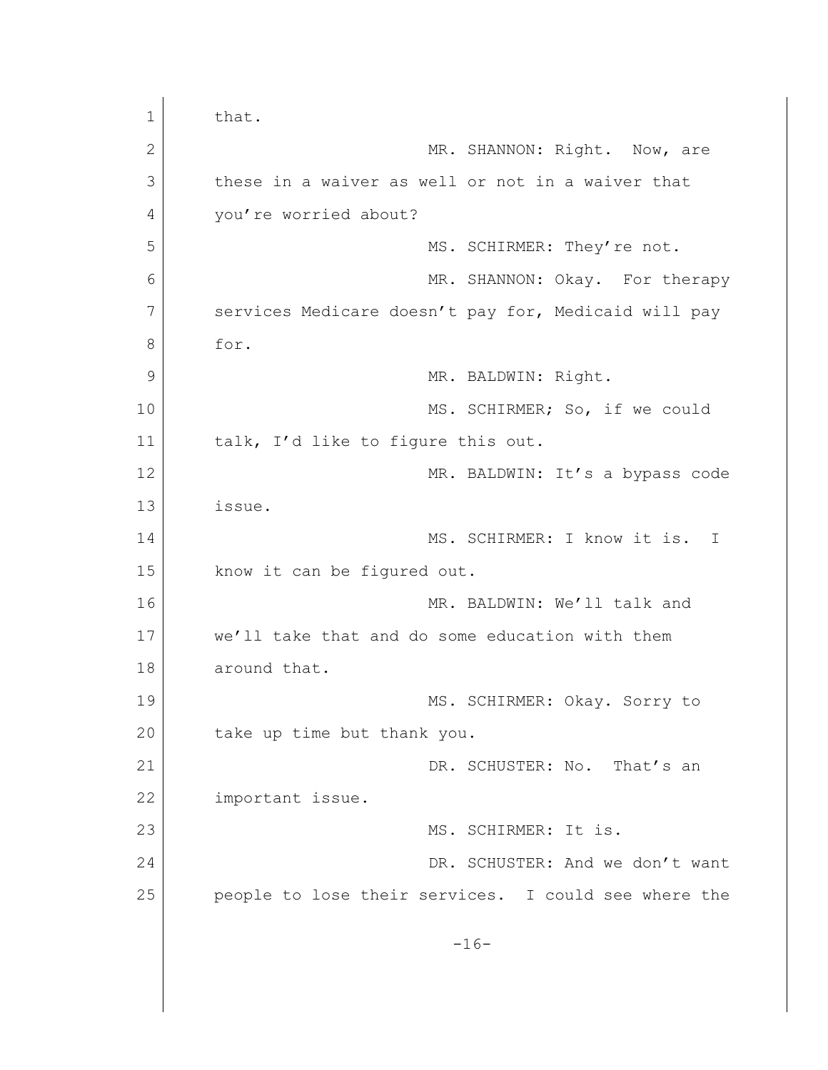that.

MR. SHANNON: Right. Now, are these in a waiver as well or not in a waiver that you're worried about?

MS. SCHIRMER: They're not.

MR. SHANNON: Okay. For therapy services Medicare doesn't pay for, Medicaid will pay for.

MR. BALDWIN: Right.

MS. SCHIRMER; So, if we could talk, I'd like to figure this out.

MR. BALDWIN: It's a bypass code issue.

MS. SCHIRMER: I know it is. I know it can be figured out.

MR. BALDWIN: We'll talk and we'll take that and do some education with them around that.

MS. SCHIRMER: Okay. Sorry to take up time but thank you.

DR. SCHUSTER: No. That's an important issue.

MS. SCHIRMER: It is.

DR. SCHUSTER: And we don't want people to lose their services. I could see where the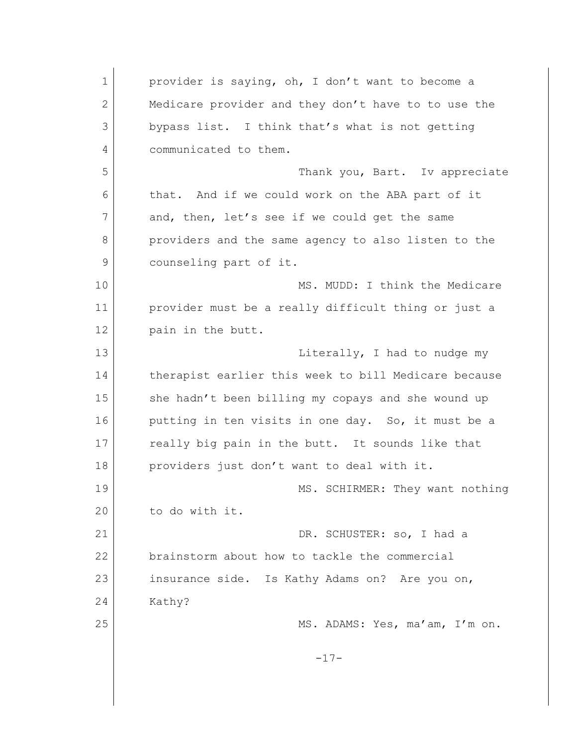provider is saying, oh, I don't want to become a Medicare provider and they don't have to to use the bypass list. I think that's what is not getting communicated to them.

Thank you, Bart. Iv appreciate that. And if we could work on the ABA part of it and, then, let's see if we could get the same providers and the same agency to also listen to the counseling part of it.

MS. MUDD: I think the Medicare provider must be a really difficult thing or just a pain in the butt.

Literally, I had to nudge my therapist earlier this week to bill Medicare because she hadn't been billing my copays and she wound up putting in ten visits in one day. So, it must be a really big pain in the butt. It sounds like that providers just don't want to deal with it.

MS. SCHIRMER: They want nothing to do with it.

DR. SCHUSTER: so, I had a brainstorm about how to tackle the commercial insurance side. Is Kathy Adams on? Are you on, Kathy?

MS. ADAMS: Yes, ma'am, I'm on.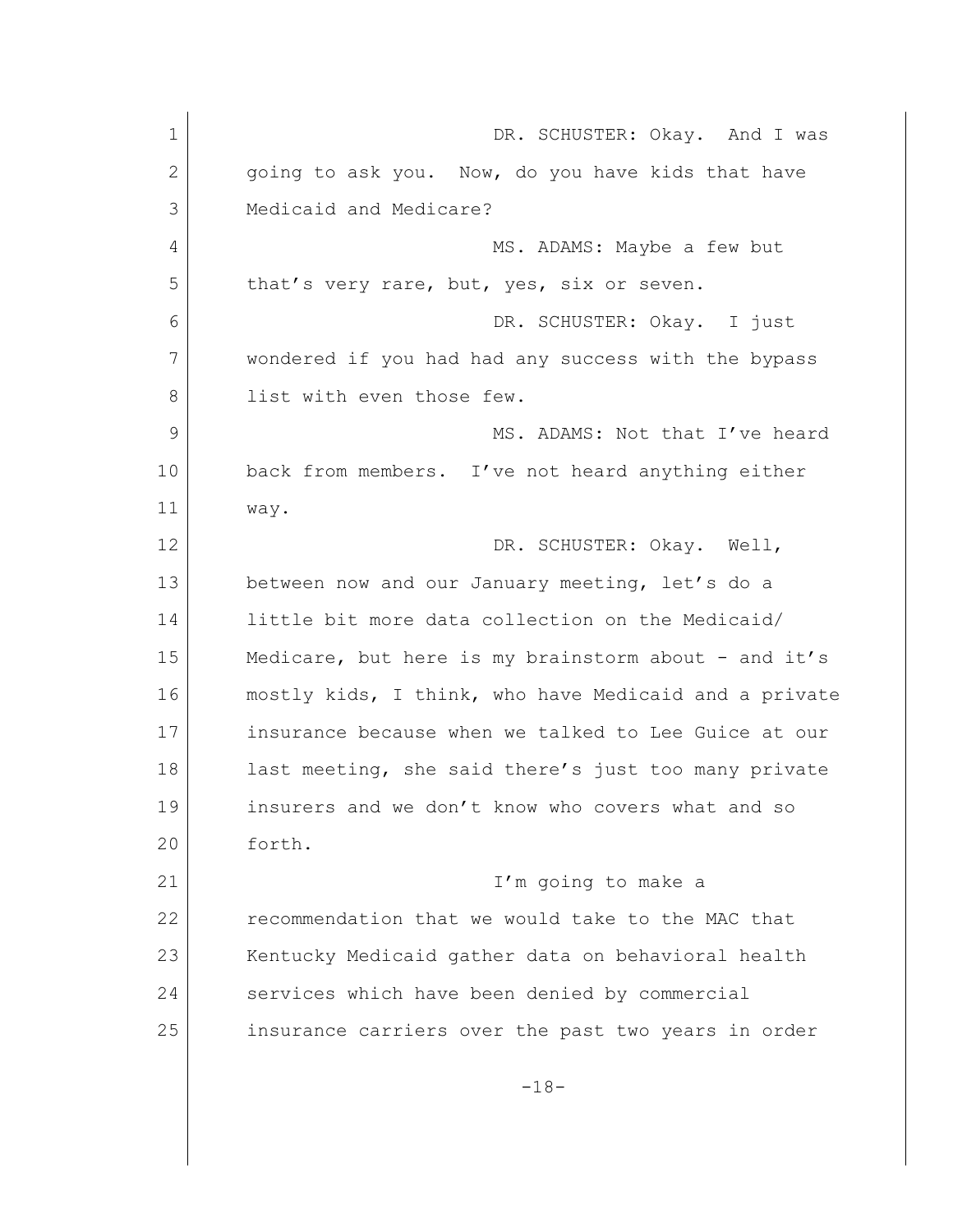DR. SCHUSTER: Okay. And I was going to ask you. Now, do you have kids that have Medicaid and Medicare?

MS. ADAMS: Maybe a few but that's very rare, but, yes, six or seven.

DR. SCHUSTER: Okay. I just wondered if you had had any success with the bypass list with even those few.

MS. ADAMS: Not that I've heard back from members. I've not heard anything either way.

DR. SCHUSTER: Okay. Well, between now and our January meeting, let's do a little bit more data collection on the Medicaid/ Medicare, but here is my brainstorm about - and it's mostly kids, I think, who have Medicaid and a private insurance because when we talked to Lee Guice at our last meeting, she said there's just too many private insurers and we don't know who covers what and so forth.

I'm going to make a recommendation that we would take to the MAC that Kentucky Medicaid gather data on behavioral health services which have been denied by commercial insurance carriers over the past two years in order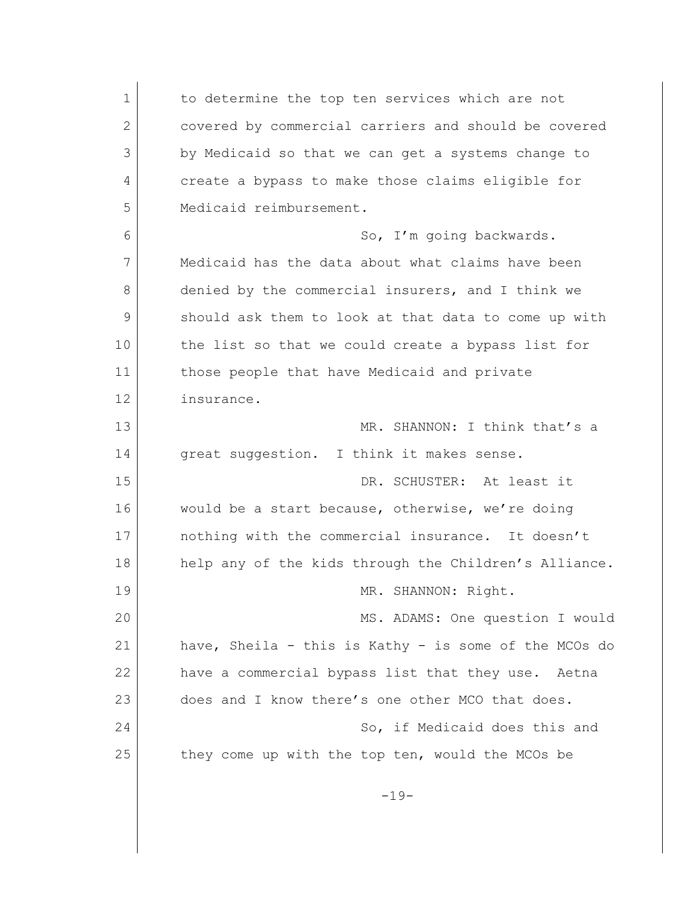to determine the top ten services which are not covered by commercial carriers and should be covered by Medicaid so that we can get a systems change to create a bypass to make those claims eligible for Medicaid reimbursement.

So, I'm going backwards. Medicaid has the data about what claims have been denied by the commercial insurers, and I think we should ask them to look at that data to come up with the list so that we could create a bypass list for those people that have Medicaid and private insurance.

MR. SHANNON: I think that's a great suggestion. I think it makes sense.

DR. SCHUSTER: At least it would be a start because, otherwise, we're doing nothing with the commercial insurance. It doesn't help any of the kids through the Children's Alliance.

MR. SHANNON: Right.

MS. ADAMS: One question I would have, Sheila - this is Kathy - is some of the MCOs do have a commercial bypass list that they use. Aetna does and I know there's one other MCO that does.

So, if Medicaid does this and they come up with the top ten, would the MCOs be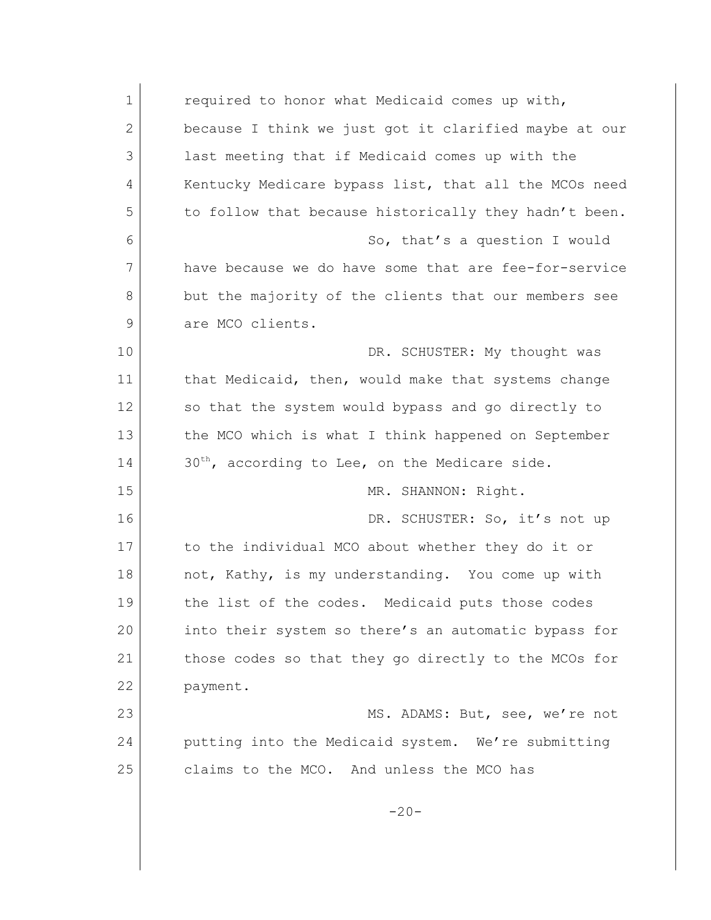required to honor what Medicaid comes up with, because I think we just got it clarified maybe at our last meeting that if Medicaid comes up with the Kentucky Medicare bypass list, that all the MCOs need to follow that because historically they hadn't been.

So, that's a question I would have because we do have some that are fee-for-service but the majority of the clients that our members see are MCO clients.

DR. SCHUSTER: My thought was that Medicaid, then, would make that systems change so that the system would bypass and go directly to the MCO which is what I think happened on September 30th, according to Lee, on the Medicare side.

MR. SHANNON: Right.

DR. SCHUSTER: So, it's not up to the individual MCO about whether they do it or not, Kathy, is my understanding. You come up with the list of the codes. Medicaid puts those codes into their system so there's an automatic bypass for those codes so that they go directly to the MCOs for payment.

MS. ADAMS: But, see, we're not putting into the Medicaid system. We're submitting claims to the MCO. And unless the MCO has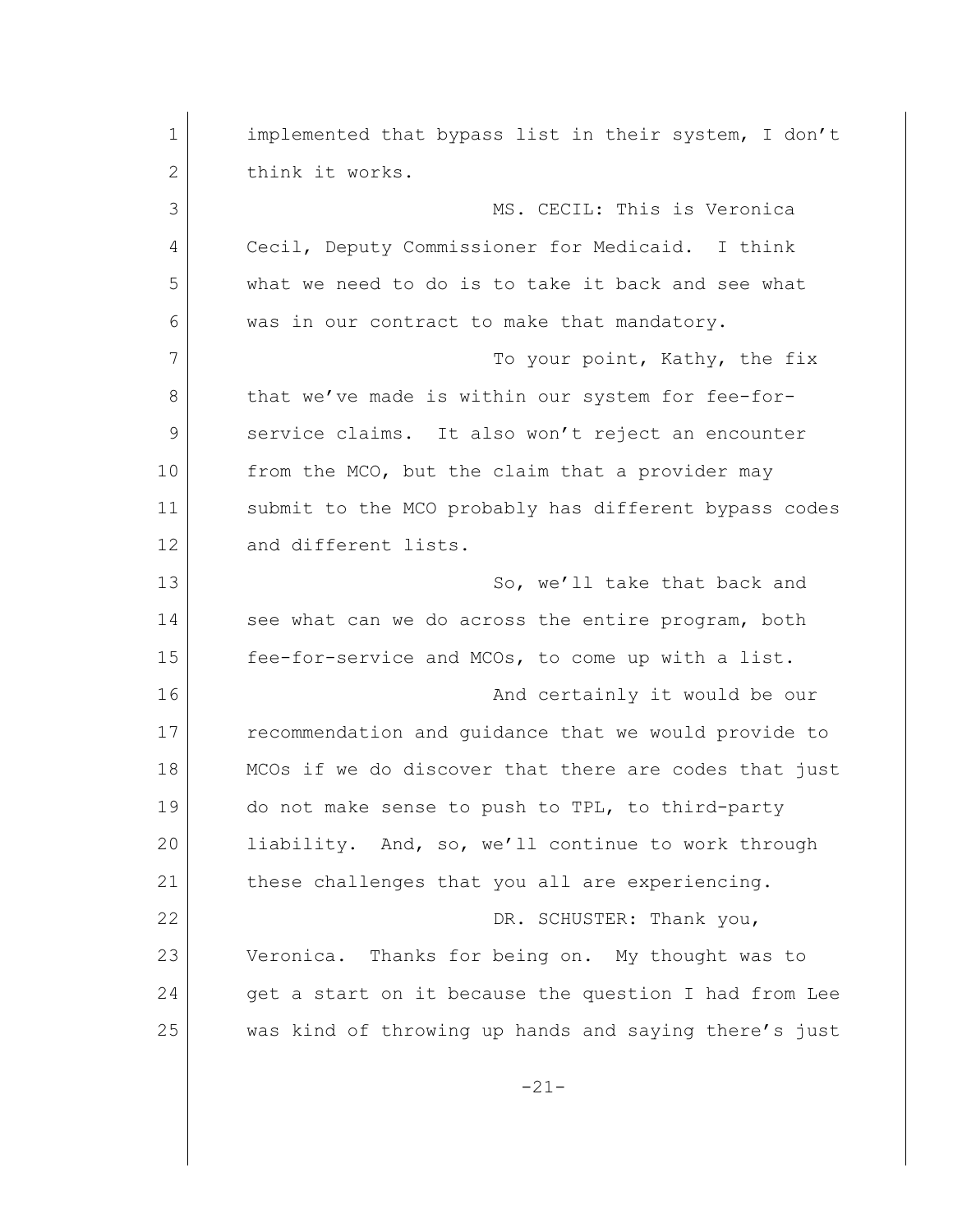implemented that bypass list in their system, I don't think it works.

MS. CECIL: This is Veronica Cecil, Deputy Commissioner for Medicaid. I think what we need to do is to take it back and see what was in our contract to make that mandatory.

To your point, Kathy, the fix that we've made is within our system for fee-for-service claims. It also won't reject an encounter from the MCO, but the claim that a provider may submit to the MCO probably has different bypass codes and different lists.

So, we'll take that back and see what can we do across the entire program, both fee-for-service and MCOs, to come up with a list.

And certainly it would be our recommendation and guidance that we would provide to MCOs if we do discover that there are codes that just do not make sense to push to TPL, to third-party liability. And, so, we'll continue to work through these challenges that you all are experiencing.

DR. SCHUSTER: Thank you, Veronica. Thanks for being on. My thought was to get a start on it because the question I had from Lee was kind of throwing up hands and saying there's just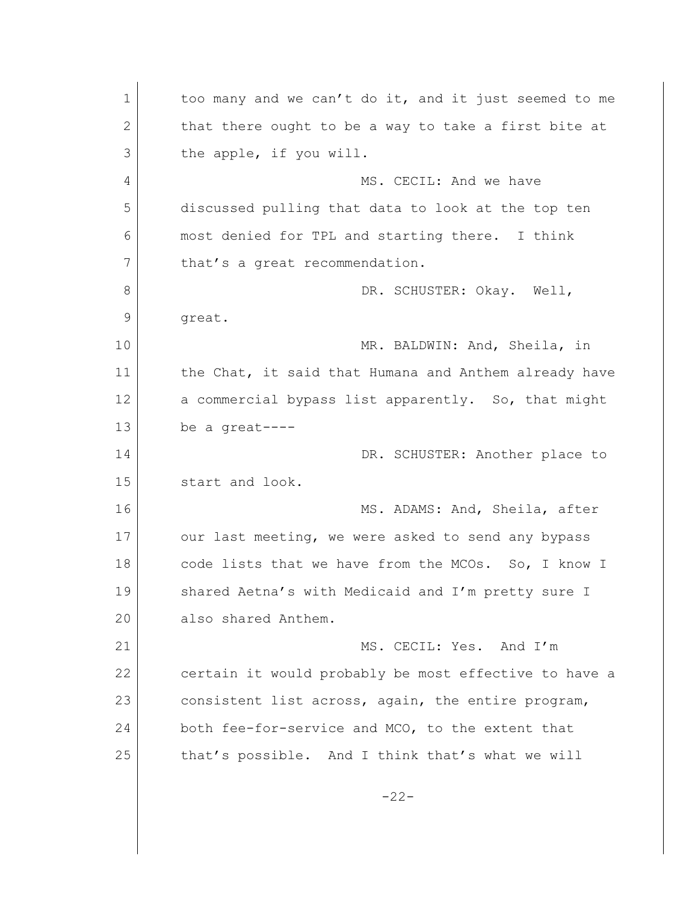too many and we can't do it, and it just seemed to me that there ought to be a way to take a first bite at the apple, if you will.

MS. CECIL: And we have discussed pulling that data to look at the top ten most denied for TPL and starting there. I think that's a great recommendation.

DR. SCHUSTER: Okay. Well, great.

MR. BALDWIN: And, Sheila, in the Chat, it said that Humana and Anthem already have a commercial bypass list apparently. So, that might be a great----

DR. SCHUSTER: Another place to start and look.

MS. ADAMS: And, Sheila, after our last meeting, we were asked to send any bypass code lists that we have from the MCOs. So, I know I shared Aetna's with Medicaid and I'm pretty sure I also shared Anthem.

MS. CECIL: Yes. And I'm certain it would probably be most effective to have a consistent list across, again, the entire program, both fee-for-service and MCO, to the extent that that's possible. And I think that's what we will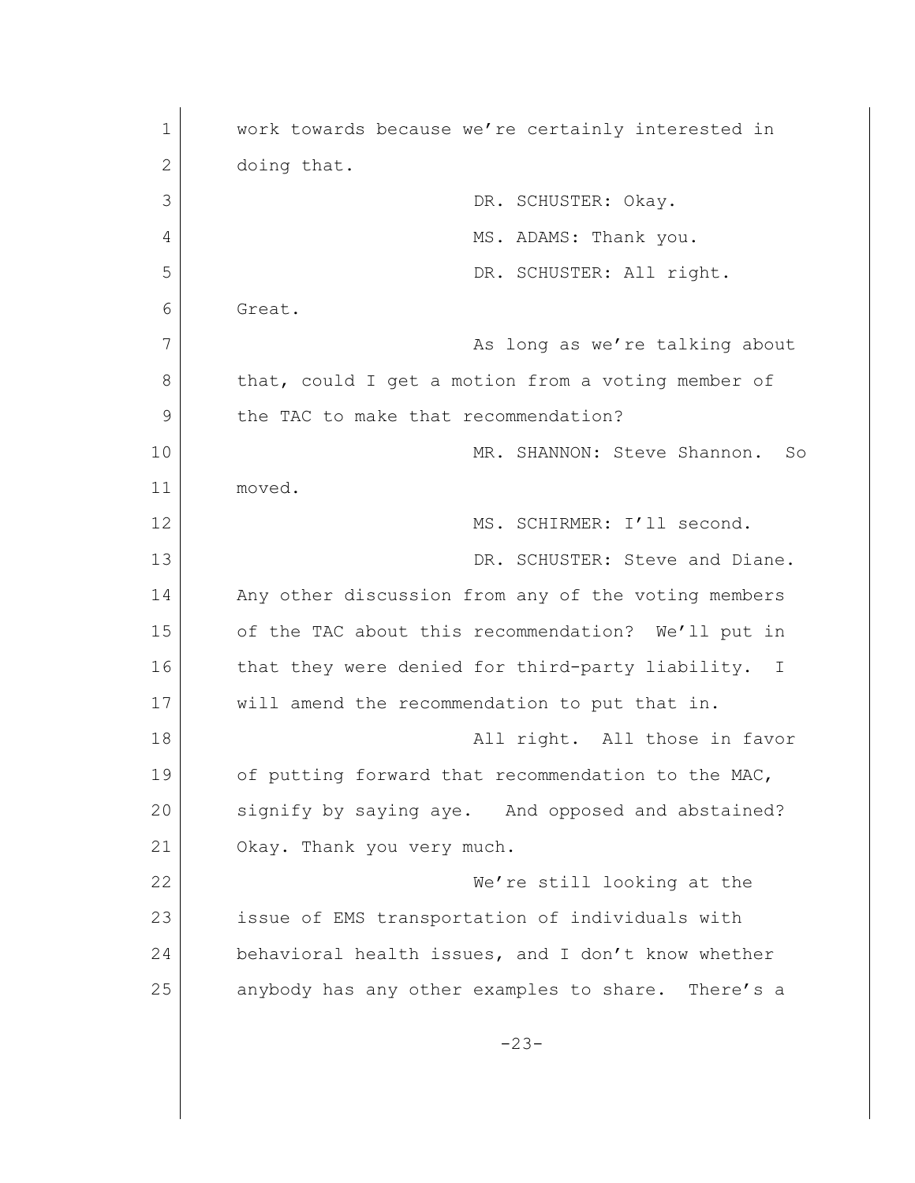work towards because we're certainly interested in doing that.

DR. SCHUSTER: Okay.

MS. ADAMS: Thank you.

DR. SCHUSTER: All right. Great.

As long as we're talking about that, could I get a motion from a voting member of the TAC to make that recommendation?

MR. SHANNON: Steve Shannon. So moved.

MS. SCHIRMER: I'll second.

DR. SCHUSTER: Steve and Diane. Any other discussion from any of the voting members of the TAC about this recommendation? We'll put in that they were denied for third-party liability. I will amend the recommendation to put that in.

All right. All those in favor of putting forward that recommendation to the MAC, signify by saying aye. And opposed and abstained? Okay. Thank you very much.

We're still looking at the issue of EMS transportation of individuals with behavioral health issues, and I don't know whether anybody has any other examples to share. There's a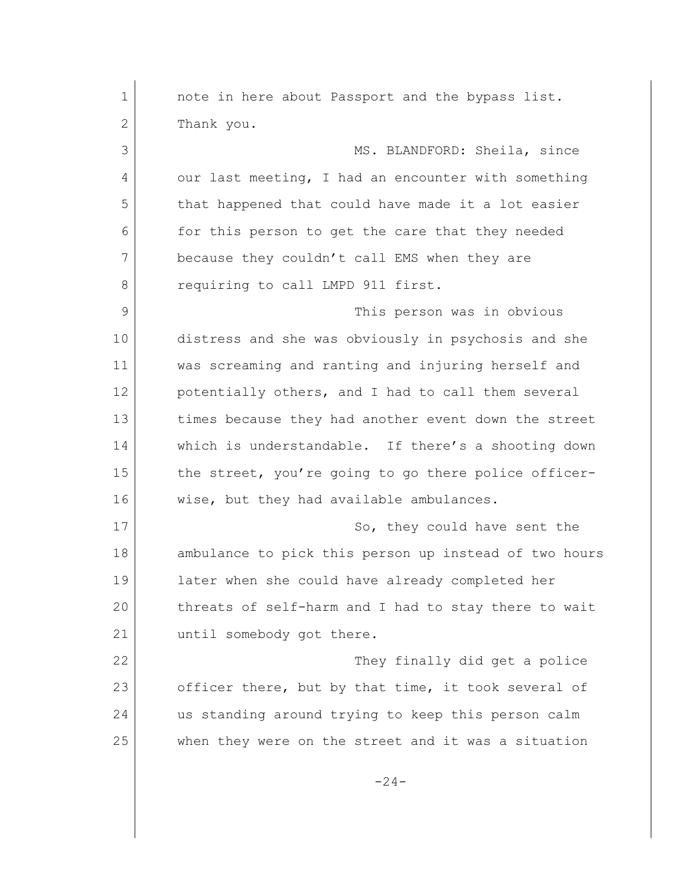note in here about Passport and the bypass list. Thank you.

MS. BLANDFORD: Sheila, since our last meeting, I had an encounter with something that happened that could have made it a lot easier for this person to get the care that they needed because they couldn't call EMS when they are requiring to call LMPD 911 first.

This person was in obvious distress and she was obviously in psychosis and she was screaming and ranting and injuring herself and potentially others, and I had to call them several times because they had another event down the street which is understandable. If there's a shooting down the street, you're going to go there police officer-wise, but they had available ambulances.

So, they could have sent the ambulance to pick this person up instead of two hours later when she could have already completed her threats of self-harm and I had to stay there to wait until somebody got there.

They finally did get a police officer there, but by that time, it took several of us standing around trying to keep this person calm when they were on the street and it was a situation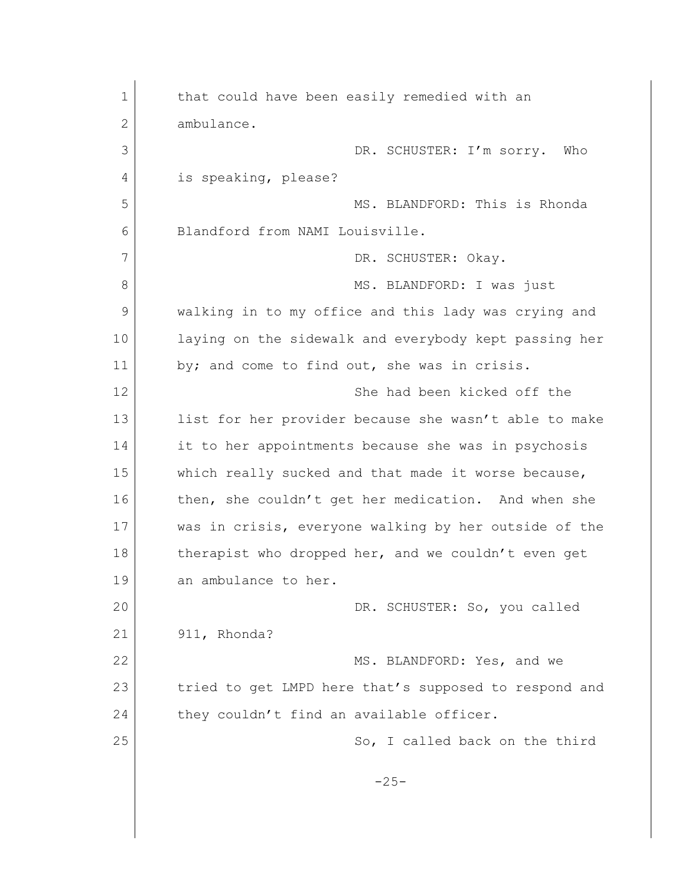that could have been easily remedied with an ambulance.

DR. SCHUSTER: I'm sorry. Who is speaking, please?

MS. BLANDFORD: This is Rhonda Blandford from NAMI Louisville.

DR. SCHUSTER: Okay.

MS. BLANDFORD: I was just walking in to my office and this lady was crying and laying on the sidewalk and everybody kept passing her by; and come to find out, she was in crisis.

She had been kicked off the list for her provider because she wasn't able to make it to her appointments because she was in psychosis which really sucked and that made it worse because, then, she couldn't get her medication. And when she was in crisis, everyone walking by her outside of the therapist who dropped her, and we couldn't even get an ambulance to her.

DR. SCHUSTER: So, you called 911, Rhonda?

MS. BLANDFORD: Yes, and we tried to get LMPD here that's supposed to respond and they couldn't find an available officer.

So, I called back on the third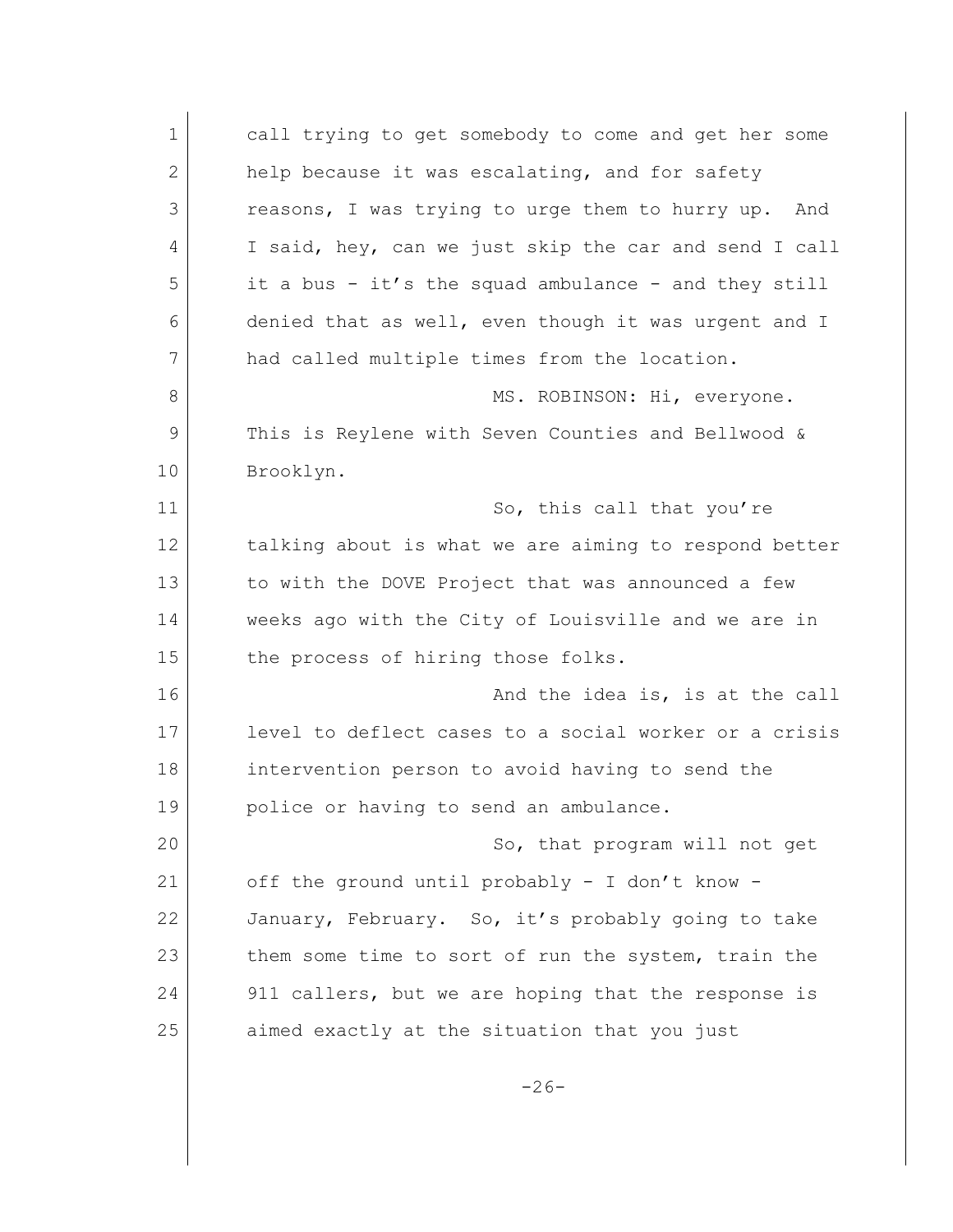call trying to get somebody to come and get her some help because it was escalating, and for safety reasons, I was trying to urge them to hurry up. And I said, hey, can we just skip the car and send I call it a bus - it's the squad ambulance - and they still denied that as well, even though it was urgent and I had called multiple times from the location.

MS. ROBINSON: Hi, everyone. This is Reylene with Seven Counties and Bellwood & Brooklyn.

So, this call that you're talking about is what we are aiming to respond better to with the DOVE Project that was announced a few weeks ago with the City of Louisville and we are in the process of hiring those folks.

And the idea is, is at the call level to deflect cases to a social worker or a crisis intervention person to avoid having to send the police or having to send an ambulance.

So, that program will not get off the ground until probably - I don't know - January, February. So, it's probably going to take them some time to sort of run the system, train the 911 callers, but we are hoping that the response is aimed exactly at the situation that you just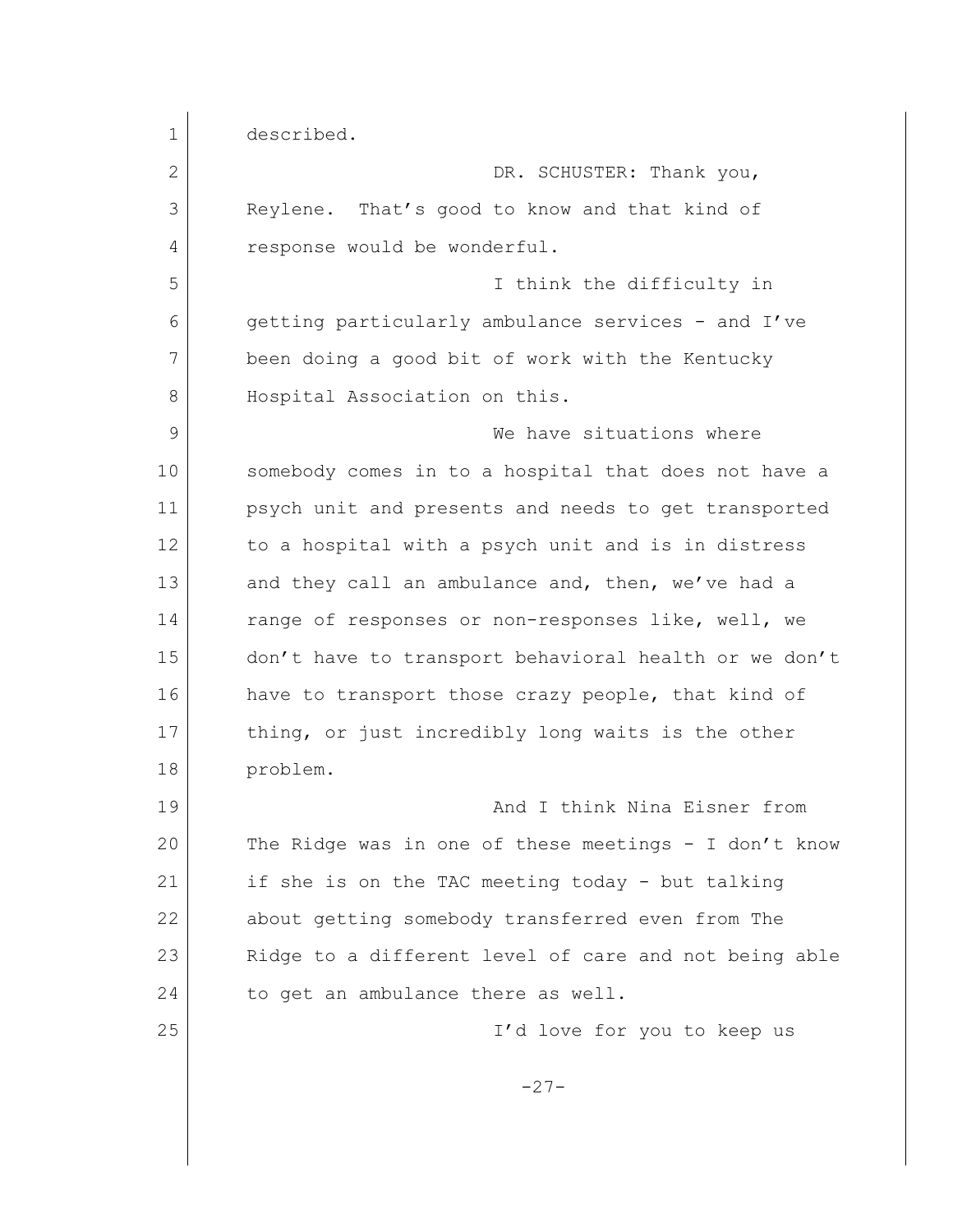described.

DR. SCHUSTER: Thank you, Reylene. That's good to know and that kind of response would be wonderful.

I think the difficulty in getting particularly ambulance services - and I've been doing a good bit of work with the Kentucky Hospital Association on this.

We have situations where somebody comes in to a hospital that does not have a psych unit and presents and needs to get transported to a hospital with a psych unit and is in distress and they call an ambulance and, then, we've had a range of responses or non-responses like, well, we don't have to transport behavioral health or we don't have to transport those crazy people, that kind of thing, or just incredibly long waits is the other problem.

And I think Nina Eisner from The Ridge was in one of these meetings - I don't know if she is on the TAC meeting today - but talking about getting somebody transferred even from The Ridge to a different level of care and not being able to get an ambulance there as well.

I'd love for you to keep us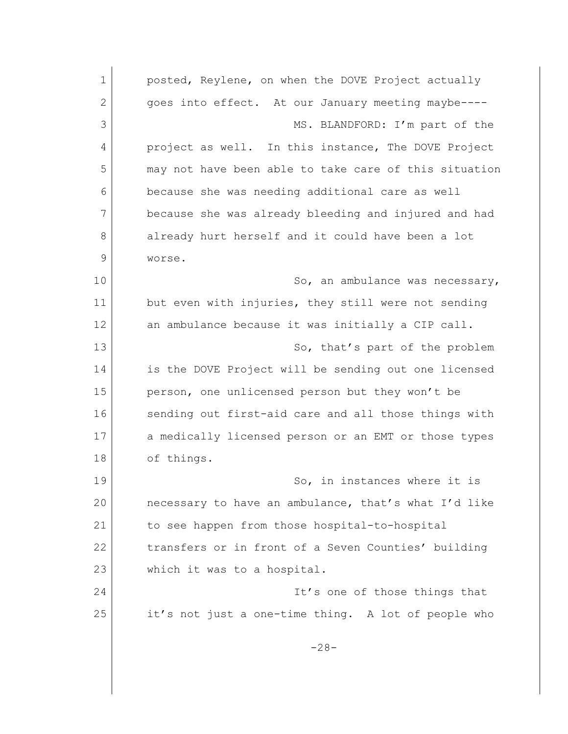posted, Reylene, on when the DOVE Project actually goes into effect. At our January meeting maybe----

MS. BLANDFORD: I'm part of the project as well. In this instance, The DOVE Project may not have been able to take care of this situation because she was needing additional care as well because she was already bleeding and injured and had already hurt herself and it could have been a lot worse.

So, an ambulance was necessary, but even with injuries, they still were not sending an ambulance because it was initially a CIP call.

So, that's part of the problem is the DOVE Project will be sending out one licensed person, one unlicensed person but they won't be sending out first-aid care and all those things with a medically licensed person or an EMT or those types of things.

So, in instances where it is necessary to have an ambulance, that's what I'd like to see happen from those hospital-to-hospital transfers or in front of a Seven Counties' building which it was to a hospital.

It's one of those things that it's not just a one-time thing. A lot of people who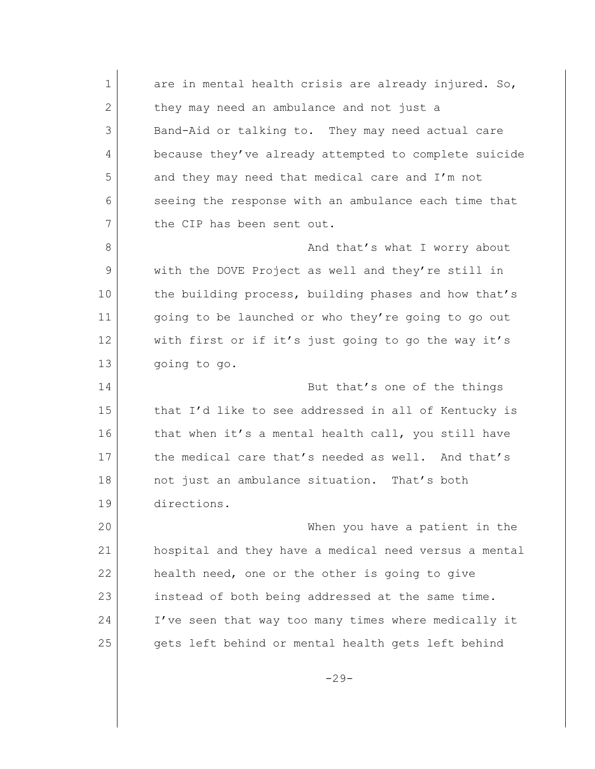are in mental health crisis are already injured. So, they may need an ambulance and not just a Band-Aid or talking to. They may need actual care because they've already attempted to complete suicide and they may need that medical care and I'm not seeing the response with an ambulance each time that the CIP has been sent out.

And that's what I worry about with the DOVE Project as well and they're still in the building process, building phases and how that's going to be launched or who they're going to go out with first or if it's just going to go the way it's going to go.

But that's one of the things that I'd like to see addressed in all of Kentucky is that when it's a mental health call, you still have the medical care that's needed as well. And that's not just an ambulance situation. That's both directions.

When you have a patient in the hospital and they have a medical need versus a mental health need, one or the other is going to give instead of both being addressed at the same time. I've seen that way too many times where medically it gets left behind or mental health gets left behind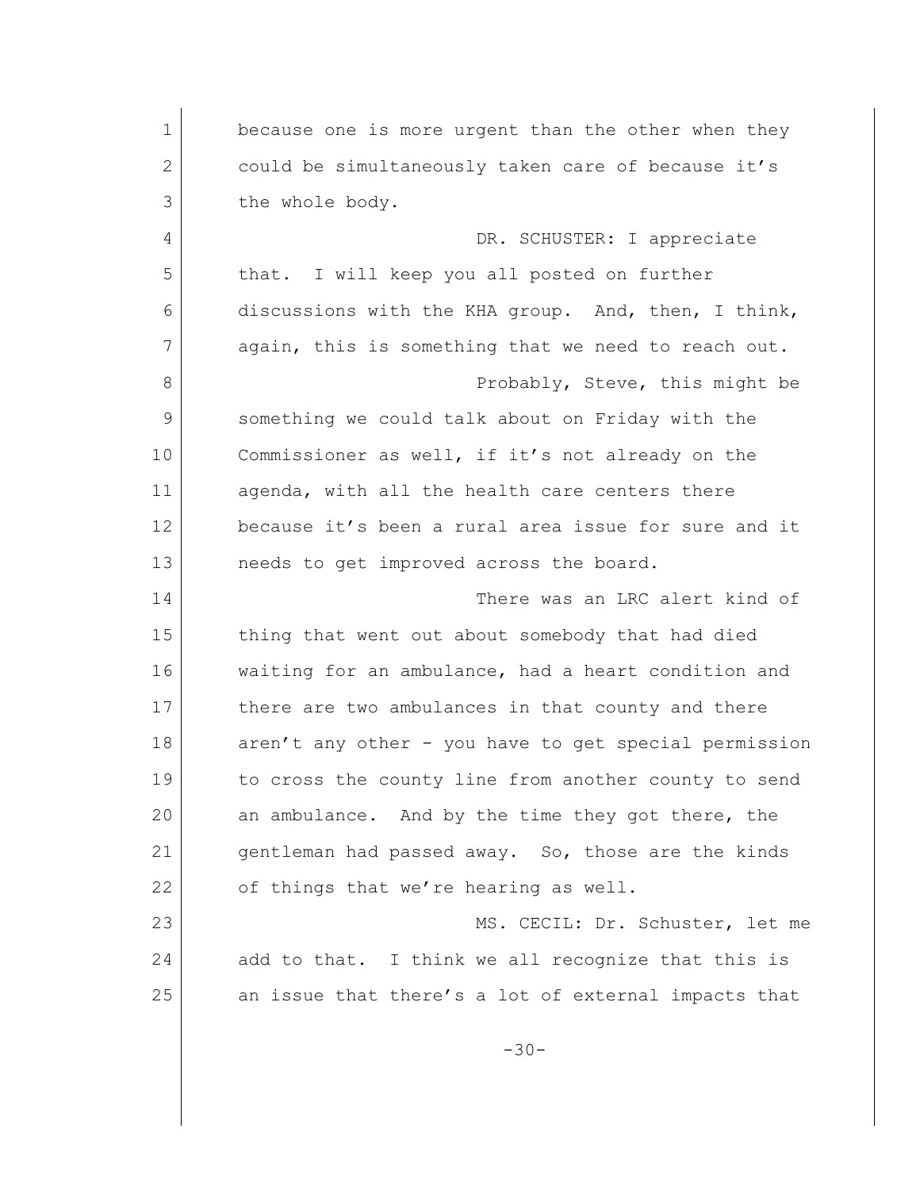because one is more urgent than the other when they could be simultaneously taken care of because it's the whole body.

DR. SCHUSTER: I appreciate that. I will keep you all posted on further discussions with the KHA group. And, then, I think, again, this is something that we need to reach out.

Probably, Steve, this might be something we could talk about on Friday with the Commissioner as well, if it's not already on the agenda, with all the health care centers there because it's been a rural area issue for sure and it needs to get improved across the board.

There was an LRC alert kind of thing that went out about somebody that had died waiting for an ambulance, had a heart condition and there are two ambulances in that county and there aren't any other - you have to get special permission to cross the county line from another county to send an ambulance. And by the time they got there, the gentleman had passed away. So, those are the kinds of things that we're hearing as well.

MS. CECIL: Dr. Schuster, let me add to that. I think we all recognize that this is an issue that there's a lot of external impacts that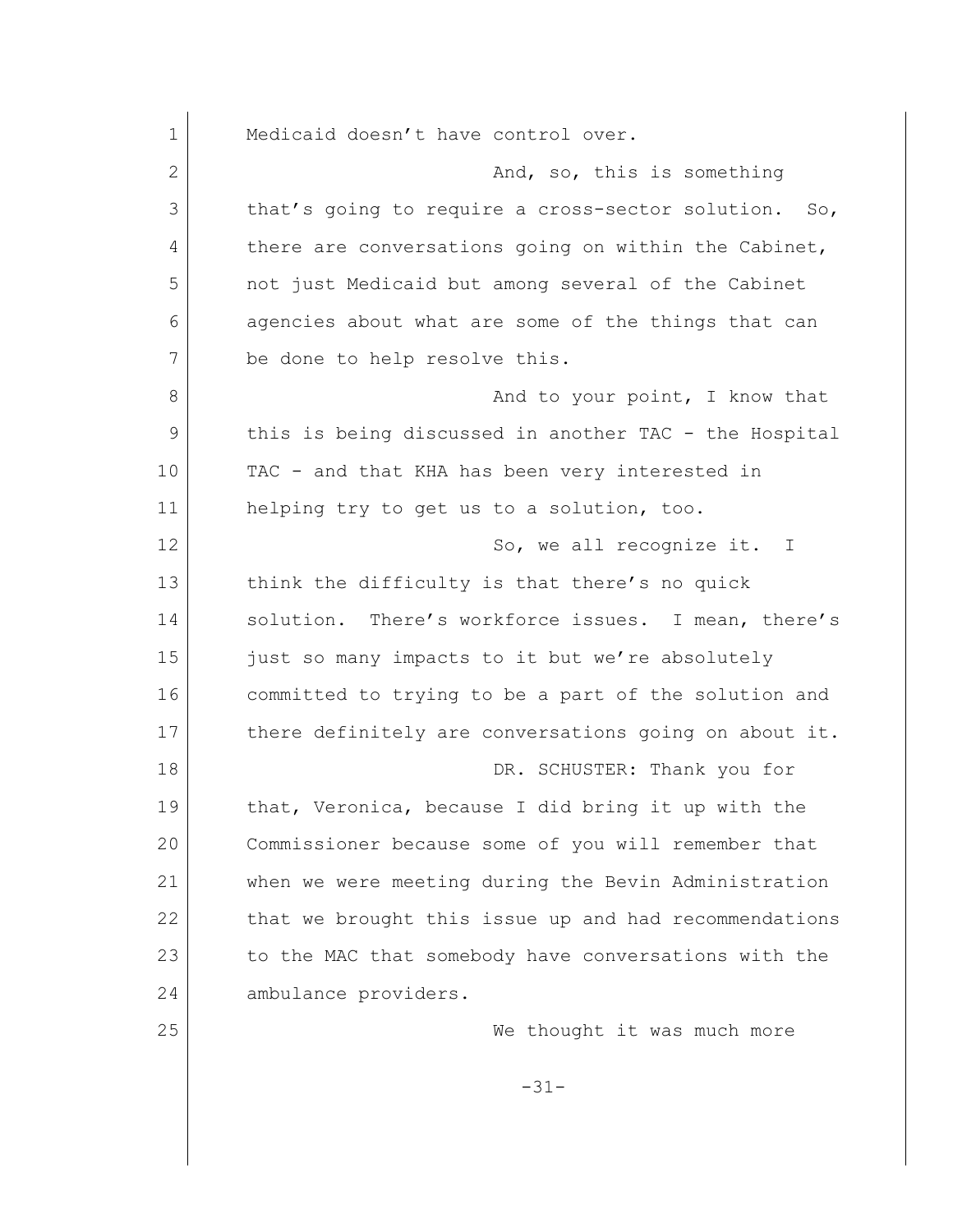Medicaid doesn't have control over.

And, so, this is something that's going to require a cross-sector solution. So, there are conversations going on within the Cabinet, not just Medicaid but among several of the Cabinet agencies about what are some of the things that can be done to help resolve this.

And to your point, I know that this is being discussed in another TAC - the Hospital TAC - and that KHA has been very interested in helping try to get us to a solution, too.

So, we all recognize it. I think the difficulty is that there's no quick solution. There's workforce issues. I mean, there's just so many impacts to it but we're absolutely committed to trying to be a part of the solution and there definitely are conversations going on about it.

DR. SCHUSTER: Thank you for that, Veronica, because I did bring it up with the Commissioner because some of you will remember that when we were meeting during the Bevin Administration that we brought this issue up and had recommendations to the MAC that somebody have conversations with the ambulance providers.

We thought it was much more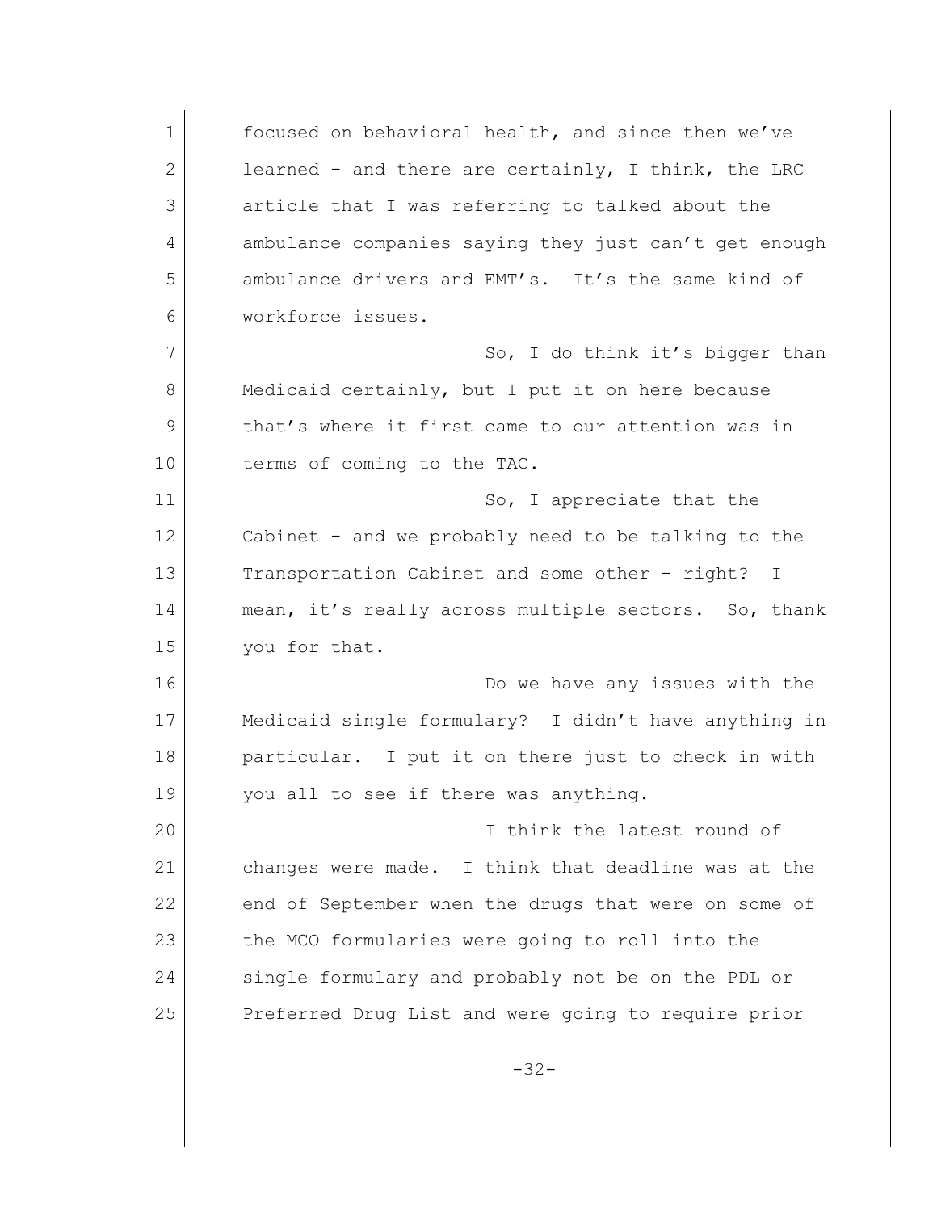focused on behavioral health, and since then we've learned - and there are certainly, I think, the LRC article that I was referring to talked about the ambulance companies saying they just can't get enough ambulance drivers and EMT's. It's the same kind of workforce issues.

So, I do think it's bigger than Medicaid certainly, but I put it on here because that's where it first came to our attention was in terms of coming to the TAC.

So, I appreciate that the Cabinet - and we probably need to be talking to the Transportation Cabinet and some other - right? I mean, it's really across multiple sectors. So, thank you for that.

Do we have any issues with the Medicaid single formulary? I didn't have anything in particular. I put it on there just to check in with you all to see if there was anything.

I think the latest round of changes were made. I think that deadline was at the end of September when the drugs that were on some of the MCO formularies were going to roll into the single formulary and probably not be on the PDL or Preferred Drug List and were going to require prior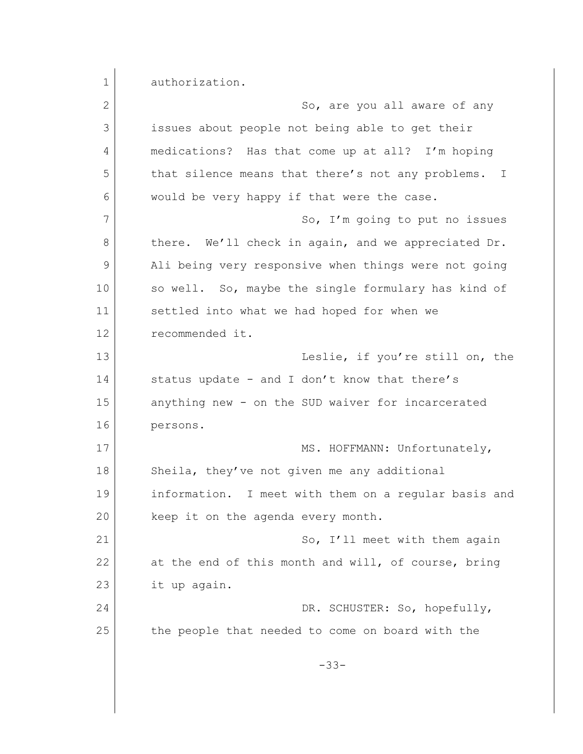authorization.

So, are you all aware of any issues about people not being able to get their medications? Has that come up at all? I'm hoping that silence means that there's not any problems. I would be very happy if that were the case.

So, I'm going to put no issues there. We'll check in again, and we appreciated Dr. Ali being very responsive when things were not going so well. So, maybe the single formulary has kind of settled into what we had hoped for when we recommended it.

Leslie, if you're still on, the status update - and I don't know that there's anything new - on the SUD waiver for incarcerated persons.

MS. HOFFMANN: Unfortunately, Sheila, they've not given me any additional information. I meet with them on a regular basis and keep it on the agenda every month.

So, I'll meet with them again at the end of this month and will, of course, bring it up again.

DR. SCHUSTER: So, hopefully, the people that needed to come on board with the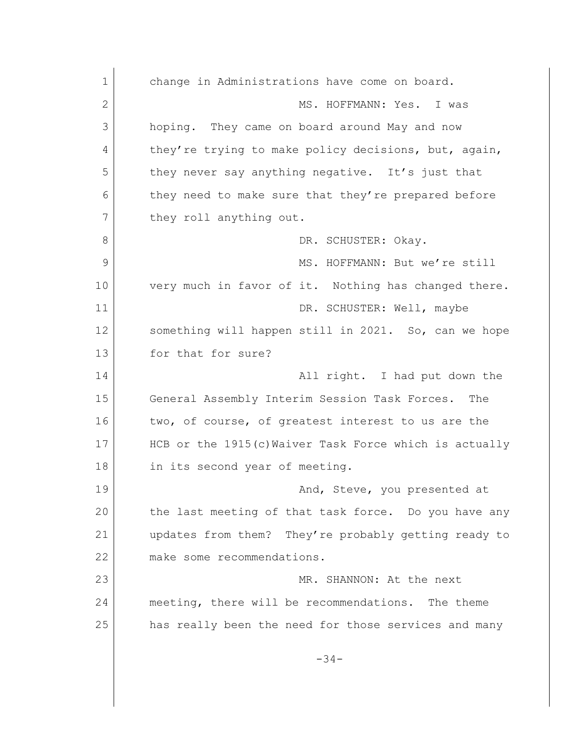change in Administrations have come on board.

MS. HOFFMANN: Yes. I was hoping. They came on board around May and now they're trying to make policy decisions, but, again, they never say anything negative. It's just that they need to make sure that they're prepared before they roll anything out.

DR. SCHUSTER: Okay.

MS. HOFFMANN: But we're still very much in favor of it. Nothing has changed there.

DR. SCHUSTER: Well, maybe something will happen still in 2021. So, can we hope for that for sure?

All right. I had put down the General Assembly Interim Session Task Forces. The two, of course, of greatest interest to us are the HCB or the 1915(c)Waiver Task Force which is actually in its second year of meeting.

And, Steve, you presented at the last meeting of that task force. Do you have any updates from them? They're probably getting ready to make some recommendations.

MR. SHANNON: At the next meeting, there will be recommendations. The theme has really been the need for those services and many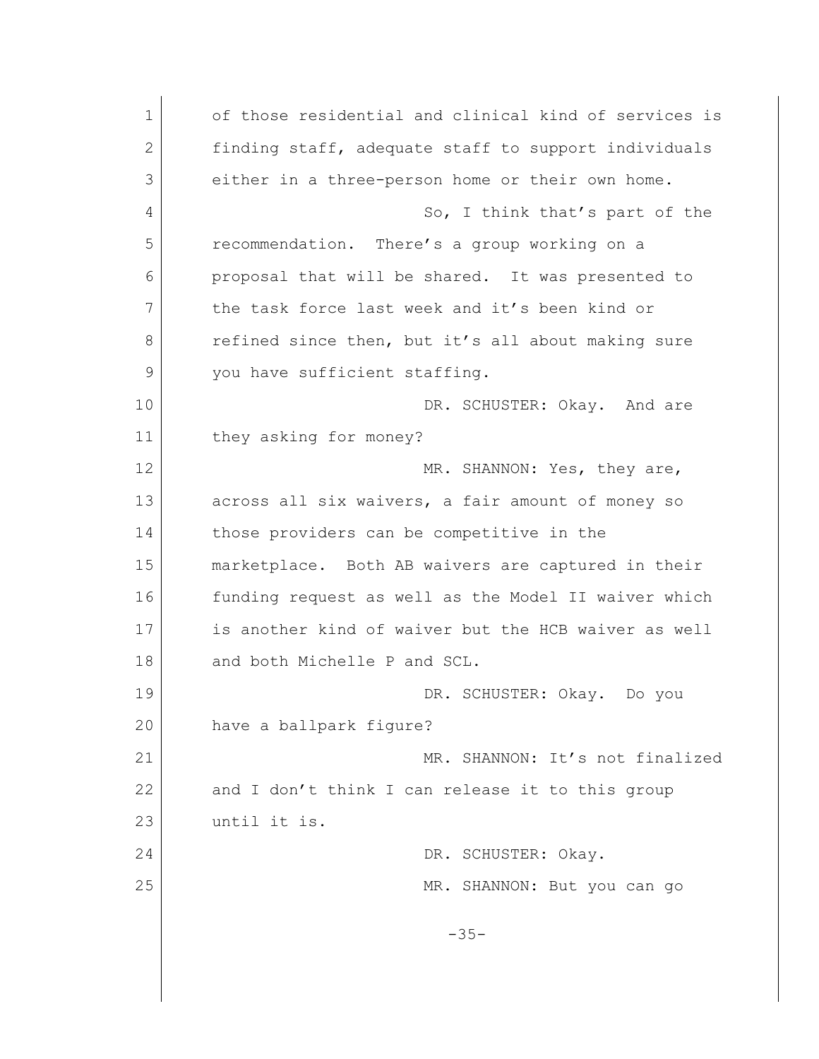of those residential and clinical kind of services is finding staff, adequate staff to support individuals either in a three-person home or their own home.

So, I think that's part of the recommendation. There's a group working on a proposal that will be shared. It was presented to the task force last week and it's been kind or refined since then, but it's all about making sure you have sufficient staffing.

DR. SCHUSTER: Okay. And are they asking for money?

MR. SHANNON: Yes, they are, across all six waivers, a fair amount of money so those providers can be competitive in the marketplace. Both AB waivers are captured in their funding request as well as the Model II waiver which is another kind of waiver but the HCB waiver as well and both Michelle P and SCL.

DR. SCHUSTER: Okay. Do you have a ballpark figure?

MR. SHANNON: It's not finalized and I don't think I can release it to this group until it is.

DR. SCHUSTER: Okay.

MR. SHANNON: But you can go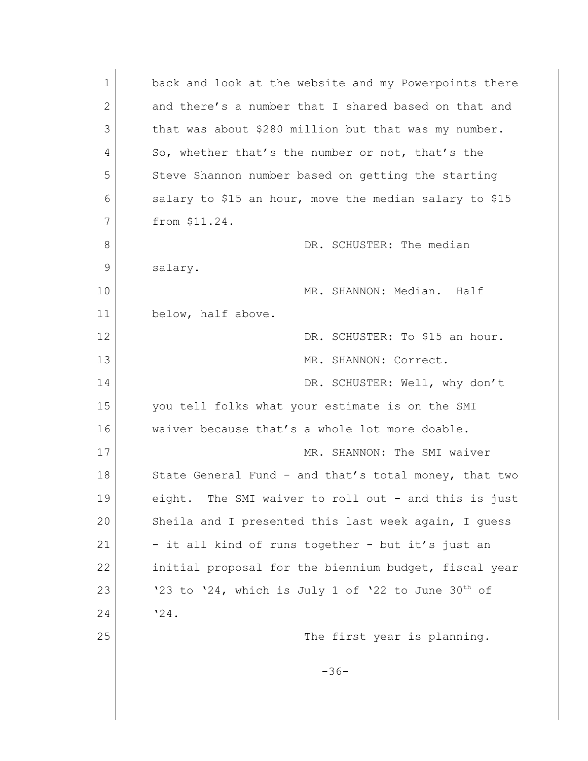back and look at the website and my Powerpoints there and there's a number that I shared based on that and that was about $280 million but that was my number. So, whether that's the number or not, that's the Steve Shannon number based on getting the starting salary to $15 an hour, move the median salary to $15 from $11.24.

DR. SCHUSTER: The median salary.

MR. SHANNON: Median. Half below, half above.

DR. SCHUSTER: To $15 an hour.

MR. SHANNON: Correct.

DR. SCHUSTER: Well, why don't you tell folks what your estimate is on the SMI waiver because that's a whole lot more doable.

MR. SHANNON: The SMI waiver State General Fund - and that's total money, that two eight. The SMI waiver to roll out - and this is just Sheila and I presented this last week again, I guess - it all kind of runs together - but it's just an initial proposal for the biennium budget, fiscal year '23 to '24, which is July 1 of '22 to June 30th of '24.

The first year is planning.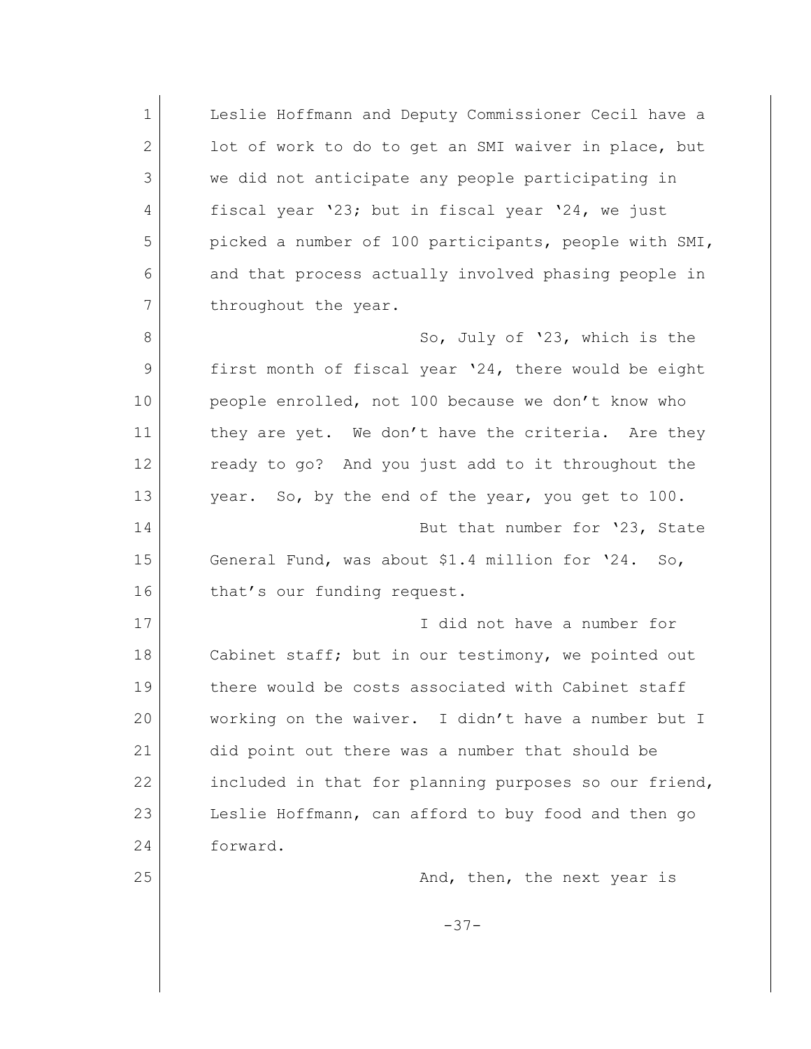Leslie Hoffmann and Deputy Commissioner Cecil have a lot of work to do to get an SMI waiver in place, but we did not anticipate any people participating in fiscal year '23; but in fiscal year '24, we just picked a number of 100 participants, people with SMI, and that process actually involved phasing people in throughout the year.

So, July of '23, which is the first month of fiscal year '24, there would be eight people enrolled, not 100 because we don't know who they are yet. We don't have the criteria. Are they ready to go? And you just add to it throughout the year. So, by the end of the year, you get to 100.

But that number for '23, State General Fund, was about $1.4 million for '24. So, that's our funding request.

I did not have a number for Cabinet staff; but in our testimony, we pointed out there would be costs associated with Cabinet staff working on the waiver. I didn't have a number but I did point out there was a number that should be included in that for planning purposes so our friend, Leslie Hoffmann, can afford to buy food and then go forward.

And, then, the next year is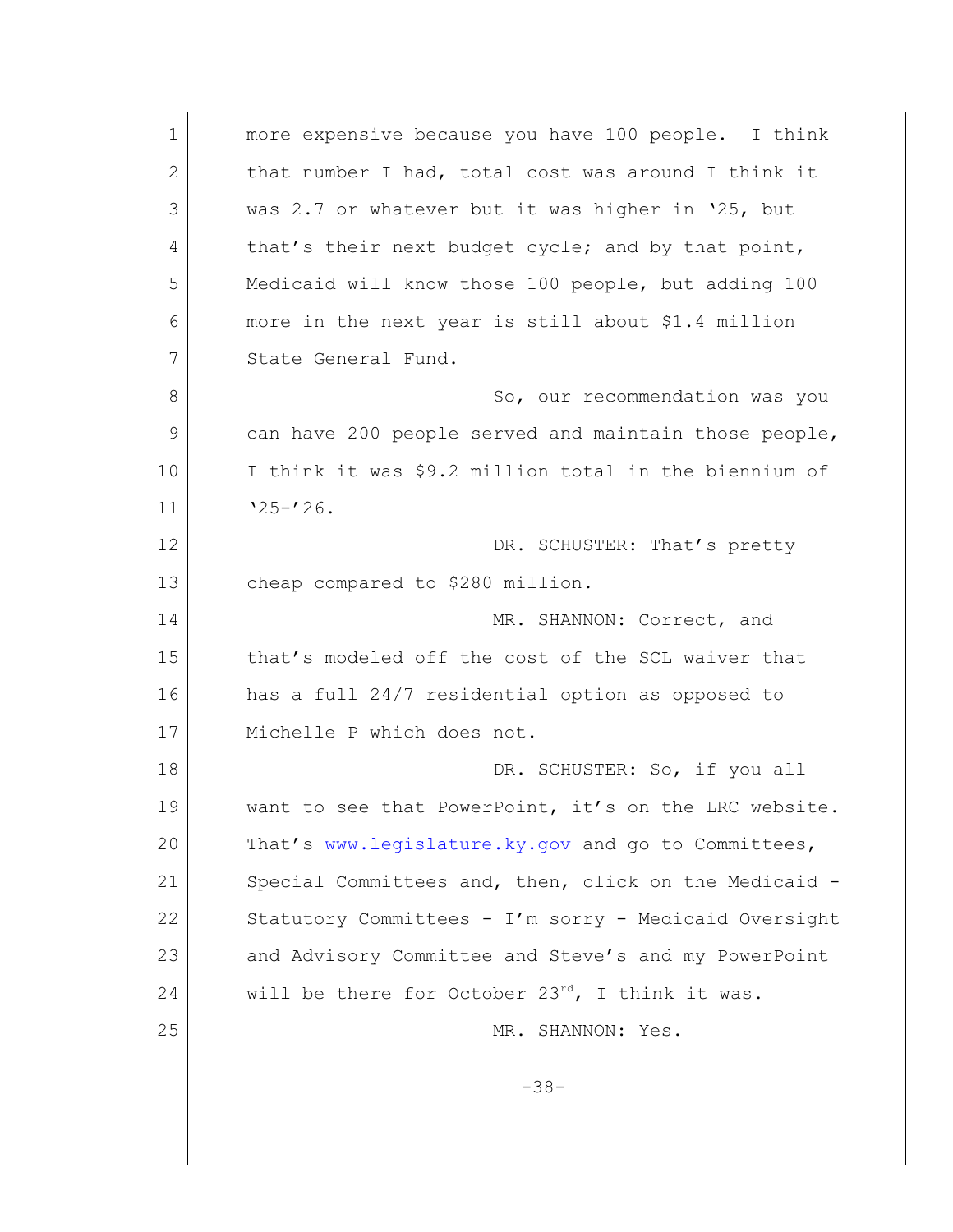more expensive because you have 100 people. I think that number I had, total cost was around I think it was 2.7 or whatever but it was higher in '25, but that's their next budget cycle; and by that point, Medicaid will know those 100 people, but adding 100 more in the next year is still about $1.4 million State General Fund.

So, our recommendation was you can have 200 people served and maintain those people, I think it was $9.2 million total in the biennium of '25-'26.

DR. SCHUSTER: That's pretty cheap compared to $280 million.

MR. SHANNON: Correct, and that's modeled off the cost of the SCL waiver that has a full 24/7 residential option as opposed to Michelle P which does not.

DR. SCHUSTER: So, if you all want to see that PowerPoint, it's on the LRC website. That's www.legislature.ky.gov and go to Committees, Special Committees and, then, click on the Medicaid - Statutory Committees - I'm sorry - Medicaid Oversight and Advisory Committee and Steve's and my PowerPoint will be there for October 23rd, I think it was.

MR. SHANNON: Yes.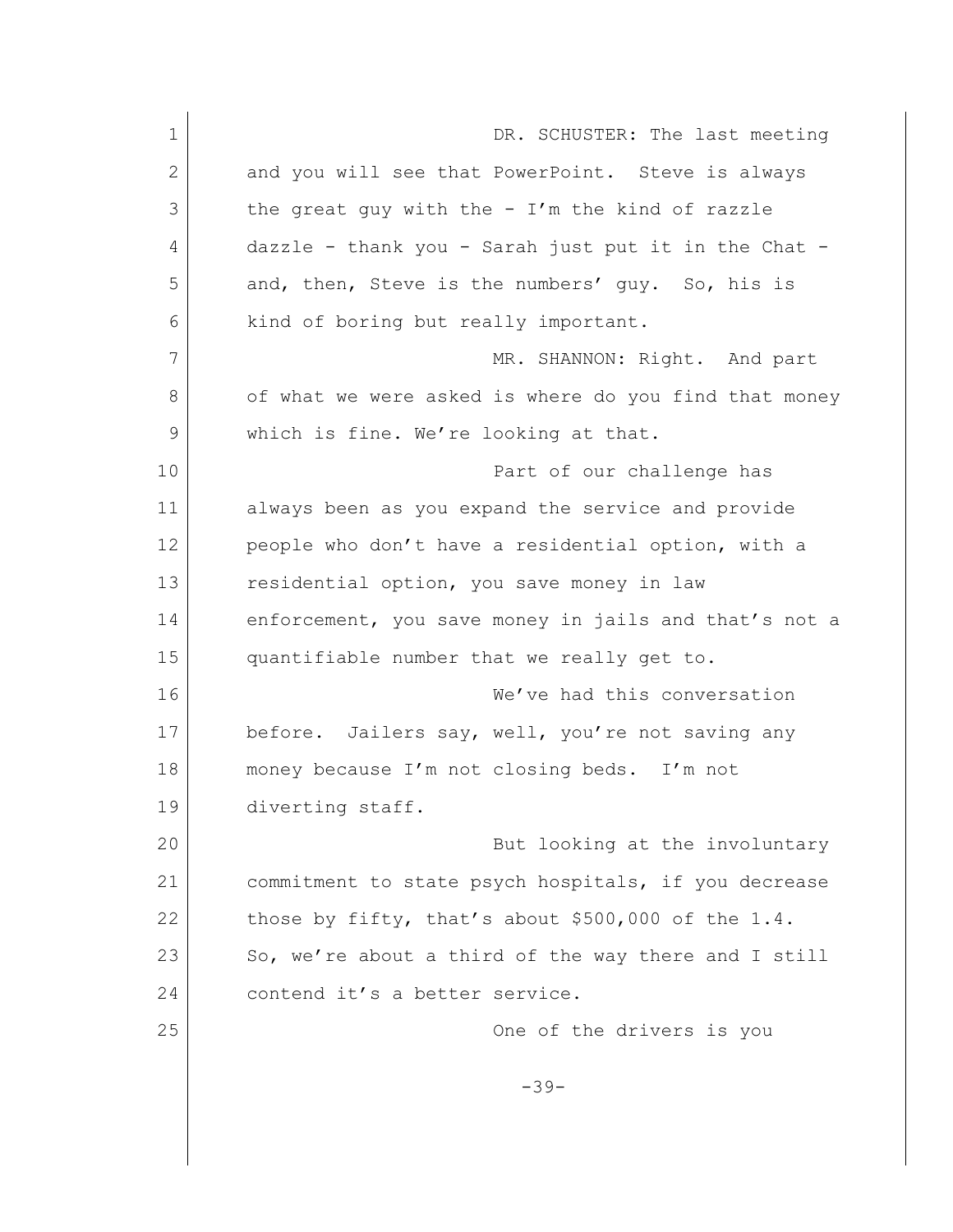DR. SCHUSTER: The last meeting and you will see that PowerPoint. Steve is always the great guy with the - I'm the kind of razzle dazzle - thank you - Sarah just put it in the Chat - and, then, Steve is the numbers' guy. So, his is kind of boring but really important.

MR. SHANNON: Right. And part of what we were asked is where do you find that money which is fine. We're looking at that.

Part of our challenge has always been as you expand the service and provide people who don't have a residential option, with a residential option, you save money in law enforcement, you save money in jails and that's not a quantifiable number that we really get to.

We've had this conversation before. Jailers say, well, you're not saving any money because I'm not closing beds. I'm not diverting staff.

But looking at the involuntary commitment to state psych hospitals, if you decrease those by fifty, that's about $500,000 of the 1.4. So, we're about a third of the way there and I still contend it's a better service.

One of the drivers is you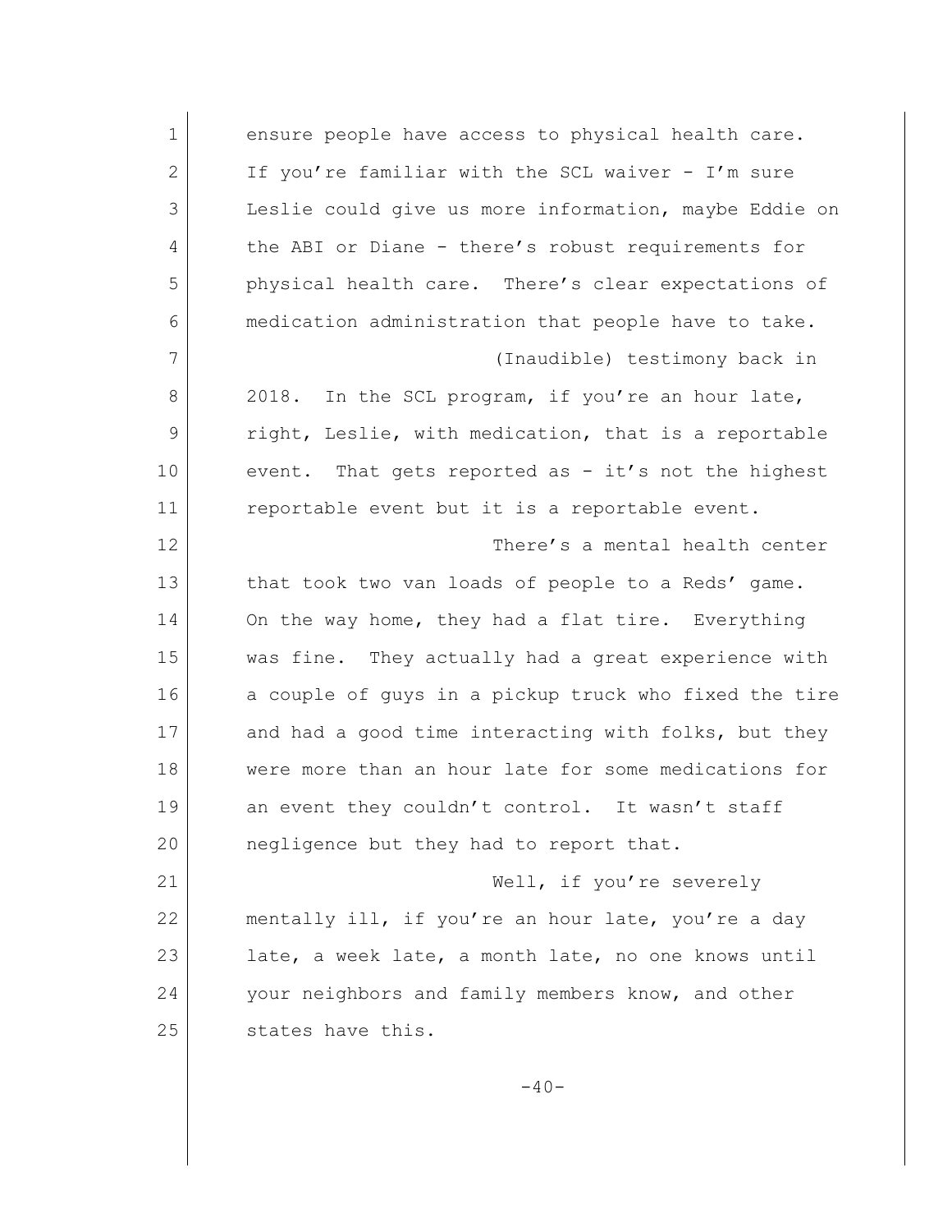ensure people have access to physical health care. If you're familiar with the SCL waiver - I'm sure Leslie could give us more information, maybe Eddie on the ABI or Diane - there's robust requirements for physical health care. There's clear expectations of medication administration that people have to take.

(Inaudible) testimony back in 2018. In the SCL program, if you're an hour late, right, Leslie, with medication, that is a reportable event. That gets reported as - it's not the highest reportable event but it is a reportable event.

There's a mental health center that took two van loads of people to a Reds' game. On the way home, they had a flat tire. Everything was fine. They actually had a great experience with a couple of guys in a pickup truck who fixed the tire and had a good time interacting with folks, but they were more than an hour late for some medications for an event they couldn't control. It wasn't staff negligence but they had to report that.

Well, if you're severely mentally ill, if you're an hour late, you're a day late, a week late, a month late, no one knows until your neighbors and family members know, and other states have this.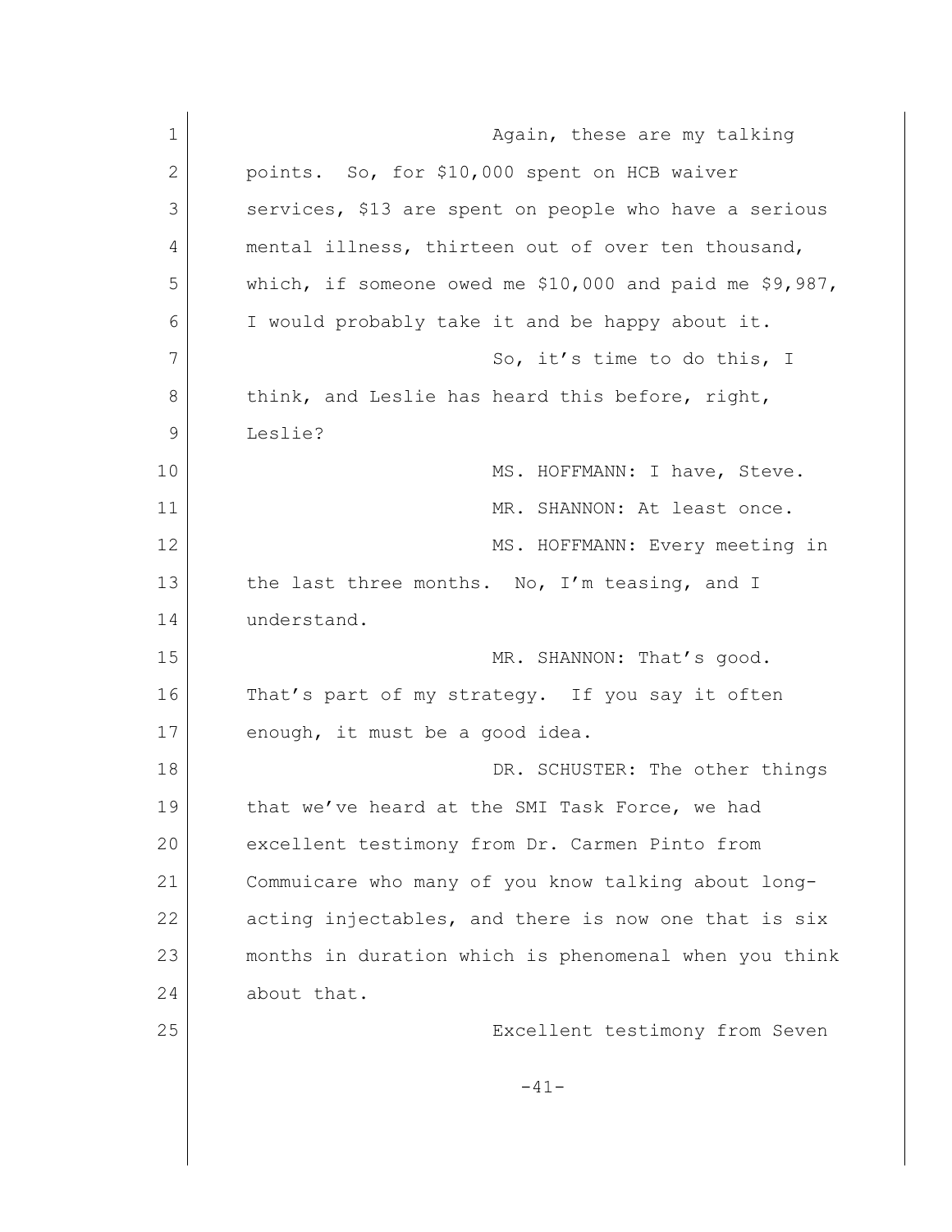Again, these are my talking points. So, for $10,000 spent on HCB waiver services, $13 are spent on people who have a serious mental illness, thirteen out of over ten thousand, which, if someone owed me $10,000 and paid me $9,987, I would probably take it and be happy about it.

So, it's time to do this, I think, and Leslie has heard this before, right, Leslie?

MS. HOFFMANN: I have, Steve.

MR. SHANNON: At least once.

MS. HOFFMANN: Every meeting in the last three months. No, I'm teasing, and I understand.

MR. SHANNON: That's good. That's part of my strategy. If you say it often enough, it must be a good idea.

DR. SCHUSTER: The other things that we've heard at the SMI Task Force, we had excellent testimony from Dr. Carmen Pinto from Commuicare who many of you know talking about long-acting injectables, and there is now one that is six months in duration which is phenomenal when you think about that.

Excellent testimony from Seven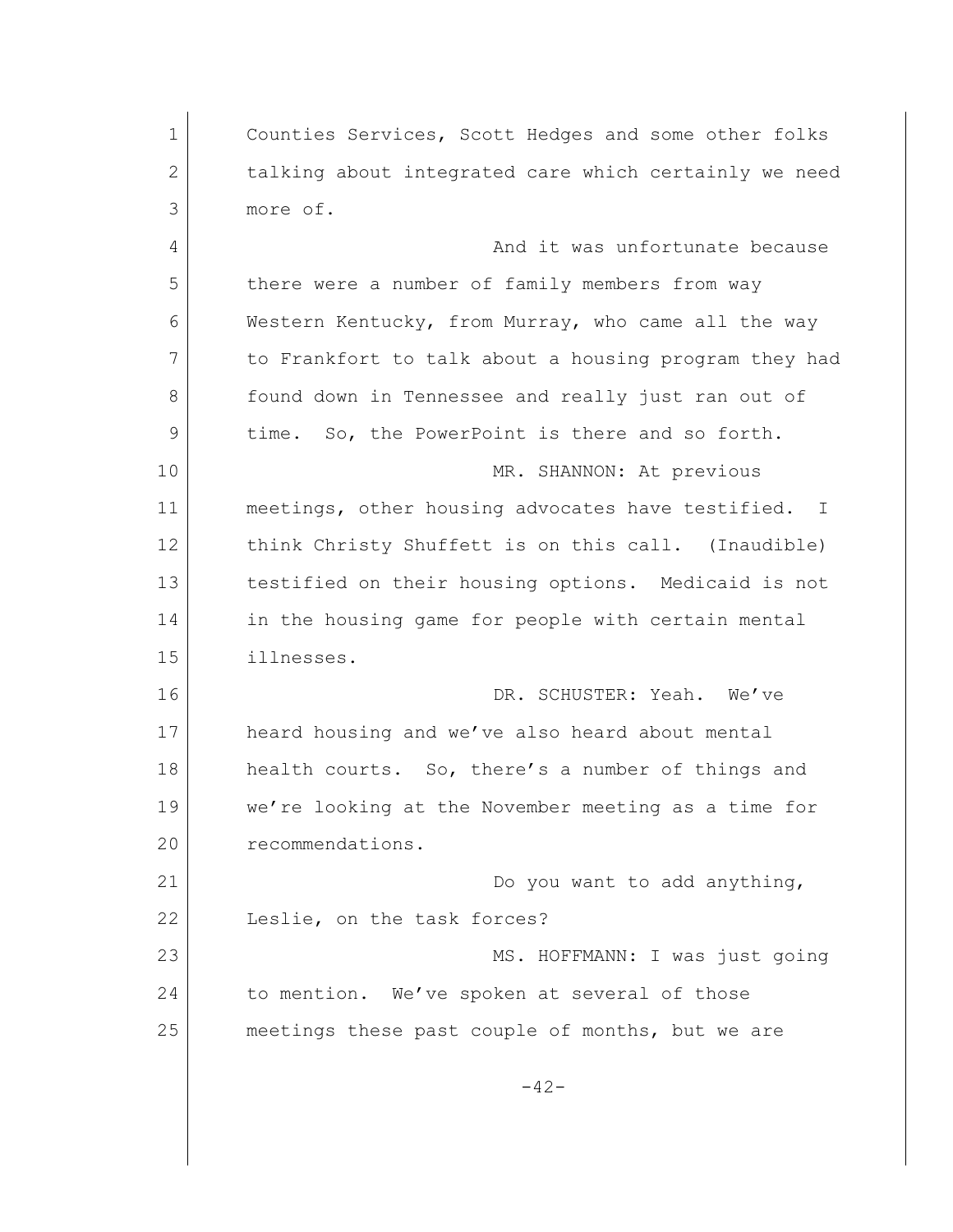Counties Services, Scott Hedges and some other folks talking about integrated care which certainly we need more of.

And it was unfortunate because there were a number of family members from way Western Kentucky, from Murray, who came all the way to Frankfort to talk about a housing program they had found down in Tennessee and really just ran out of time. So, the PowerPoint is there and so forth.

MR. SHANNON: At previous meetings, other housing advocates have testified. I think Christy Shuffett is on this call. (Inaudible) testified on their housing options. Medicaid is not in the housing game for people with certain mental illnesses.

DR. SCHUSTER: Yeah. We've heard housing and we've also heard about mental health courts. So, there's a number of things and we're looking at the November meeting as a time for recommendations.

Do you want to add anything, Leslie, on the task forces?

MS. HOFFMANN: I was just going to mention. We've spoken at several of those meetings these past couple of months, but we are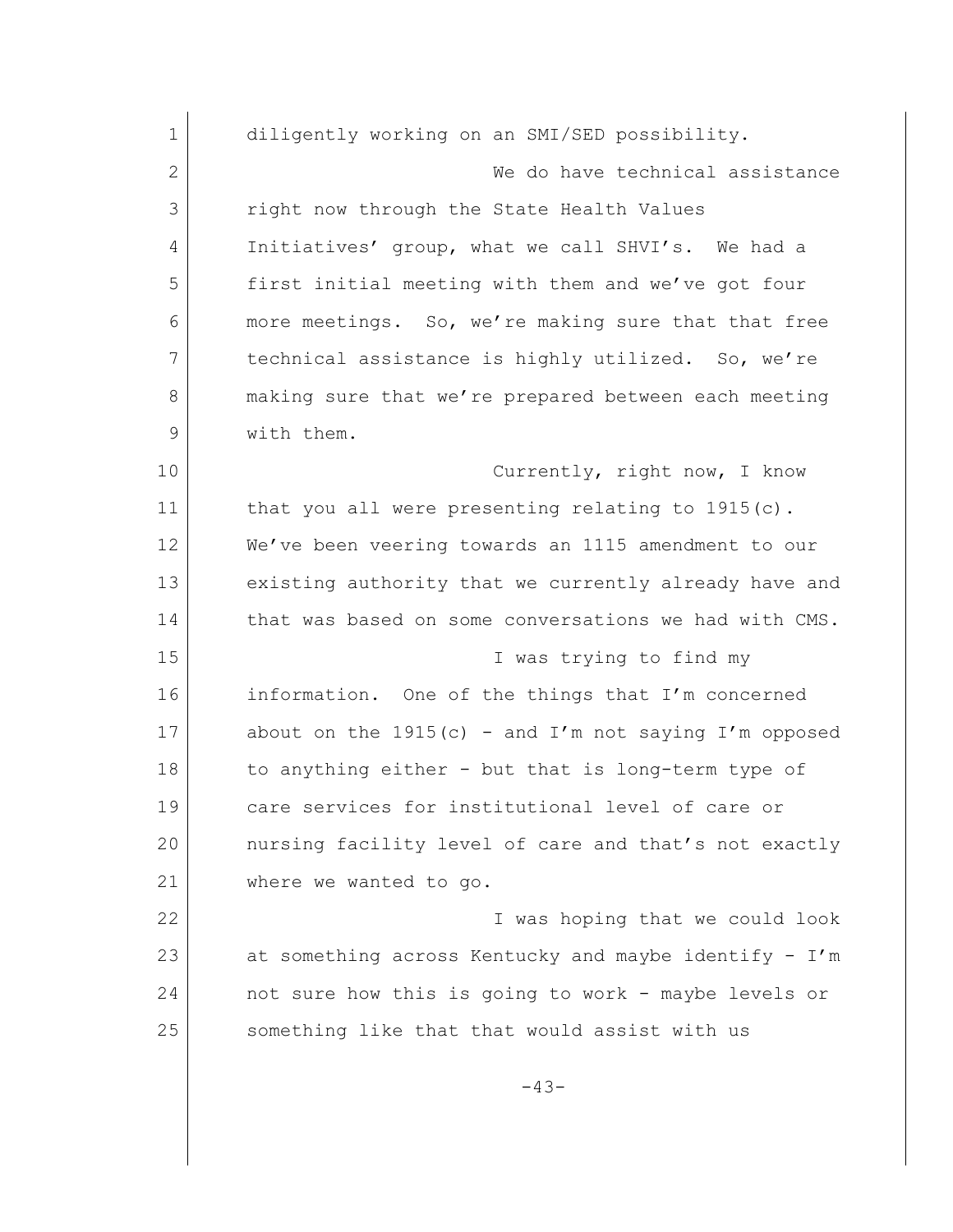diligently working on an SMI/SED possibility.

We do have technical assistance right now through the State Health Values Initiatives' group, what we call SHVI's. We had a first initial meeting with them and we've got four more meetings. So, we're making sure that that free technical assistance is highly utilized. So, we're making sure that we're prepared between each meeting with them.

Currently, right now, I know that you all were presenting relating to 1915(c). We've been veering towards an 1115 amendment to our existing authority that we currently already have and that was based on some conversations we had with CMS.

I was trying to find my information. One of the things that I'm concerned about on the 1915(c) - and I'm not saying I'm opposed to anything either - but that is long-term type of care services for institutional level of care or nursing facility level of care and that's not exactly where we wanted to go.

I was hoping that we could look at something across Kentucky and maybe identify - I'm not sure how this is going to work - maybe levels or something like that that would assist with us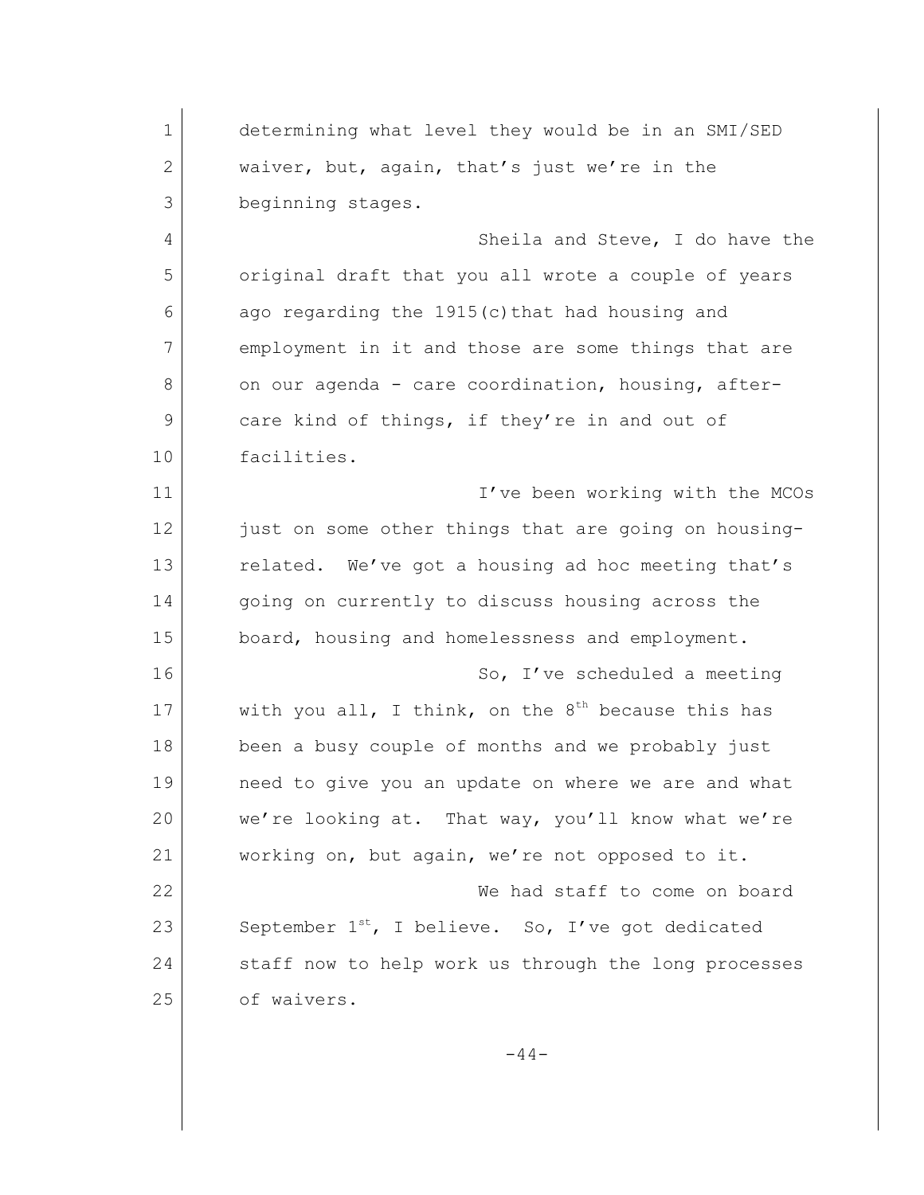determining what level they would be in an SMI/SED waiver, but, again, that's just we're in the beginning stages.

Sheila and Steve, I do have the original draft that you all wrote a couple of years ago regarding the 1915(c)that had housing and employment in it and those are some things that are on our agenda - care coordination, housing, after-care kind of things, if they're in and out of facilities.

I've been working with the MCOs just on some other things that are going on housing-related. We've got a housing ad hoc meeting that's going on currently to discuss housing across the board, housing and homelessness and employment.

So, I've scheduled a meeting with you all, I think, on the 8th because this has been a busy couple of months and we probably just need to give you an update on where we are and what we're looking at. That way, you'll know what we're working on, but again, we're not opposed to it.

We had staff to come on board September 1st, I believe. So, I've got dedicated staff now to help work us through the long processes of waivers.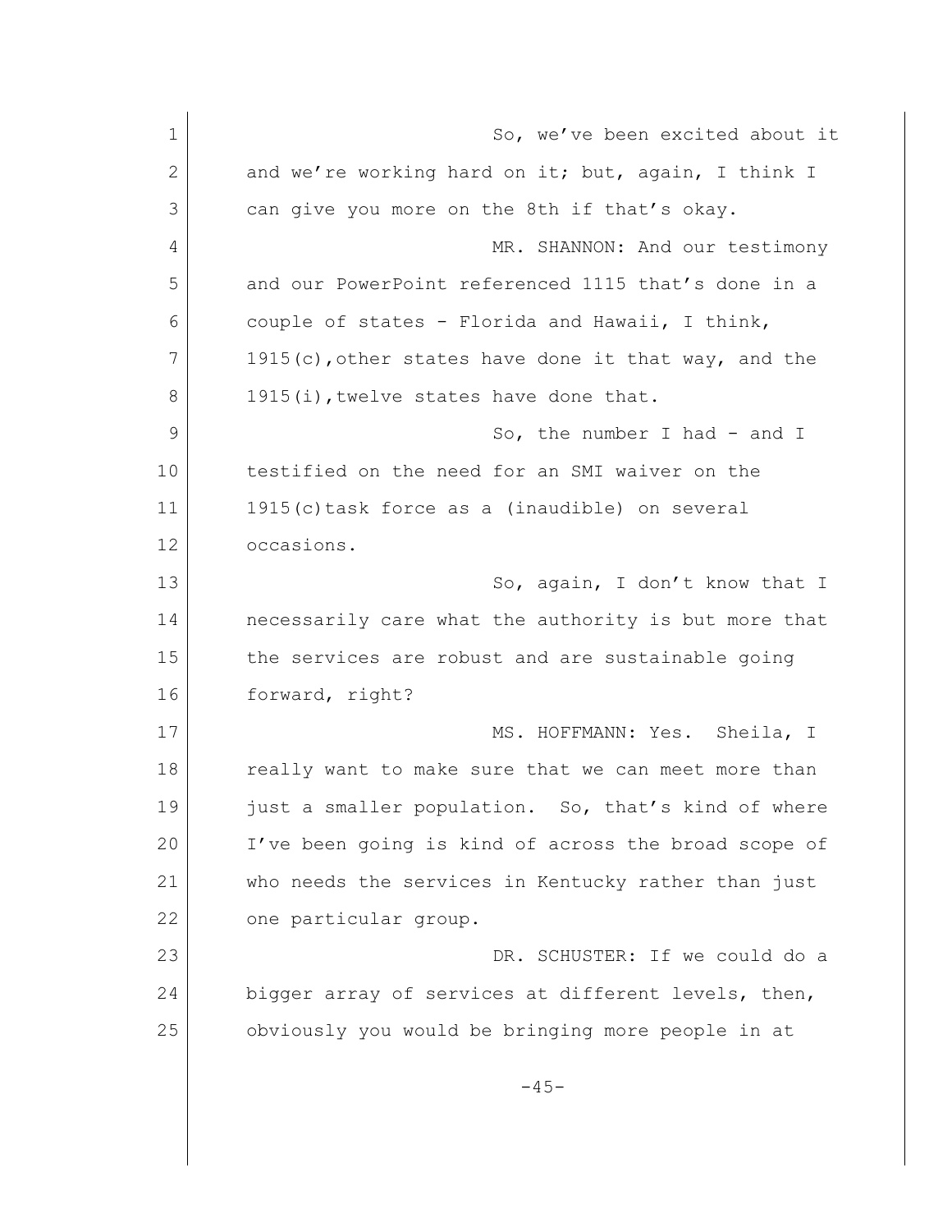So, we've been excited about it and we're working hard on it; but, again, I think I can give you more on the 8th if that's okay.

MR. SHANNON: And our testimony and our PowerPoint referenced 1115 that's done in a couple of states - Florida and Hawaii, I think, 1915(c),other states have done it that way, and the 1915(i),twelve states have done that.

So, the number I had - and I testified on the need for an SMI waiver on the 1915(c)task force as a (inaudible) on several occasions.

So, again, I don't know that I necessarily care what the authority is but more that the services are robust and are sustainable going forward, right?

MS. HOFFMANN: Yes. Sheila, I really want to make sure that we can meet more than just a smaller population. So, that's kind of where I've been going is kind of across the broad scope of who needs the services in Kentucky rather than just one particular group.

DR. SCHUSTER: If we could do a bigger array of services at different levels, then, obviously you would be bringing more people in at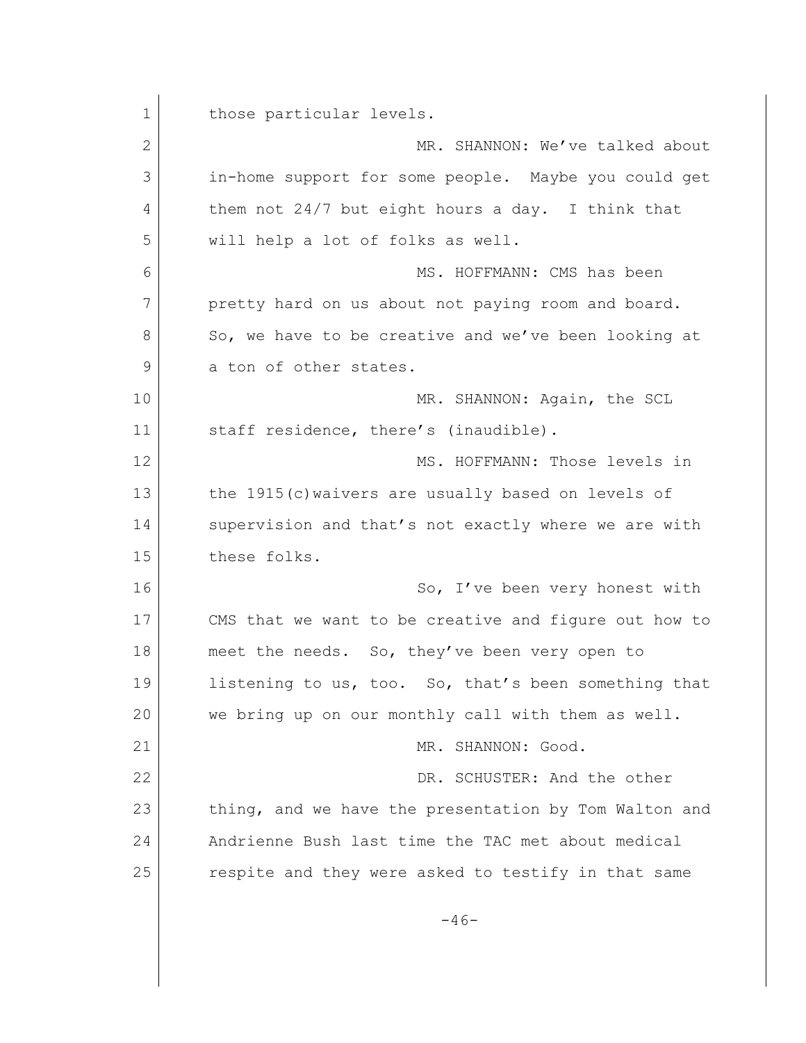those particular levels.

MR. SHANNON: We've talked about in-home support for some people. Maybe you could get them not 24/7 but eight hours a day. I think that will help a lot of folks as well.

MS. HOFFMANN: CMS has been pretty hard on us about not paying room and board. So, we have to be creative and we've been looking at a ton of other states.

MR. SHANNON: Again, the SCL staff residence, there's (inaudible).

MS. HOFFMANN: Those levels in the 1915(c)waivers are usually based on levels of supervision and that's not exactly where we are with these folks.

So, I've been very honest with CMS that we want to be creative and figure out how to meet the needs. So, they've been very open to listening to us, too. So, that's been something that we bring up on our monthly call with them as well.

MR. SHANNON: Good.

DR. SCHUSTER: And the other thing, and we have the presentation by Tom Walton and Andrienne Bush last time the TAC met about medical respite and they were asked to testify in that same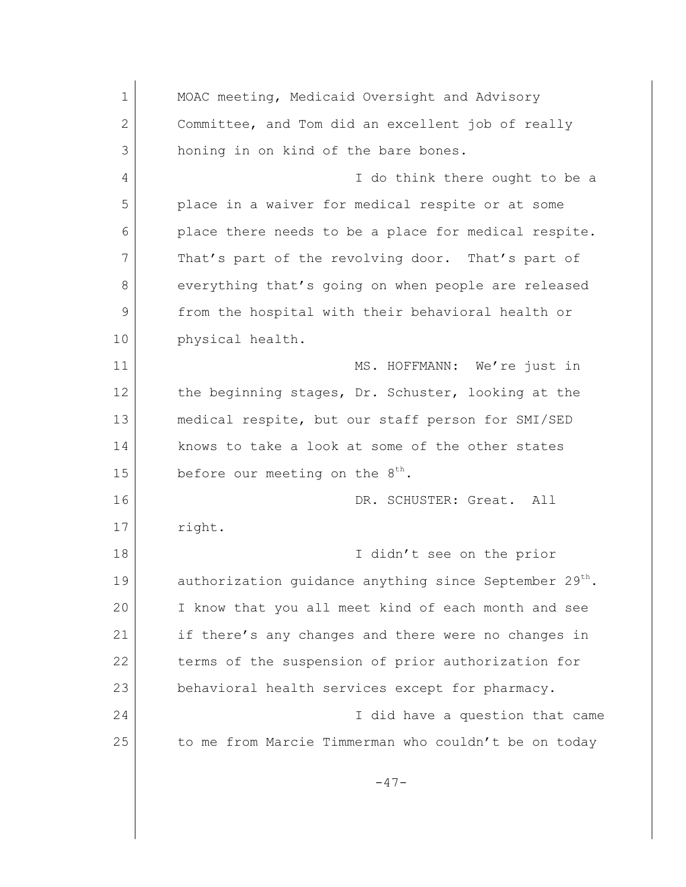MOAC meeting, Medicaid Oversight and Advisory Committee, and Tom did an excellent job of really honing in on kind of the bare bones.

I do think there ought to be a place in a waiver for medical respite or at some place there needs to be a place for medical respite. That's part of the revolving door. That's part of everything that's going on when people are released from the hospital with their behavioral health or physical health.

MS. HOFFMANN: We're just in the beginning stages, Dr. Schuster, looking at the medical respite, but our staff person for SMI/SED knows to take a look at some of the other states before our meeting on the 8th.

DR. SCHUSTER: Great. All right.

I didn't see on the prior authorization guidance anything since September 29th. I know that you all meet kind of each month and see if there's any changes and there were no changes in terms of the suspension of prior authorization for behavioral health services except for pharmacy.

I did have a question that came to me from Marcie Timmerman who couldn't be on today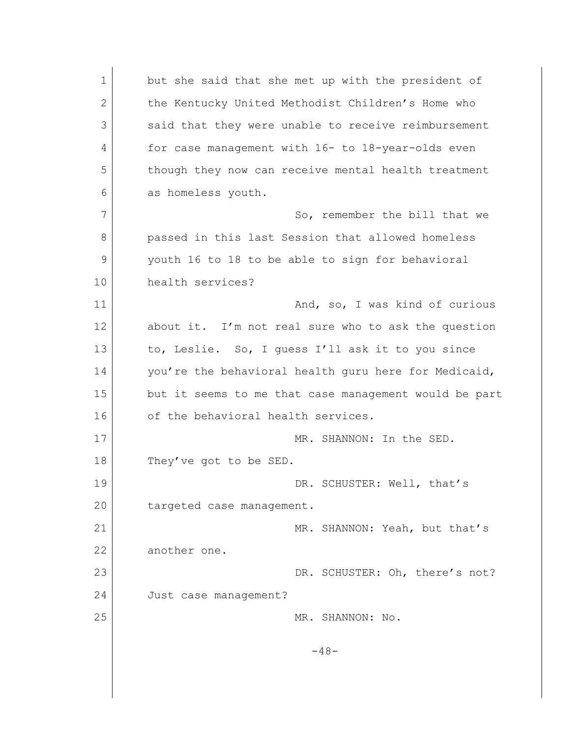but she said that she met up with the president of the Kentucky United Methodist Children's Home who said that they were unable to receive reimbursement for case management with 16- to 18-year-olds even though they now can receive mental health treatment as homeless youth.

So, remember the bill that we passed in this last Session that allowed homeless youth 16 to 18 to be able to sign for behavioral health services?

And, so, I was kind of curious about it. I'm not real sure who to ask the question to, Leslie. So, I guess I'll ask it to you since you're the behavioral health guru here for Medicaid, but it seems to me that case management would be part of the behavioral health services.

MR. SHANNON: In the SED. They've got to be SED.

DR. SCHUSTER: Well, that's targeted case management.

MR. SHANNON: Yeah, but that's another one.

DR. SCHUSTER: Oh, there's not? Just case management?

MR. SHANNON: No.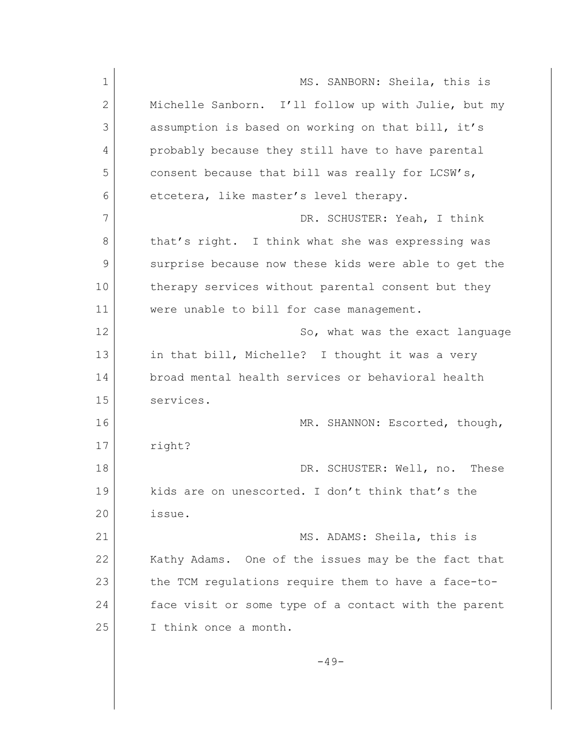MS. SANBORN: Sheila, this is Michelle Sanborn. I'll follow up with Julie, but my assumption is based on working on that bill, it's probably because they still have to have parental consent because that bill was really for LCSW's, etcetera, like master's level therapy.

DR. SCHUSTER: Yeah, I think that's right. I think what she was expressing was surprise because now these kids were able to get the therapy services without parental consent but they were unable to bill for case management.

So, what was the exact language in that bill, Michelle? I thought it was a very broad mental health services or behavioral health services.

MR. SHANNON: Escorted, though, right?

DR. SCHUSTER: Well, no. These kids are on unescorted. I don't think that's the issue.

MS. ADAMS: Sheila, this is Kathy Adams. One of the issues may be the fact that the TCM regulations require them to have a face-to-face visit or some type of a contact with the parent I think once a month.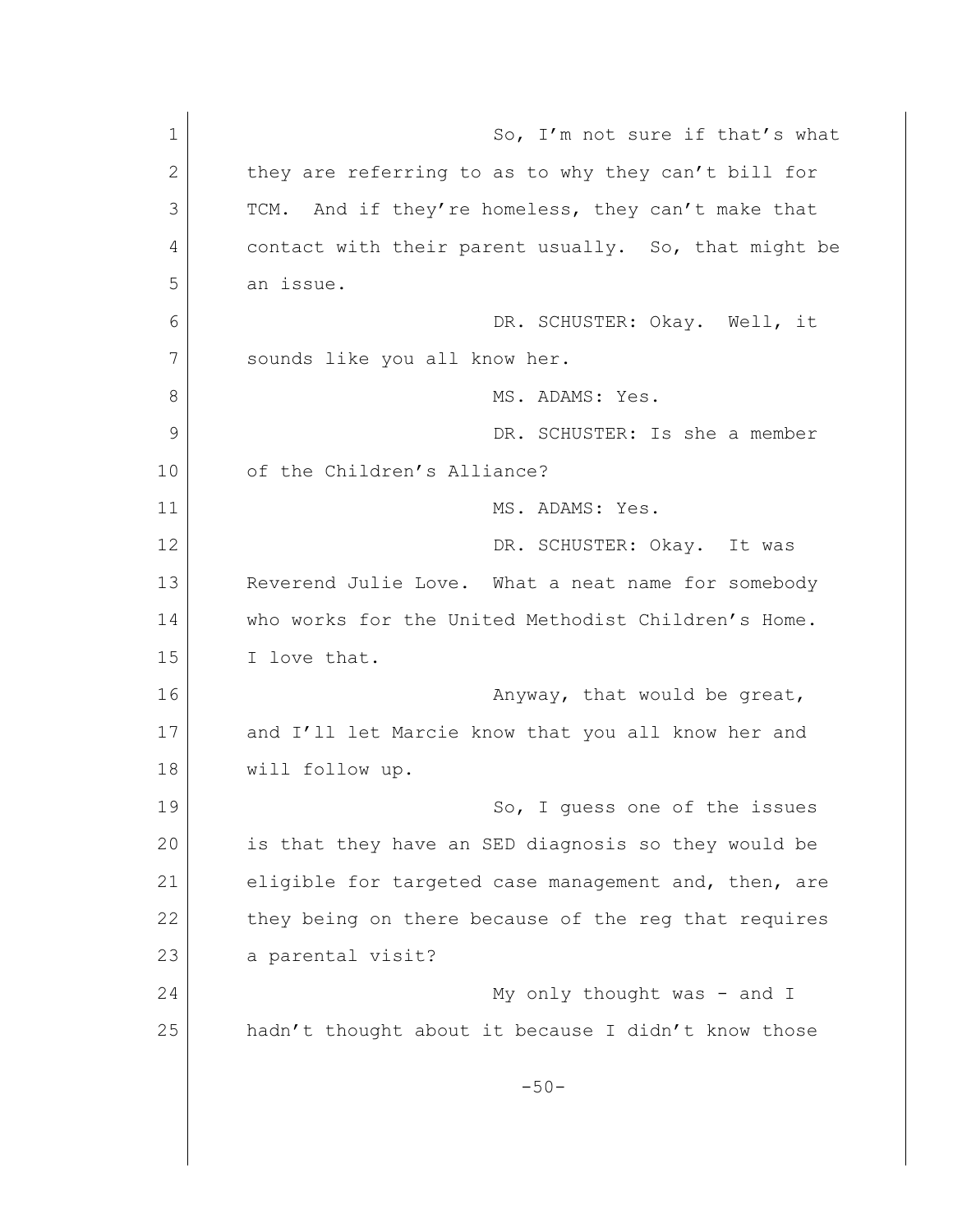So, I'm not sure if that's what they are referring to as to why they can't bill for TCM. And if they're homeless, they can't make that contact with their parent usually. So, that might be an issue.

DR. SCHUSTER: Okay. Well, it sounds like you all know her.

MS. ADAMS: Yes.

DR. SCHUSTER: Is she a member of the Children's Alliance?

MS. ADAMS: Yes.

DR. SCHUSTER: Okay. It was Reverend Julie Love. What a neat name for somebody who works for the United Methodist Children's Home. I love that.

Anyway, that would be great, and I'll let Marcie know that you all know her and will follow up.

So, I guess one of the issues is that they have an SED diagnosis so they would be eligible for targeted case management and, then, are they being on there because of the reg that requires a parental visit?

My only thought was - and I hadn't thought about it because I didn't know those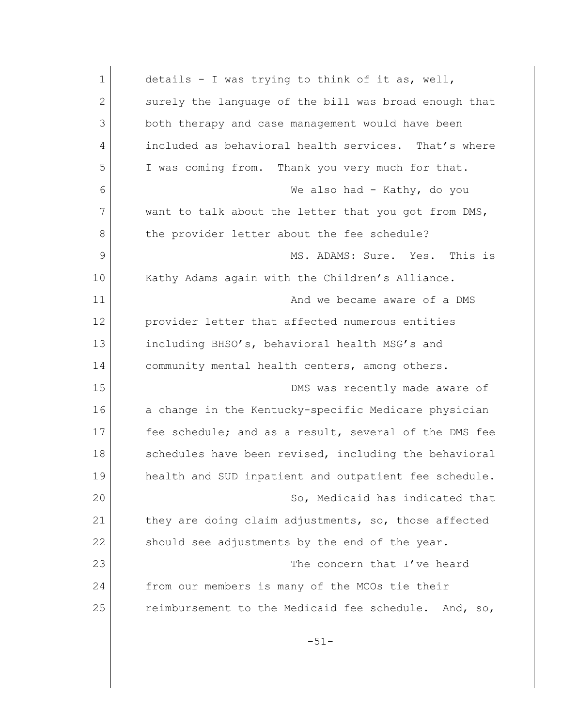details - I was trying to think of it as, well, surely the language of the bill was broad enough that both therapy and case management would have been included as behavioral health services. That's where I was coming from. Thank you very much for that.

We also had - Kathy, do you want to talk about the letter that you got from DMS, the provider letter about the fee schedule?

MS. ADAMS: Sure. Yes. This is Kathy Adams again with the Children's Alliance.

And we became aware of a DMS provider letter that affected numerous entities including BHSO's, behavioral health MSG's and community mental health centers, among others.

DMS was recently made aware of a change in the Kentucky-specific Medicare physician fee schedule; and as a result, several of the DMS fee schedules have been revised, including the behavioral health and SUD inpatient and outpatient fee schedule.

So, Medicaid has indicated that they are doing claim adjustments, so, those affected should see adjustments by the end of the year.

The concern that I've heard from our members is many of the MCOs tie their reimbursement to the Medicaid fee schedule. And, so,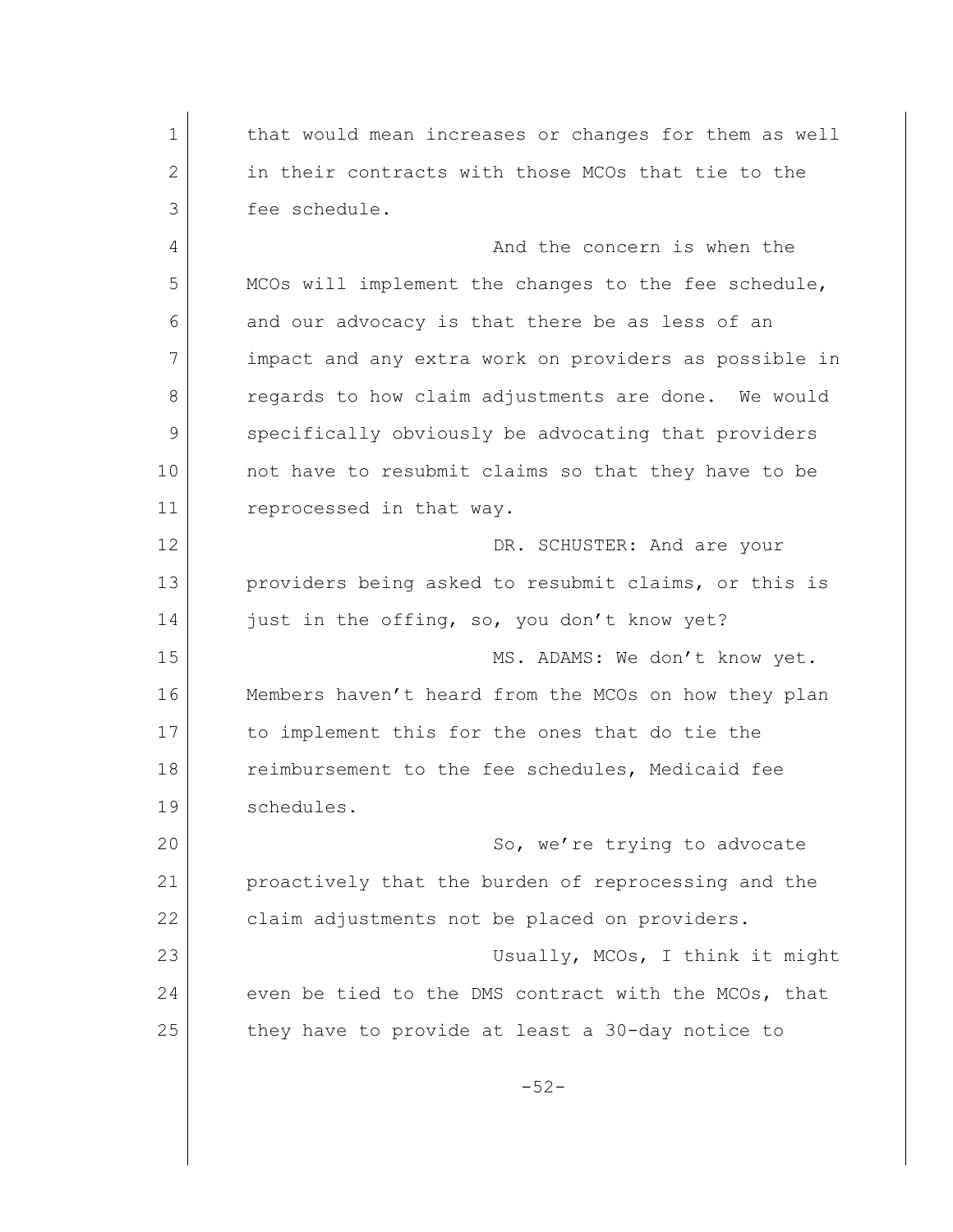that would mean increases or changes for them as well in their contracts with those MCOs that tie to the fee schedule.

And the concern is when the MCOs will implement the changes to the fee schedule, and our advocacy is that there be as less of an impact and any extra work on providers as possible in regards to how claim adjustments are done. We would specifically obviously be advocating that providers not have to resubmit claims so that they have to be reprocessed in that way.

DR. SCHUSTER: And are your providers being asked to resubmit claims, or this is just in the offing, so, you don't know yet?

MS. ADAMS: We don't know yet. Members haven't heard from the MCOs on how they plan to implement this for the ones that do tie the reimbursement to the fee schedules, Medicaid fee schedules.

So, we're trying to advocate proactively that the burden of reprocessing and the claim adjustments not be placed on providers.

Usually, MCOs, I think it might even be tied to the DMS contract with the MCOs, that they have to provide at least a 30-day notice to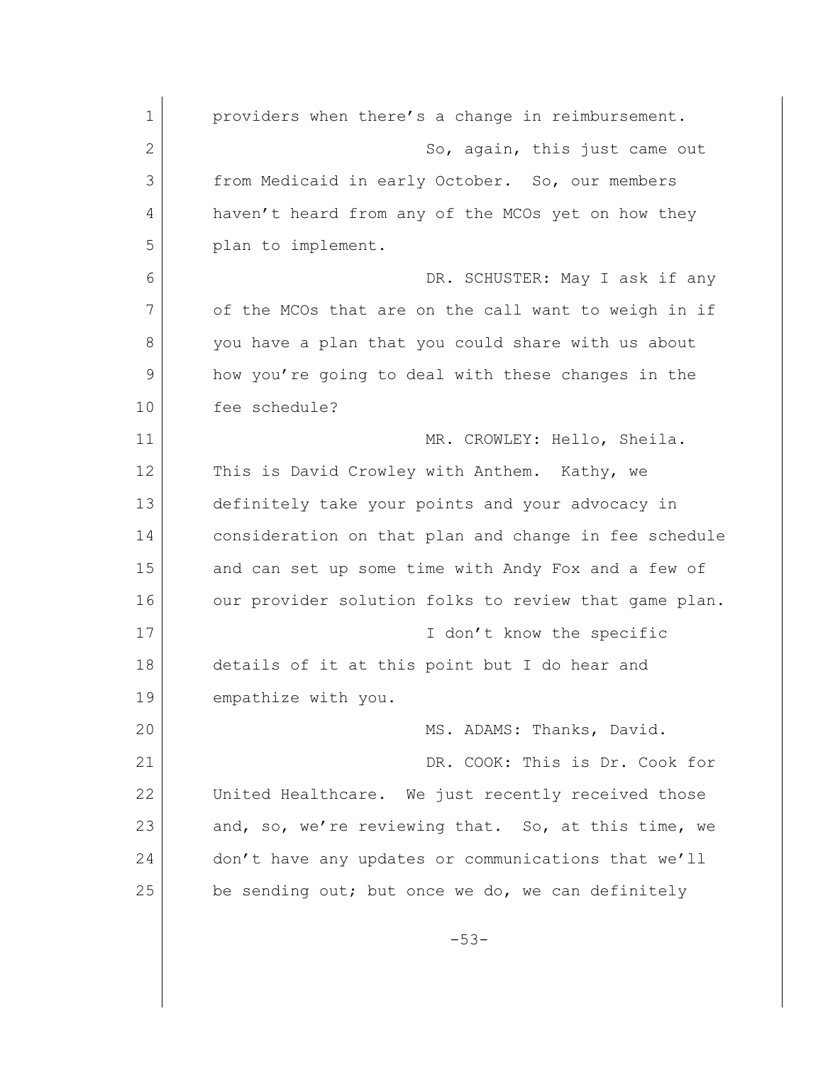providers when there's a change in reimbursement.

So, again, this just came out from Medicaid in early October. So, our members haven't heard from any of the MCOs yet on how they plan to implement.

DR. SCHUSTER: May I ask if any of the MCOs that are on the call want to weigh in if you have a plan that you could share with us about how you're going to deal with these changes in the fee schedule?

MR. CROWLEY: Hello, Sheila. This is David Crowley with Anthem. Kathy, we definitely take your points and your advocacy in consideration on that plan and change in fee schedule and can set up some time with Andy Fox and a few of our provider solution folks to review that game plan.

I don't know the specific details of it at this point but I do hear and empathize with you.

MS. ADAMS: Thanks, David.

DR. COOK: This is Dr. Cook for United Healthcare. We just recently received those and, so, we're reviewing that. So, at this time, we don't have any updates or communications that we'll be sending out; but once we do, we can definitely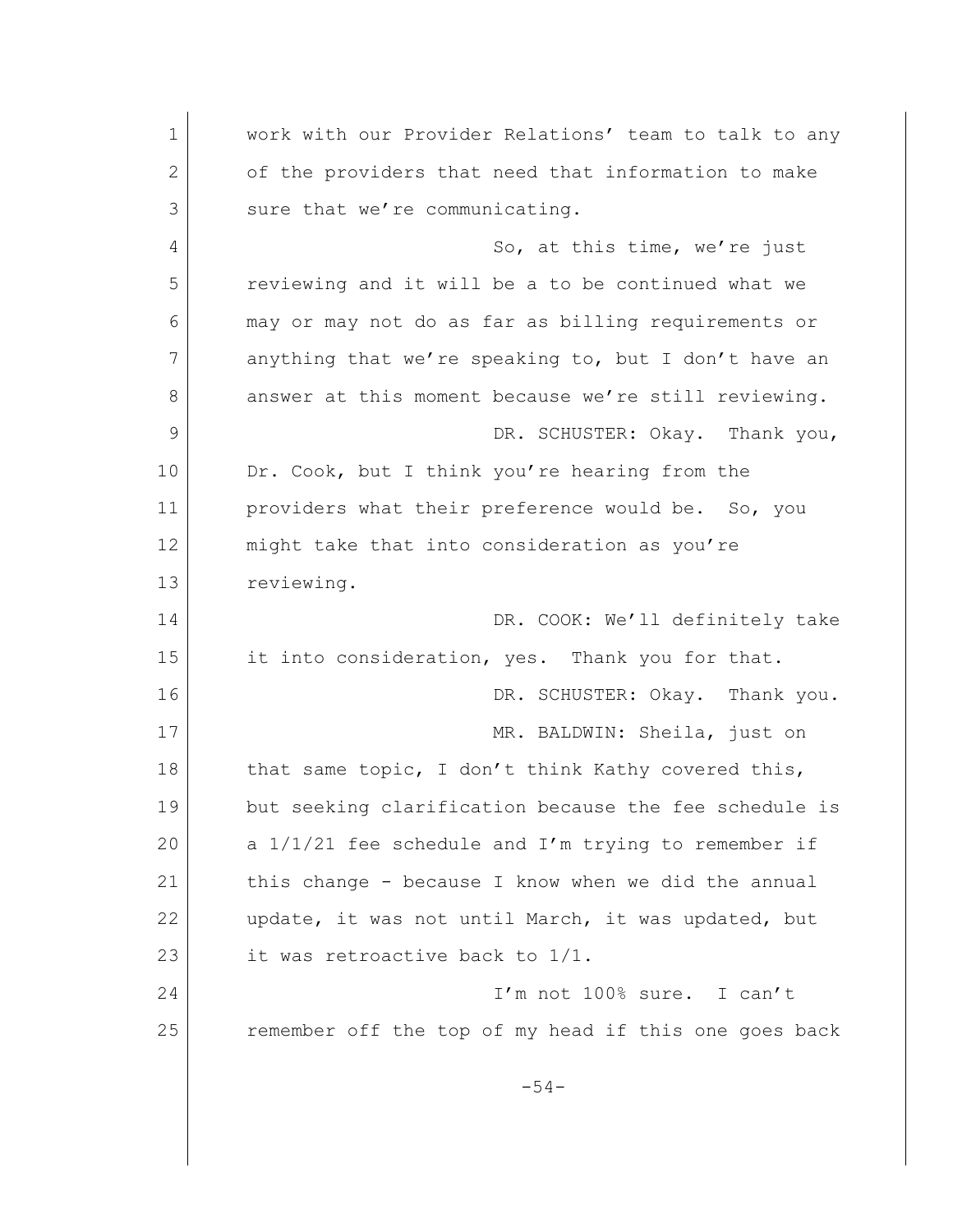work with our Provider Relations' team to talk to any of the providers that need that information to make sure that we're communicating.

So, at this time, we're just reviewing and it will be a to be continued what we may or may not do as far as billing requirements or anything that we're speaking to, but I don't have an answer at this moment because we're still reviewing.

DR. SCHUSTER: Okay. Thank you, Dr. Cook, but I think you're hearing from the providers what their preference would be. So, you might take that into consideration as you're reviewing.

DR. COOK: We'll definitely take it into consideration, yes. Thank you for that.

DR. SCHUSTER: Okay. Thank you.

MR. BALDWIN: Sheila, just on that same topic, I don't think Kathy covered this, but seeking clarification because the fee schedule is a 1/1/21 fee schedule and I'm trying to remember if this change - because I know when we did the annual update, it was not until March, it was updated, but it was retroactive back to 1/1.

I'm not 100% sure. I can't remember off the top of my head if this one goes back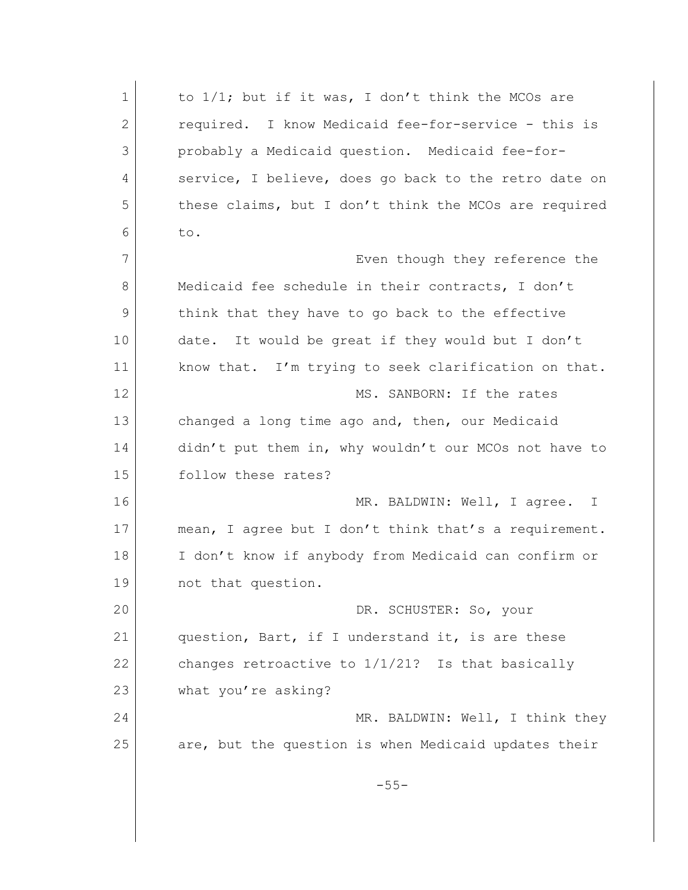to 1/1; but if it was, I don't think the MCOs are required. I know Medicaid fee-for-service - this is probably a Medicaid question. Medicaid fee-for-service, I believe, does go back to the retro date on these claims, but I don't think the MCOs are required to.

Even though they reference the Medicaid fee schedule in their contracts, I don't think that they have to go back to the effective date. It would be great if they would but I don't know that. I'm trying to seek clarification on that.

MS. SANBORN: If the rates changed a long time ago and, then, our Medicaid didn't put them in, why wouldn't our MCOs not have to follow these rates?

MR. BALDWIN: Well, I agree. I mean, I agree but I don't think that's a requirement. I don't know if anybody from Medicaid can confirm or not that question.

DR. SCHUSTER: So, your question, Bart, if I understand it, is are these changes retroactive to 1/1/21? Is that basically what you're asking?

MR. BALDWIN: Well, I think they are, but the question is when Medicaid updates their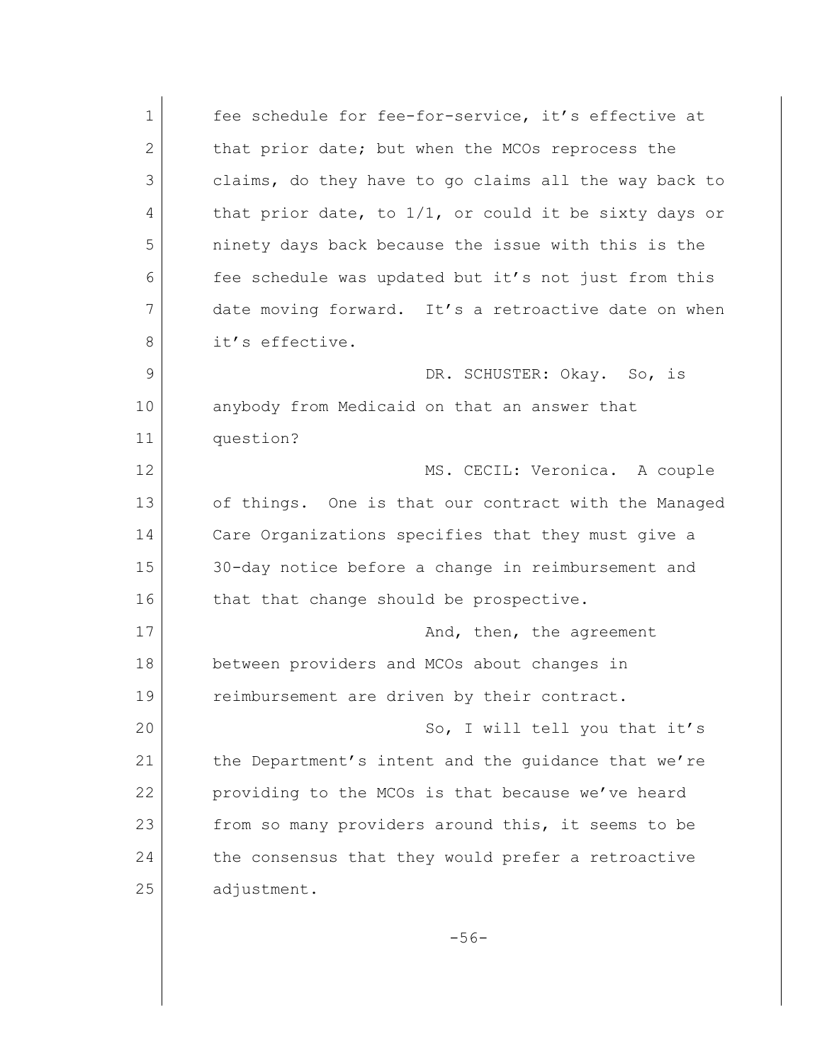fee schedule for fee-for-service, it's effective at that prior date; but when the MCOs reprocess the claims, do they have to go claims all the way back to that prior date, to 1/1, or could it be sixty days or ninety days back because the issue with this is the fee schedule was updated but it's not just from this date moving forward. It's a retroactive date on when it's effective.

DR. SCHUSTER: Okay. So, is anybody from Medicaid on that an answer that question?

MS. CECIL: Veronica. A couple of things. One is that our contract with the Managed Care Organizations specifies that they must give a 30-day notice before a change in reimbursement and that that change should be prospective.

And, then, the agreement between providers and MCOs about changes in reimbursement are driven by their contract.

So, I will tell you that it's the Department's intent and the guidance that we're providing to the MCOs is that because we've heard from so many providers around this, it seems to be the consensus that they would prefer a retroactive adjustment.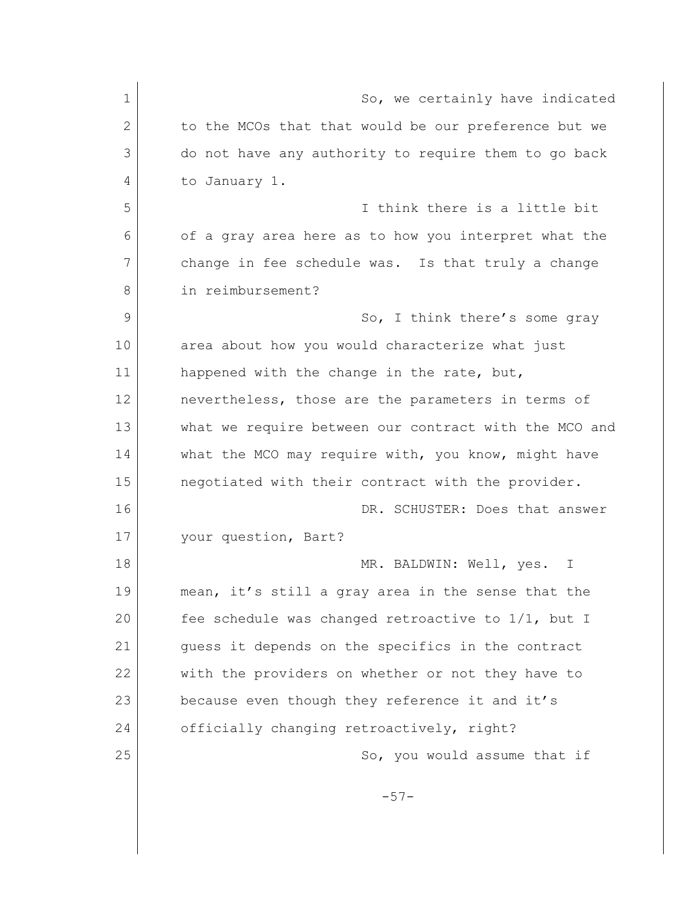So, we certainly have indicated to the MCOs that that would be our preference but we do not have any authority to require them to go back to January 1.

I think there is a little bit of a gray area here as to how you interpret what the change in fee schedule was. Is that truly a change in reimbursement?

So, I think there's some gray area about how you would characterize what just happened with the change in the rate, but, nevertheless, those are the parameters in terms of what we require between our contract with the MCO and what the MCO may require with, you know, might have negotiated with their contract with the provider.

DR. SCHUSTER: Does that answer your question, Bart?

MR. BALDWIN: Well, yes. I mean, it's still a gray area in the sense that the fee schedule was changed retroactive to 1/1, but I guess it depends on the specifics in the contract with the providers on whether or not they have to because even though they reference it and it's officially changing retroactively, right?

So, you would assume that if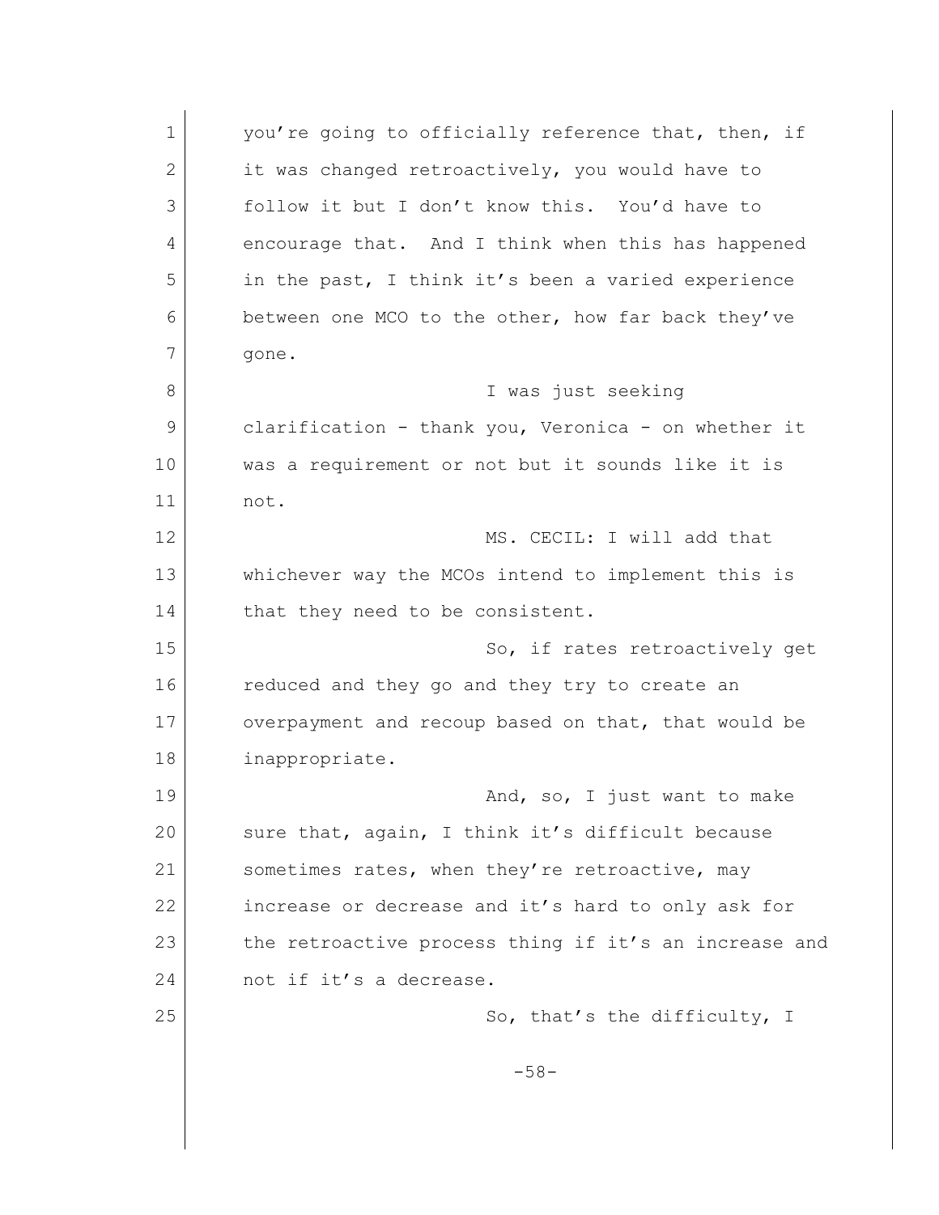you're going to officially reference that, then, if it was changed retroactively, you would have to follow it but I don't know this. You'd have to encourage that. And I think when this has happened in the past, I think it's been a varied experience between one MCO to the other, how far back they've gone.

I was just seeking clarification - thank you, Veronica - on whether it was a requirement or not but it sounds like it is not.

MS. CECIL: I will add that whichever way the MCOs intend to implement this is that they need to be consistent.

So, if rates retroactively get reduced and they go and they try to create an overpayment and recoup based on that, that would be inappropriate.

And, so, I just want to make sure that, again, I think it's difficult because sometimes rates, when they're retroactive, may increase or decrease and it's hard to only ask for the retroactive process thing if it's an increase and not if it's a decrease.

So, that's the difficulty, I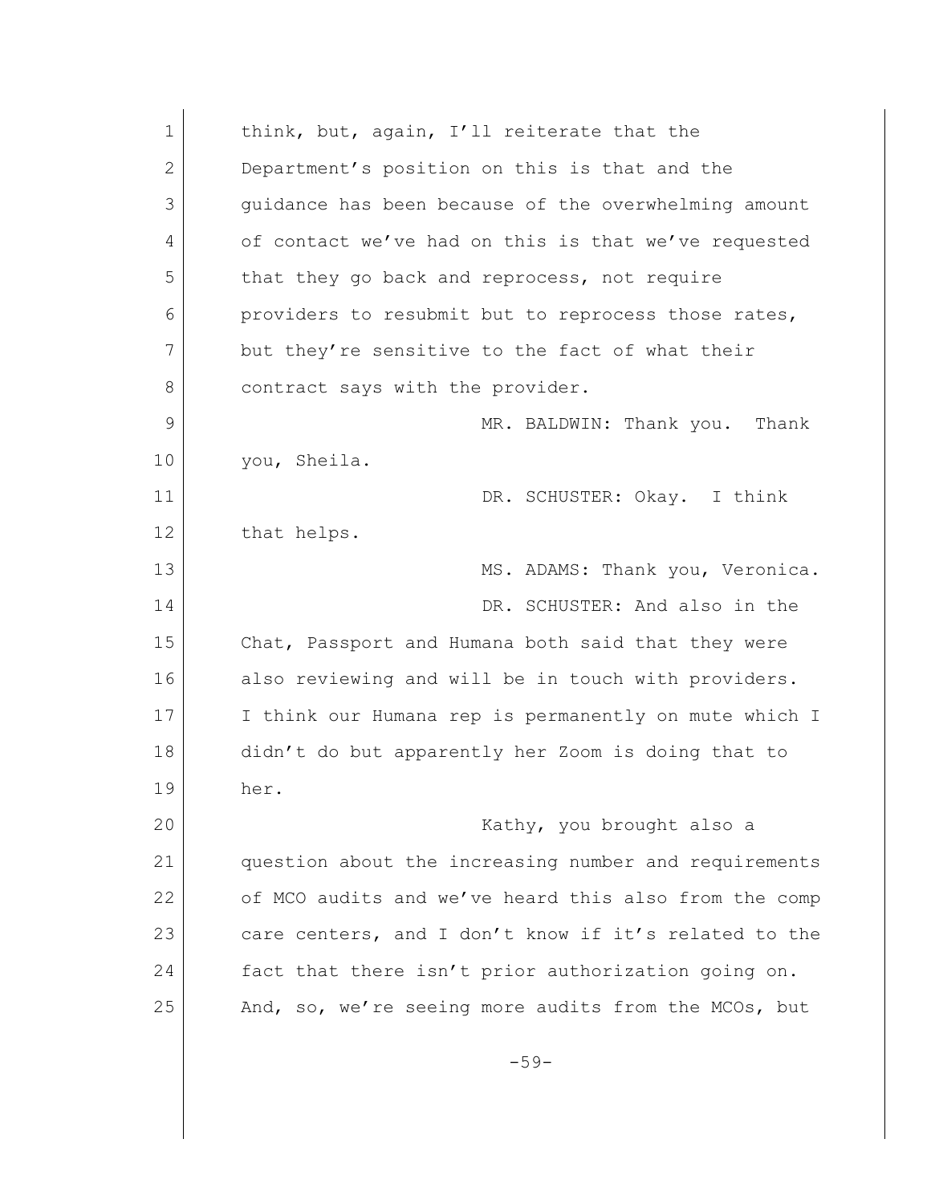think, but, again, I'll reiterate that the Department's position on this is that and the guidance has been because of the overwhelming amount of contact we've had on this is that we've requested that they go back and reprocess, not require providers to resubmit but to reprocess those rates, but they're sensitive to the fact of what their contract says with the provider.

MR. BALDWIN: Thank you. Thank you, Sheila.

DR. SCHUSTER: Okay. I think that helps.

MS. ADAMS: Thank you, Veronica.

DR. SCHUSTER: And also in the Chat, Passport and Humana both said that they were also reviewing and will be in touch with providers. I think our Humana rep is permanently on mute which I didn't do but apparently her Zoom is doing that to her.

Kathy, you brought also a question about the increasing number and requirements of MCO audits and we've heard this also from the comp care centers, and I don't know if it's related to the fact that there isn't prior authorization going on. And, so, we're seeing more audits from the MCOs, but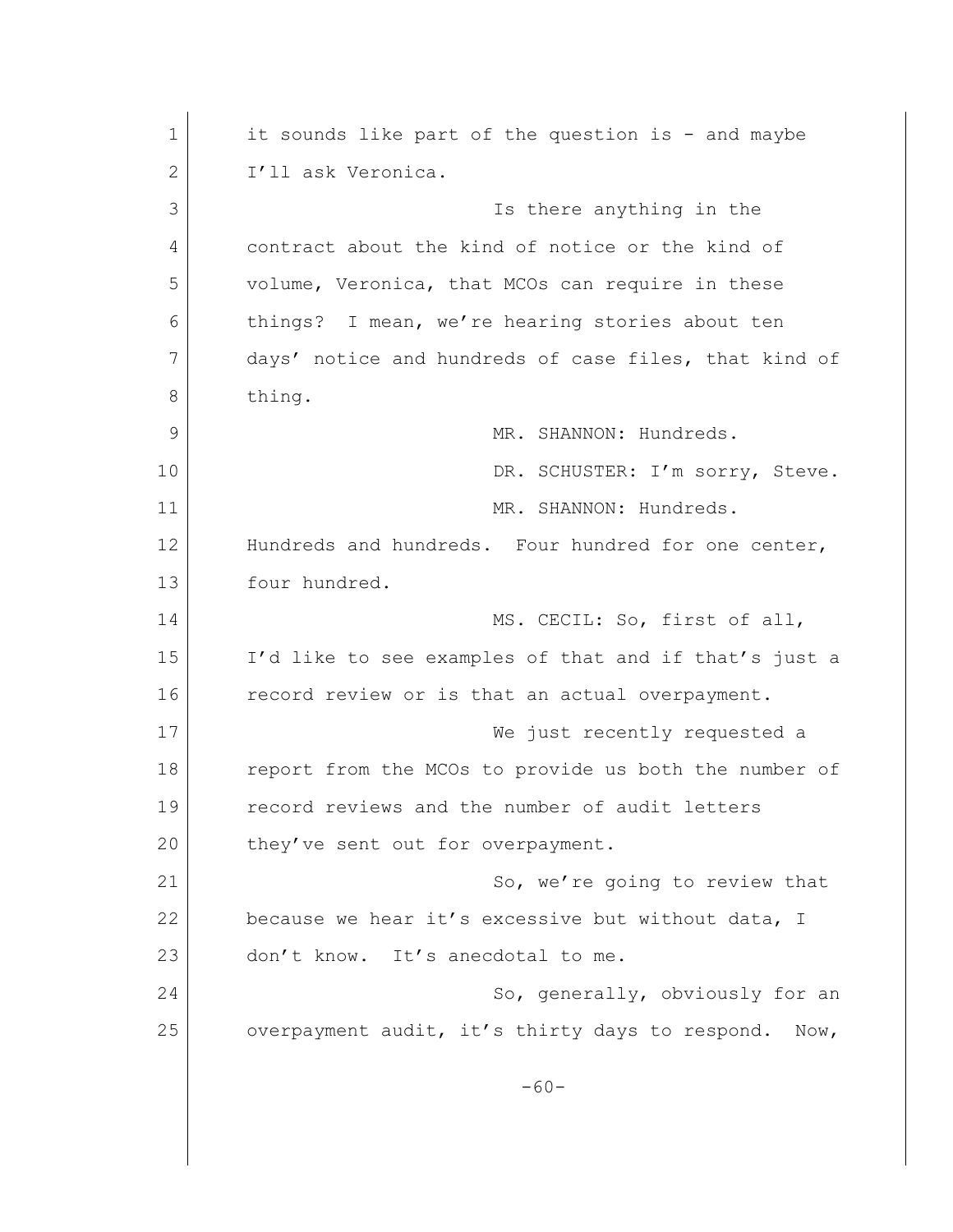it sounds like part of the question is - and maybe I'll ask Veronica.

Is there anything in the contract about the kind of notice or the kind of volume, Veronica, that MCOs can require in these things? I mean, we're hearing stories about ten days' notice and hundreds of case files, that kind of thing.

MR. SHANNON: Hundreds.

DR. SCHUSTER: I'm sorry, Steve.

MR. SHANNON: Hundreds. Hundreds and hundreds. Four hundred for one center, four hundred.

MS. CECIL: So, first of all, I'd like to see examples of that and if that's just a record review or is that an actual overpayment.

We just recently requested a report from the MCOs to provide us both the number of record reviews and the number of audit letters they've sent out for overpayment.

So, we're going to review that because we hear it's excessive but without data, I don't know. It's anecdotal to me.

So, generally, obviously for an overpayment audit, it's thirty days to respond. Now,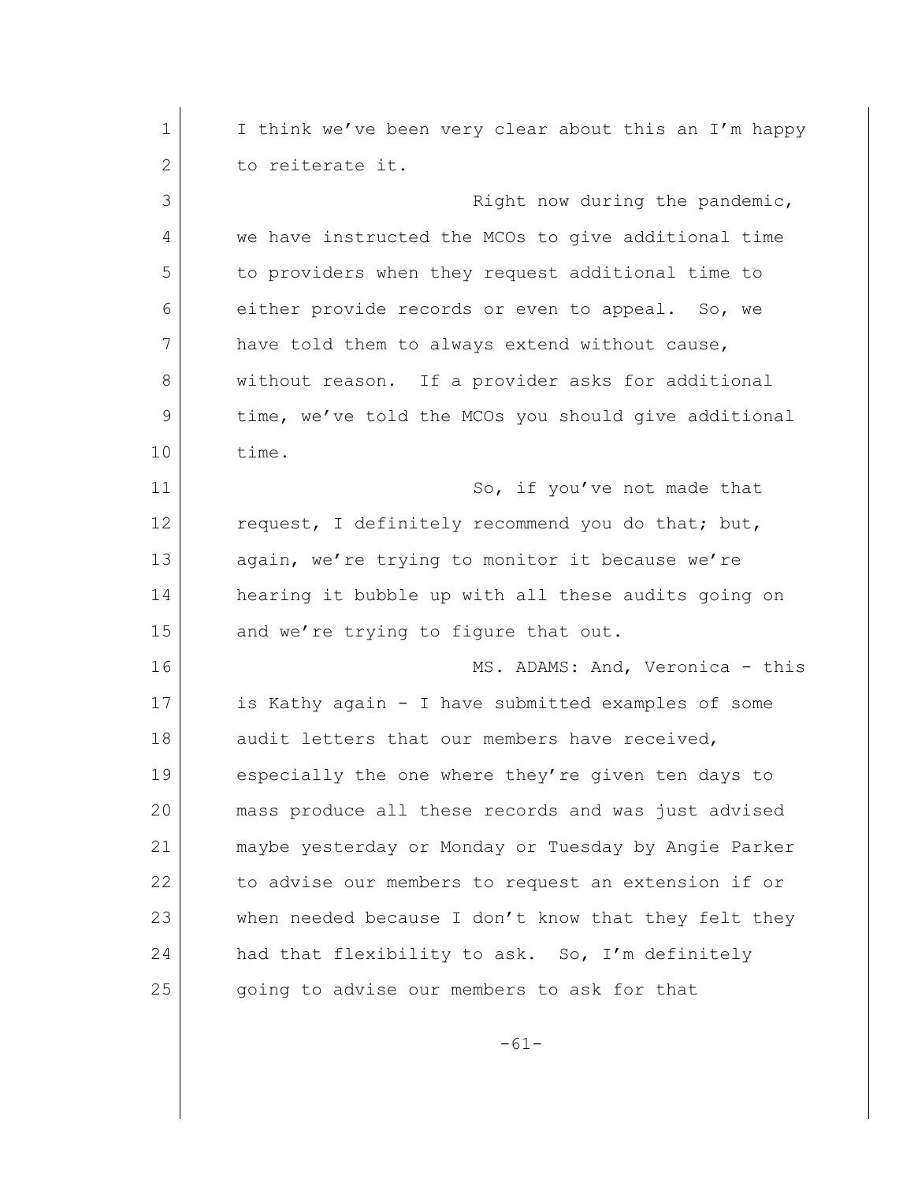I think we've been very clear about this an I'm happy to reiterate it.

Right now during the pandemic, we have instructed the MCOs to give additional time to providers when they request additional time to either provide records or even to appeal. So, we have told them to always extend without cause, without reason. If a provider asks for additional time, we've told the MCOs you should give additional time.

So, if you've not made that request, I definitely recommend you do that; but, again, we're trying to monitor it because we're hearing it bubble up with all these audits going on and we're trying to figure that out.

MS. ADAMS: And, Veronica - this is Kathy again - I have submitted examples of some audit letters that our members have received, especially the one where they're given ten days to mass produce all these records and was just advised maybe yesterday or Monday or Tuesday by Angie Parker to advise our members to request an extension if or when needed because I don't know that they felt they had that flexibility to ask. So, I'm definitely going to advise our members to ask for that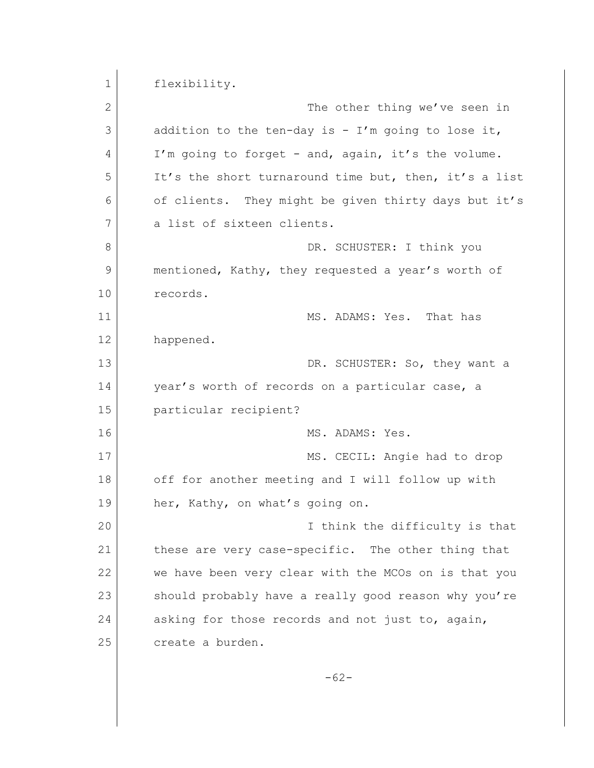flexibility.

The other thing we've seen in addition to the ten-day is - I'm going to lose it, I'm going to forget - and, again, it's the volume. It's the short turnaround time but, then, it's a list of clients. They might be given thirty days but it's a list of sixteen clients.

DR. SCHUSTER: I think you mentioned, Kathy, they requested a year's worth of records.

MS. ADAMS: Yes. That has happened.

DR. SCHUSTER: So, they want a year's worth of records on a particular case, a particular recipient?

MS. ADAMS: Yes.

MS. CECIL: Angie had to drop off for another meeting and I will follow up with her, Kathy, on what's going on.

I think the difficulty is that these are very case-specific. The other thing that we have been very clear with the MCOs on is that you should probably have a really good reason why you're asking for those records and not just to, again, create a burden.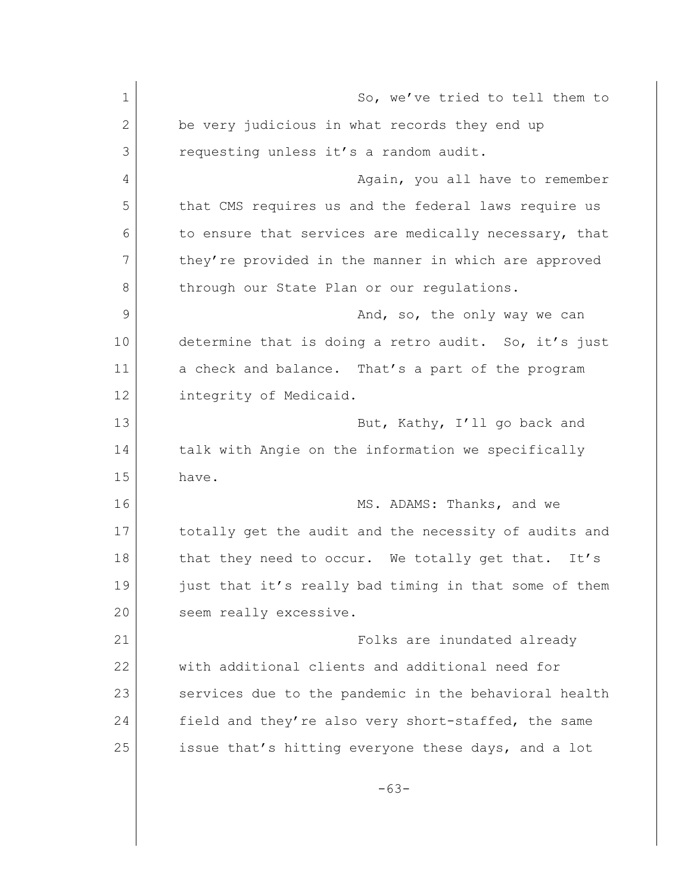So, we've tried to tell them to be very judicious in what records they end up requesting unless it's a random audit.

Again, you all have to remember that CMS requires us and the federal laws require us to ensure that services are medically necessary, that they're provided in the manner in which are approved through our State Plan or our regulations.

And, so, the only way we can determine that is doing a retro audit. So, it's just a check and balance. That's a part of the program integrity of Medicaid.

But, Kathy, I'll go back and talk with Angie on the information we specifically have.

MS. ADAMS: Thanks, and we totally get the audit and the necessity of audits and that they need to occur. We totally get that. It's just that it's really bad timing in that some of them seem really excessive.

Folks are inundated already with additional clients and additional need for services due to the pandemic in the behavioral health field and they're also very short-staffed, the same issue that's hitting everyone these days, and a lot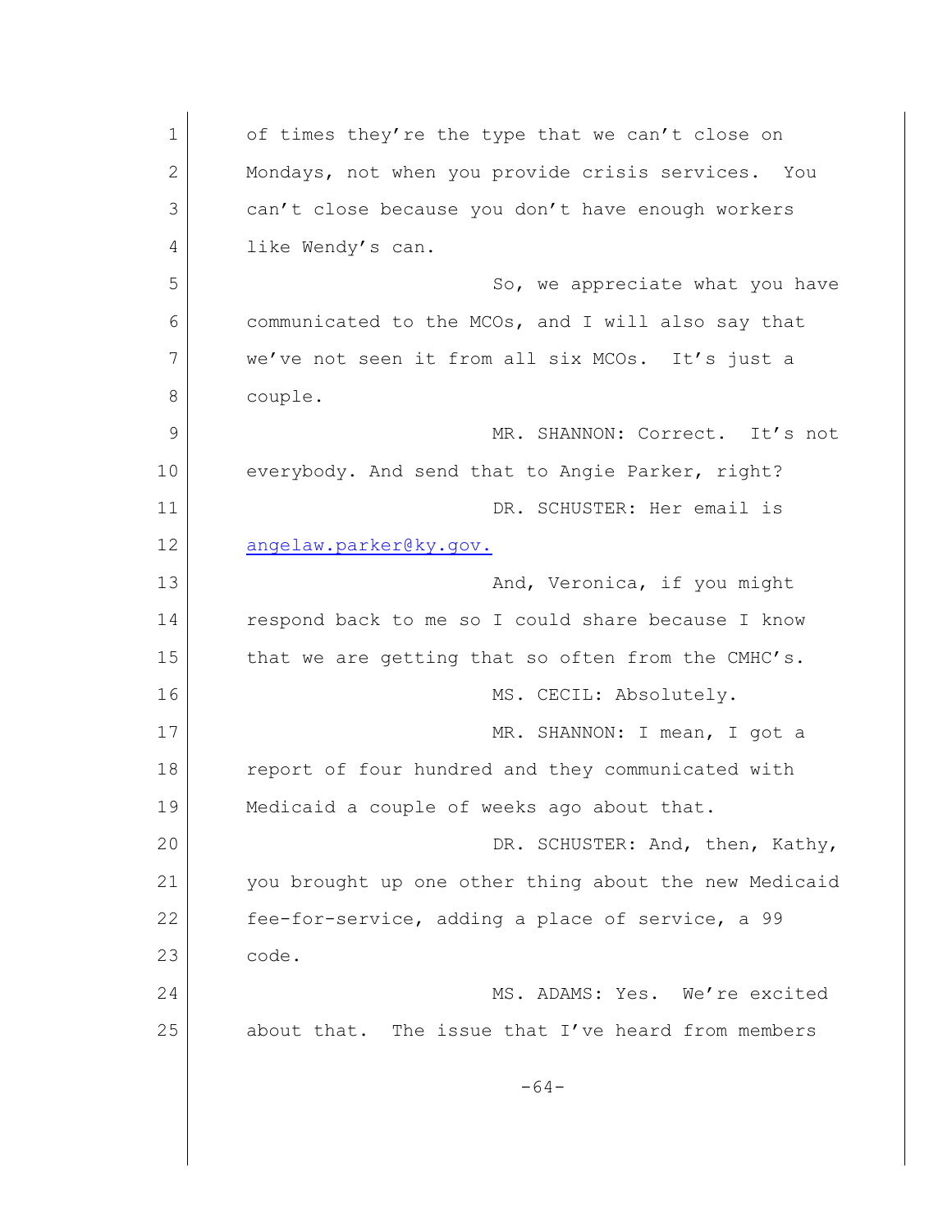of times they're the type that we can't close on Mondays, not when you provide crisis services. You can't close because you don't have enough workers like Wendy's can.

So, we appreciate what you have communicated to the MCOs, and I will also say that we've not seen it from all six MCOs. It's just a couple.

MR. SHANNON: Correct. It's not everybody. And send that to Angie Parker, right?

DR. SCHUSTER: Her email is angelaw.parker@ky.gov.

And, Veronica, if you might respond back to me so I could share because I know that we are getting that so often from the CMHC's.

MS. CECIL: Absolutely.

MR. SHANNON: I mean, I got a report of four hundred and they communicated with Medicaid a couple of weeks ago about that.

DR. SCHUSTER: And, then, Kathy, you brought up one other thing about the new Medicaid fee-for-service, adding a place of service, a 99 code.

MS. ADAMS: Yes. We're excited about that. The issue that I've heard from members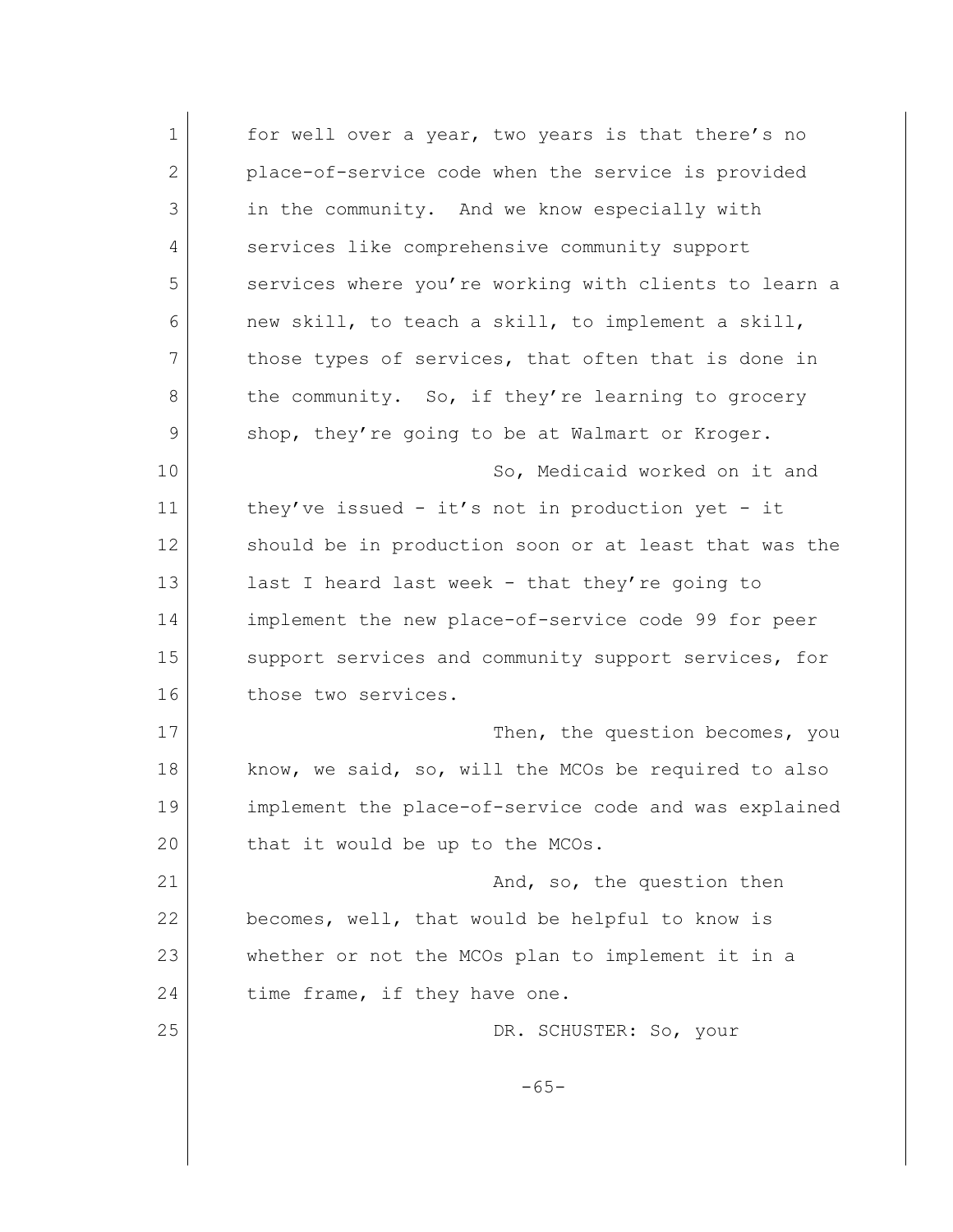for well over a year, two years is that there's no place-of-service code when the service is provided in the community. And we know especially with services like comprehensive community support services where you're working with clients to learn a new skill, to teach a skill, to implement a skill, those types of services, that often that is done in the community. So, if they're learning to grocery shop, they're going to be at Walmart or Kroger.

So, Medicaid worked on it and they've issued - it's not in production yet - it should be in production soon or at least that was the last I heard last week - that they're going to implement the new place-of-service code 99 for peer support services and community support services, for those two services.

Then, the question becomes, you know, we said, so, will the MCOs be required to also implement the place-of-service code and was explained that it would be up to the MCOs.

And, so, the question then becomes, well, that would be helpful to know is whether or not the MCOs plan to implement it in a time frame, if they have one.

DR. SCHUSTER: So, your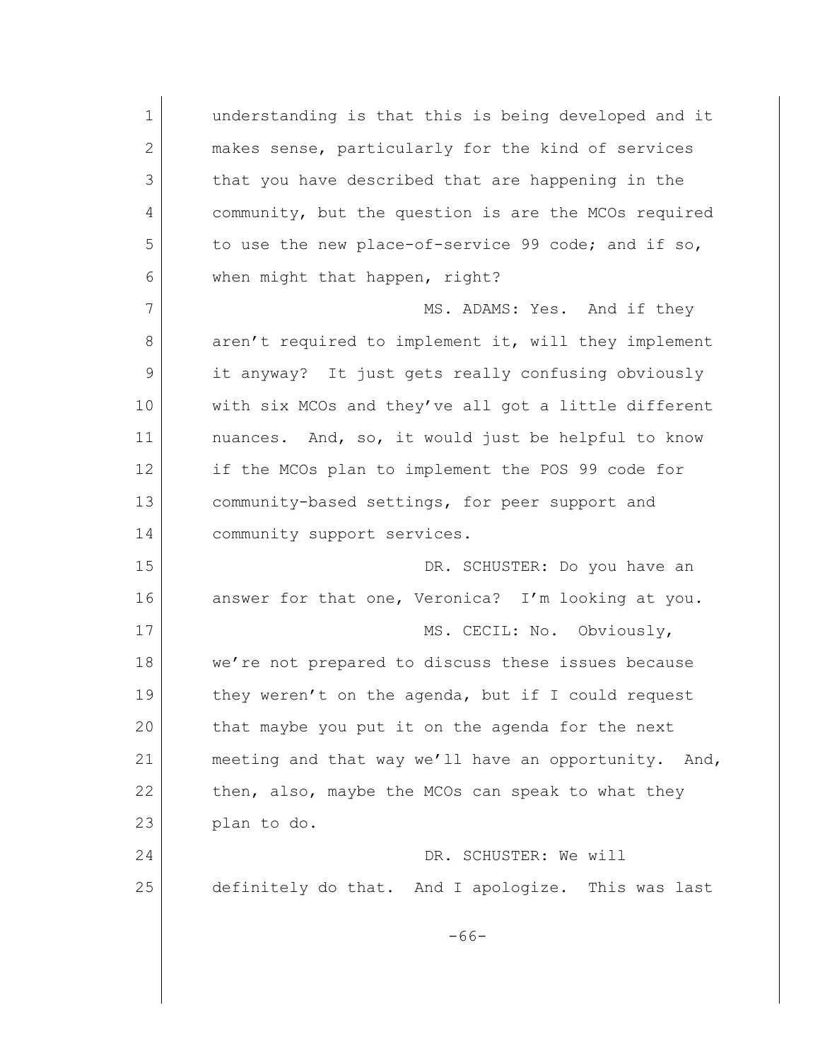understanding is that this is being developed and it makes sense, particularly for the kind of services that you have described that are happening in the community, but the question is are the MCOs required to use the new place-of-service 99 code; and if so, when might that happen, right?

MS. ADAMS: Yes. And if they aren't required to implement it, will they implement it anyway? It just gets really confusing obviously with six MCOs and they've all got a little different nuances. And, so, it would just be helpful to know if the MCOs plan to implement the POS 99 code for community-based settings, for peer support and community support services.

DR. SCHUSTER: Do you have an answer for that one, Veronica? I'm looking at you.

MS. CECIL: No. Obviously, we're not prepared to discuss these issues because they weren't on the agenda, but if I could request that maybe you put it on the agenda for the next meeting and that way we'll have an opportunity. And, then, also, maybe the MCOs can speak to what they plan to do.

DR. SCHUSTER: We will definitely do that. And I apologize. This was last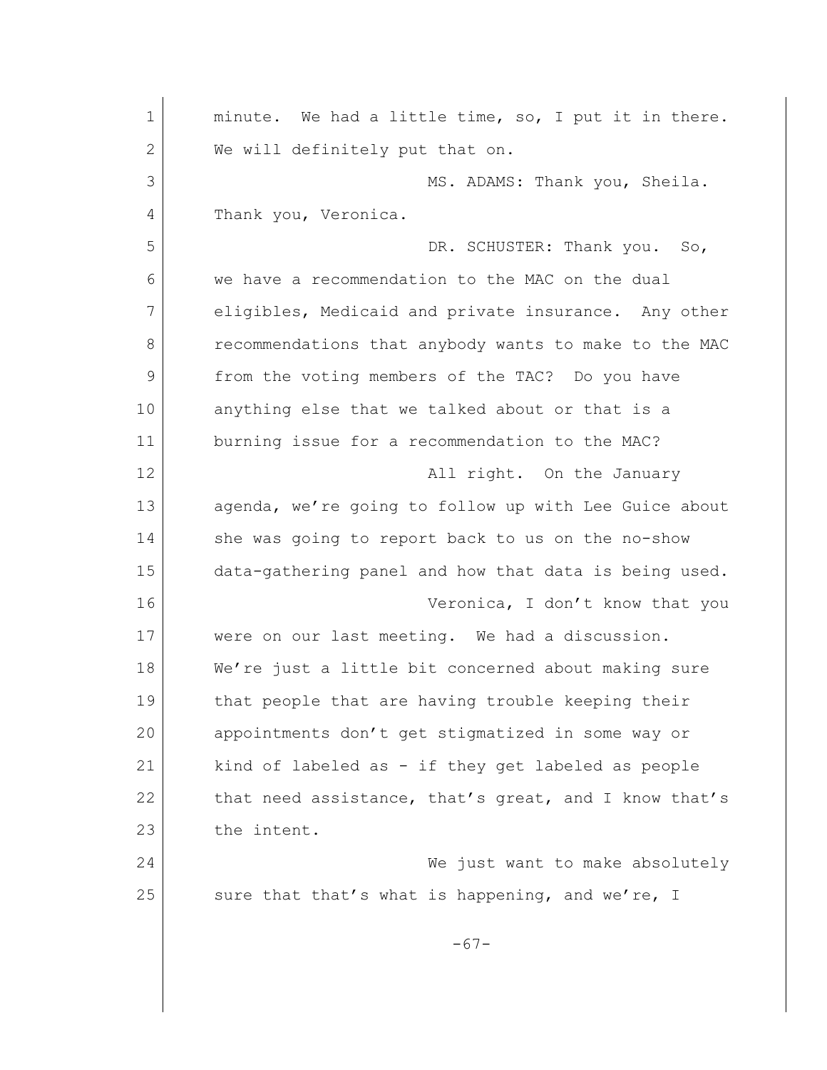minute. We had a little time, so, I put it in there. We will definitely put that on.

MS. ADAMS: Thank you, Sheila. Thank you, Veronica.

DR. SCHUSTER: Thank you. So, we have a recommendation to the MAC on the dual eligibles, Medicaid and private insurance. Any other recommendations that anybody wants to make to the MAC from the voting members of the TAC? Do you have anything else that we talked about or that is a burning issue for a recommendation to the MAC?

All right. On the January agenda, we're going to follow up with Lee Guice about she was going to report back to us on the no-show data-gathering panel and how that data is being used.

Veronica, I don't know that you were on our last meeting. We had a discussion. We're just a little bit concerned about making sure that people that are having trouble keeping their appointments don't get stigmatized in some way or kind of labeled as - if they get labeled as people that need assistance, that's great, and I know that's the intent.

We just want to make absolutely sure that that's what is happening, and we're, I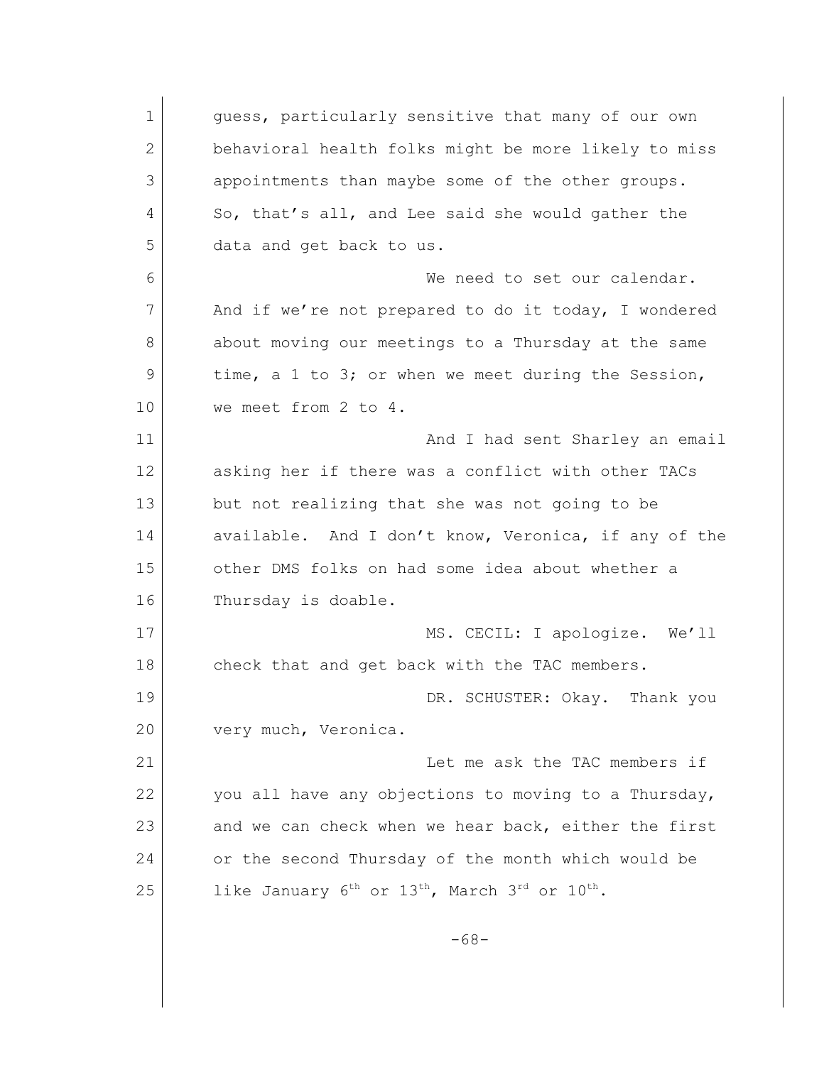guess, particularly sensitive that many of our own behavioral health folks might be more likely to miss appointments than maybe some of the other groups. So, that's all, and Lee said she would gather the data and get back to us.

We need to set our calendar. And if we're not prepared to do it today, I wondered about moving our meetings to a Thursday at the same time, a 1 to 3; or when we meet during the Session, we meet from 2 to 4.

And I had sent Sharley an email asking her if there was a conflict with other TACs but not realizing that she was not going to be available. And I don't know, Veronica, if any of the other DMS folks on had some idea about whether a Thursday is doable.

MS. CECIL: I apologize. We'll check that and get back with the TAC members.

DR. SCHUSTER: Okay. Thank you very much, Veronica.

Let me ask the TAC members if you all have any objections to moving to a Thursday, and we can check when we hear back, either the first or the second Thursday of the month which would be like January 6th or 13th, March 3rd or 10th.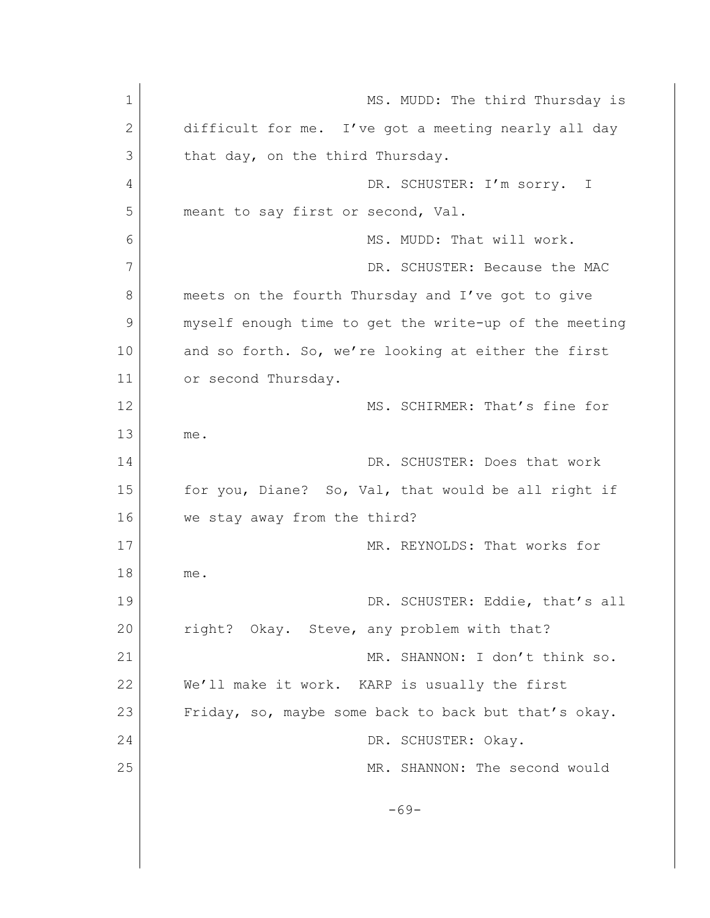MS. MUDD: The third Thursday is difficult for me. I've got a meeting nearly all day that day, on the third Thursday.

DR. SCHUSTER: I'm sorry. I meant to say first or second, Val.

MS. MUDD: That will work.

DR. SCHUSTER: Because the MAC meets on the fourth Thursday and I've got to give myself enough time to get the write-up of the meeting and so forth. So, we're looking at either the first or second Thursday.

MS. SCHIRMER: That's fine for me.

DR. SCHUSTER: Does that work for you, Diane? So, Val, that would be all right if we stay away from the third?

MR. REYNOLDS: That works for me.

DR. SCHUSTER: Eddie, that's all right? Okay. Steve, any problem with that?

MR. SHANNON: I don't think so. We'll make it work. KARP is usually the first Friday, so, maybe some back to back but that's okay.

DR. SCHUSTER: Okay.

MR. SHANNON: The second would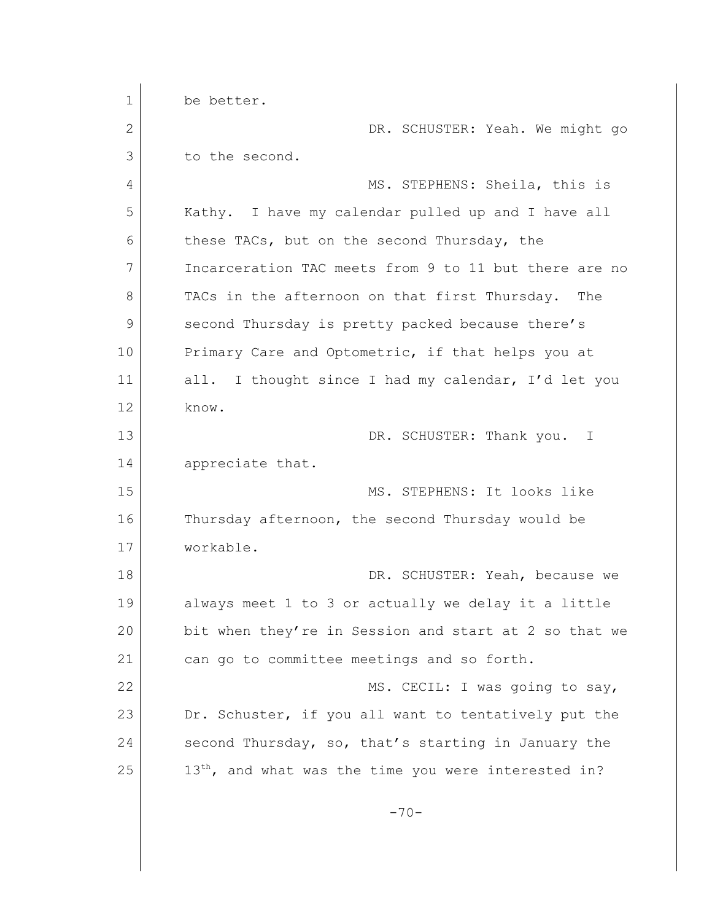be better.

DR. SCHUSTER: Yeah. We might go to the second.

MS. STEPHENS: Sheila, this is Kathy. I have my calendar pulled up and I have all these TACs, but on the second Thursday, the Incarceration TAC meets from 9 to 11 but there are no TACs in the afternoon on that first Thursday. The second Thursday is pretty packed because there's Primary Care and Optometric, if that helps you at all. I thought since I had my calendar, I'd let you know.

DR. SCHUSTER: Thank you. I appreciate that.

MS. STEPHENS: It looks like Thursday afternoon, the second Thursday would be workable.

DR. SCHUSTER: Yeah, because we always meet 1 to 3 or actually we delay it a little bit when they're in Session and start at 2 so that we can go to committee meetings and so forth.

MS. CECIL: I was going to say, Dr. Schuster, if you all want to tentatively put the second Thursday, so, that's starting in January the 13th, and what was the time you were interested in?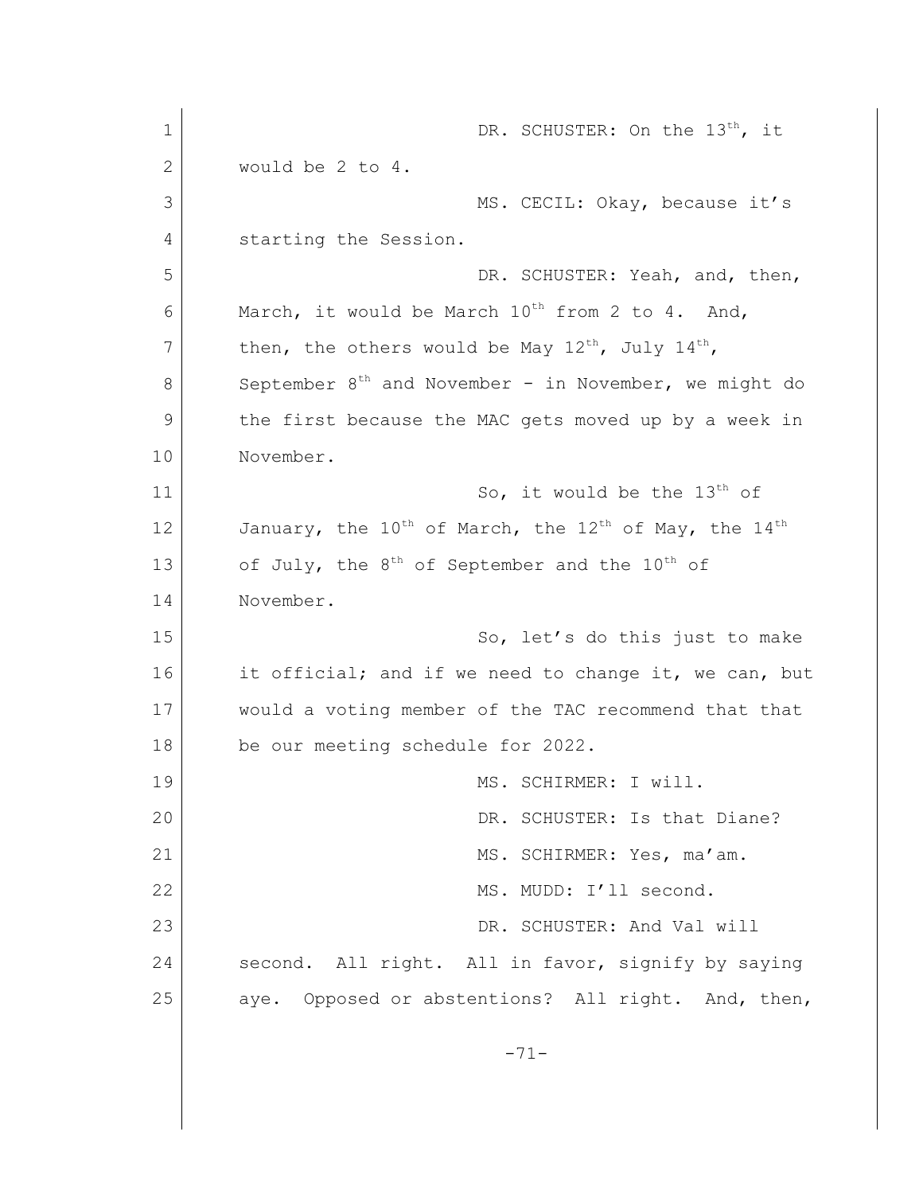DR. SCHUSTER: On the 13th, it would be 2 to 4.

MS. CECIL: Okay, because it's starting the Session.

DR. SCHUSTER: Yeah, and, then, March, it would be March 10th from 2 to 4. And, then, the others would be May 12th, July 14th, September 8th and November - in November, we might do the first because the MAC gets moved up by a week in November.

So, it would be the 13th of January, the 10th of March, the 12th of May, the 14th of July, the 8th of September and the 10th of November.

So, let's do this just to make it official; and if we need to change it, we can, but would a voting member of the TAC recommend that that be our meeting schedule for 2022.

MS. SCHIRMER: I will.

DR. SCHUSTER: Is that Diane?

MS. SCHIRMER: Yes, ma'am.

MS. MUDD: I'll second.

DR. SCHUSTER: And Val will second. All right. All in favor, signify by saying aye. Opposed or abstentions? All right. And, then,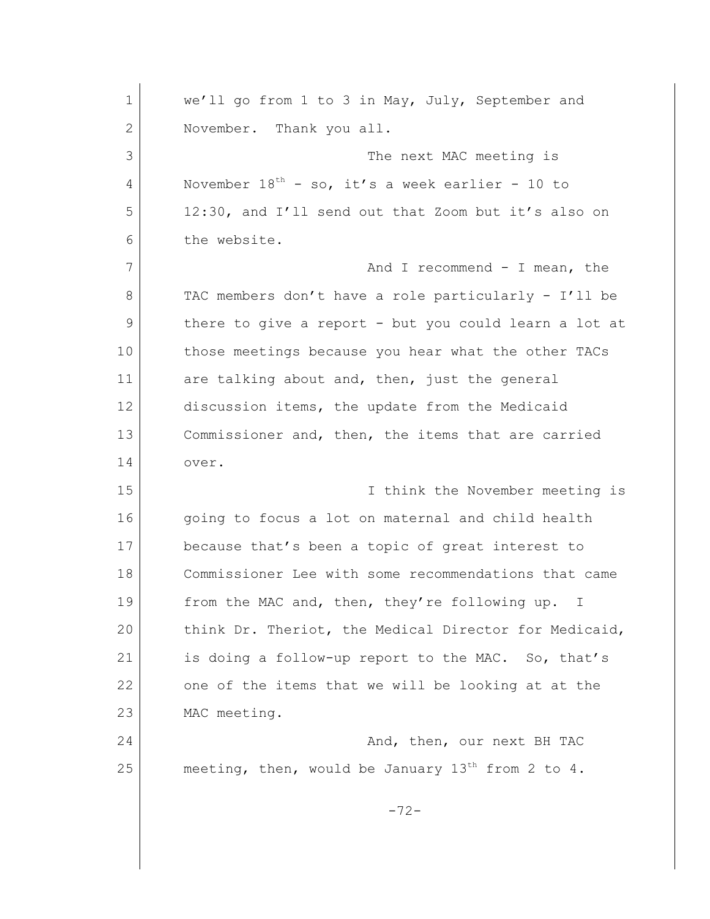we'll go from 1 to 3 in May, July, September and November. Thank you all.

The next MAC meeting is November 18th - so, it's a week earlier - 10 to 12:30, and I'll send out that Zoom but it's also on the website.

And I recommend - I mean, the TAC members don't have a role particularly - I'll be there to give a report - but you could learn a lot at those meetings because you hear what the other TACs are talking about and, then, just the general discussion items, the update from the Medicaid Commissioner and, then, the items that are carried over.

I think the November meeting is going to focus a lot on maternal and child health because that's been a topic of great interest to Commissioner Lee with some recommendations that came from the MAC and, then, they're following up. I think Dr. Theriot, the Medical Director for Medicaid, is doing a follow-up report to the MAC. So, that's one of the items that we will be looking at at the MAC meeting.

And, then, our next BH TAC meeting, then, would be January 13th from 2 to 4.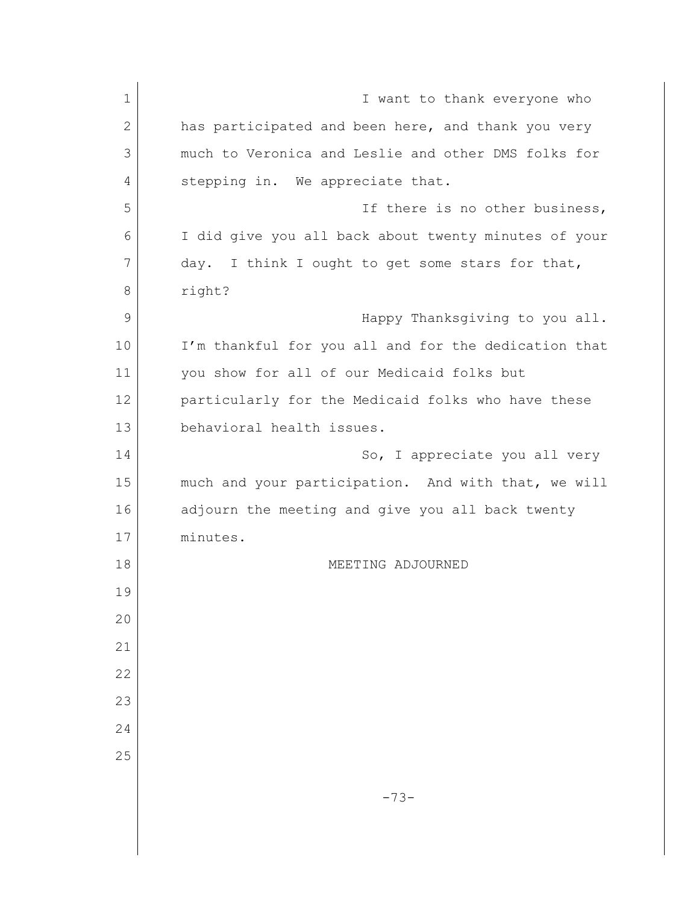I want to thank everyone who has participated and been here, and thank you very much to Veronica and Leslie and other DMS folks for stepping in. We appreciate that.

If there is no other business, I did give you all back about twenty minutes of your day. I think I ought to get some stars for that, right?

Happy Thanksgiving to you all. I'm thankful for you all and for the dedication that you show for all of our Medicaid folks but particularly for the Medicaid folks who have these behavioral health issues.

So, I appreciate you all very much and your participation. And with that, we will adjourn the meeting and give you all back twenty minutes.

MEETING ADJOURNED